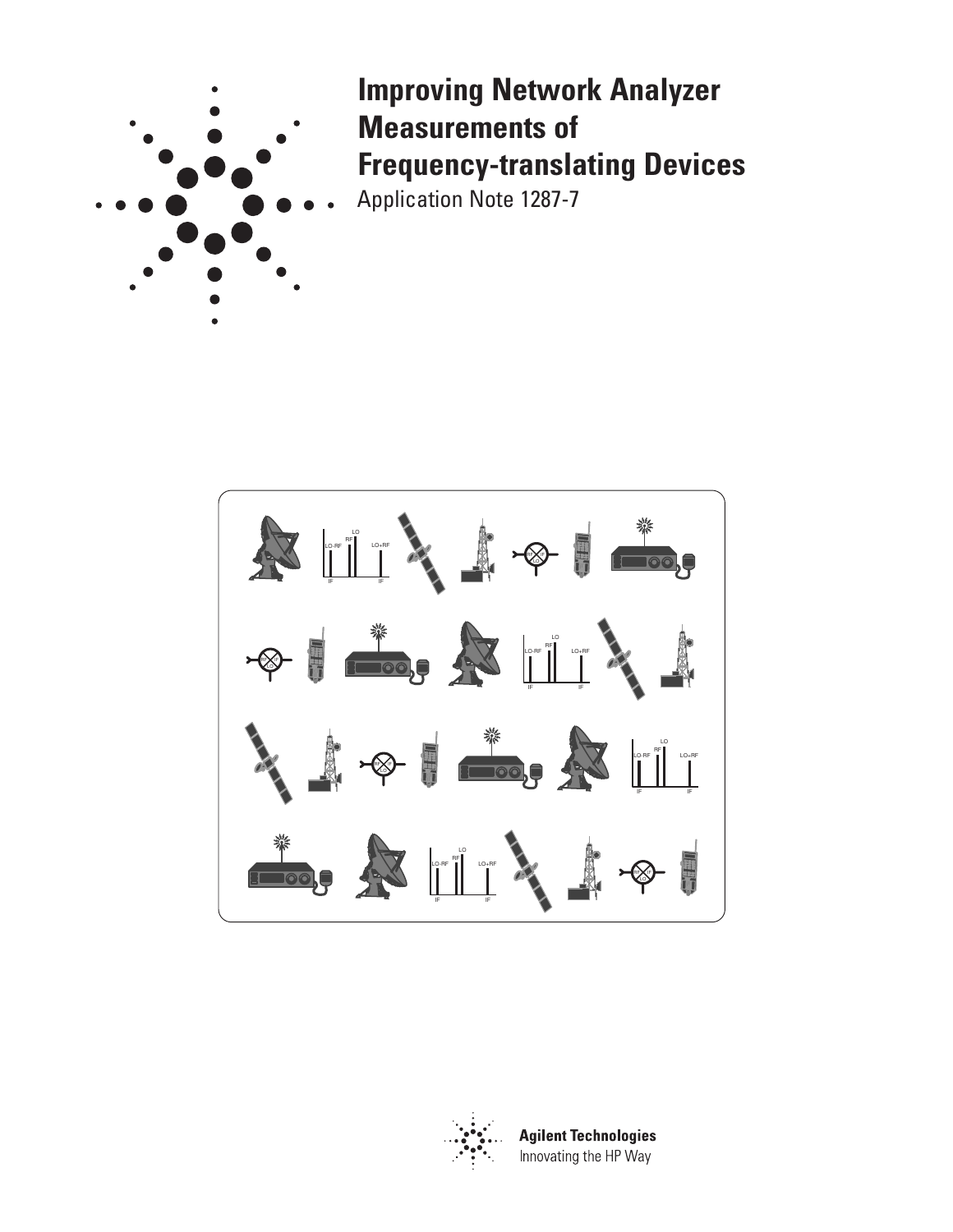# Improving Network Analyzer Measurements of Frequency-translating Devices

Application Note 1287-7

Agilent Technologies

Innovating the HP Way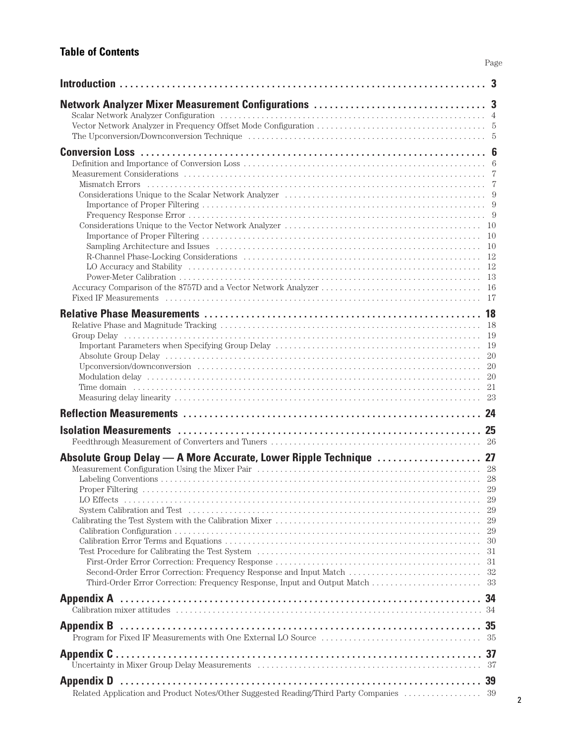## Table of Contents

| | Page |
|---|---|
| **Introduction** | **3** |
| **Network Analyzer Mixer Measurement Configurations** | **3** |
| Scalar Network Analyzer Configuration | 4 |
| Vector Network Analyzer in Frequency Offset Mode Configuration | 5 |
| The Upconversion/Downconversion Technique | 5 |
| **Conversion Loss** | **6** |
| Definition and Importance of Conversion Loss | 6 |
| Measurement Considerations | 7 |
| Mismatch Errors | 7 |
| Considerations Unique to the Scalar Network Analyzer | 9 |
| Importance of Proper Filtering | 9 |
| Frequency Response Error | 9 |
| Considerations Unique to the Vector Network Analyzer | 10 |
| Importance of Proper Filtering | 10 |
| Sampling Architecture and Issues | 10 |
| R-Channel Phase-Locking Considerations | 12 |
| LO Accuracy and Stability | 12 |
| Power-Meter Calibration | 13 |
| Accuracy Comparison of the 8757D and a Vector Network Analyzer | 16 |
| Fixed IF Measurements | 17 |
| **Relative Phase Measurements** | **18** |
| Relative Phase and Magnitude Tracking | 18 |
| Group Delay | 19 |
| Important Parameters when Specifying Group Delay | 19 |
| Absolute Group Delay | 20 |
| Upconversion/downconversion | 20 |
| Modulation delay | 20 |
| Time domain | 21 |
| Measuring delay linearity | 23 |
| **Reflection Measurements** | **24** |
| **Isolation Measurements** | **25** |
| Feedthrough Measurement of Converters and Tuners | 26 |
| **Absolute Group Delay — A More Accurate, Lower Ripple Technique** | **27** |
| Measurement Configuration Using the Mixer Pair | 28 |
| Labeling Conventions | 28 |
| Proper Filtering | 29 |
| LO Effects | 29 |
| System Calibration and Test | 29 |
| Calibrating the Test System with the Calibration Mixer | 29 |
| Calibration Configuration | 29 |
| Calibration Error Terms and Equations | 30 |
| Test Procedure for Calibrating the Test System | 31 |
| First-Order Error Correction: Frequency Response | 31 |
| Second-Order Error Correction: Frequency Response and Input Match | 32 |
| Third-Order Error Correction: Frequency Response, Input and Output Match | 33 |
| **Appendix A** | **34** |
| Calibration mixer attitudes | 34 |
| **Appendix B** | **35** |
| Program for Fixed IF Measurements with One External LO Source | 35 |
| **Appendix C** | **37** |
| Uncertainty in Mixer Group Delay Measurements | 37 |
| **Appendix D** | **39** |
| Related Application and Product Notes/Other Suggested Reading/Third Party Companies | 39 |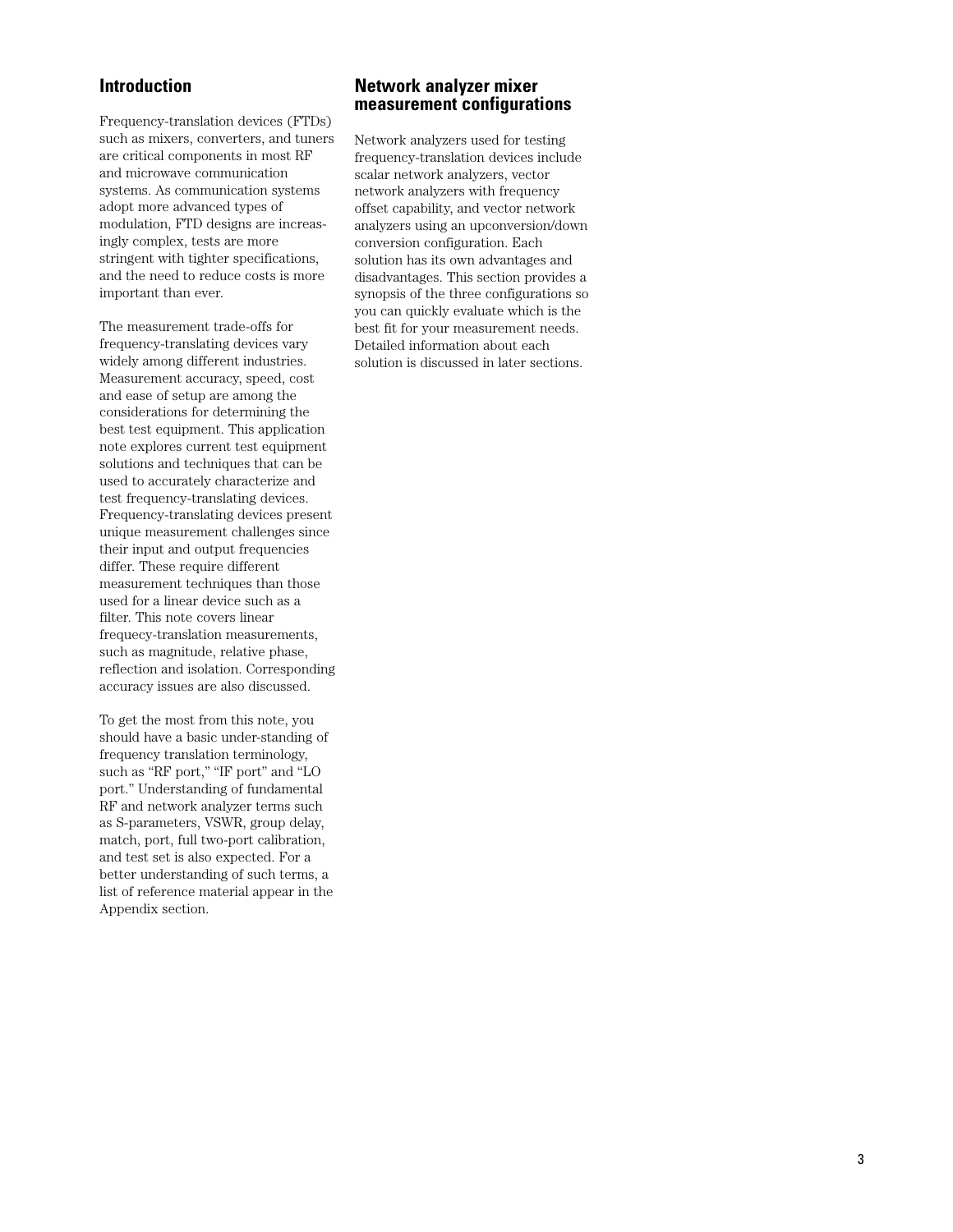## Introduction

Frequency-translation devices (FTDs) such as mixers, converters, and tuners are critical components in most RF and microwave communication systems. As communication systems adopt more advanced types of modulation, FTD designs are increasingly complex, tests are more stringent with tighter specifications, and the need to reduce costs is more important than ever.

The measurement trade-offs for frequency-translating devices vary widely among different industries. Measurement accuracy, speed, cost and ease of setup are among the considerations for determining the best test equipment. This application note explores current test equipment solutions and techniques that can be used to accurately characterize and test frequency-translating devices. Frequency-translating devices present unique measurement challenges since their input and output frequencies differ. These require different measurement techniques than those used for a linear device such as a filter. This note covers linear frequecy-translation measurements, such as magnitude, relative phase, reflection and isolation. Corresponding accuracy issues are also discussed.

To get the most from this note, you should have a basic under-standing of frequency translation terminology, such as "RF port," "IF port" and "LO port." Understanding of fundamental RF and network analyzer terms such as S-parameters, VSWR, group delay, match, port, full two-port calibration, and test set is also expected. For a better understanding of such terms, a list of reference material appear in the Appendix section.

## Network analyzer mixer measurement configurations

Network analyzers used for testing frequency-translation devices include scalar network analyzers, vector network analyzers with frequency offset capability, and vector network analyzers using an upconversion/down conversion configuration. Each solution has its own advantages and disadvantages. This section provides a synopsis of the three configurations so you can quickly evaluate which is the best fit for your measurement needs. Detailed information about each solution is discussed in later sections.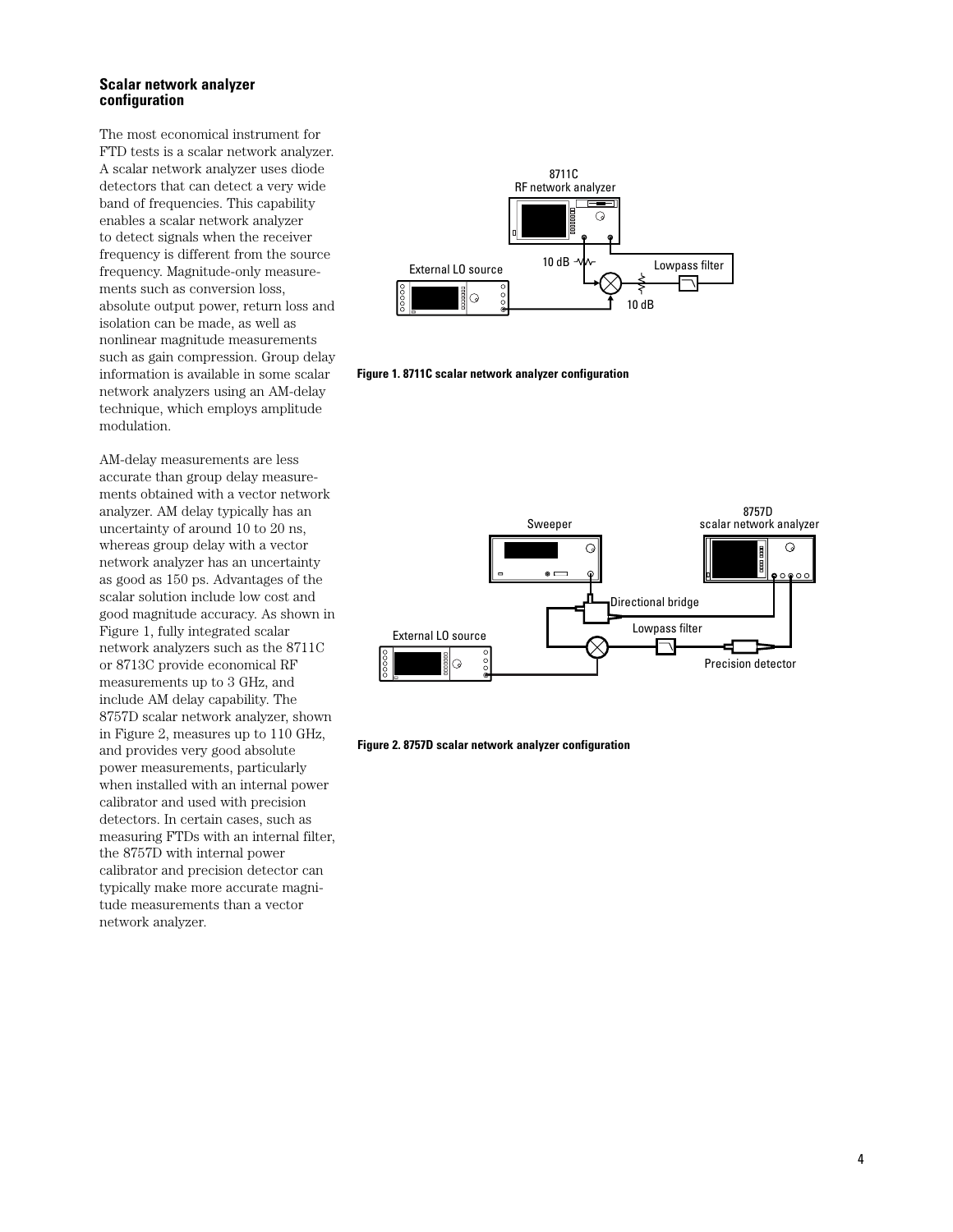### Scalar network analyzer configuration

The most economical instrument for FTD tests is a scalar network analyzer. A scalar network analyzer uses diode detectors that can detect a very wide band of frequencies. This capability enables a scalar network analyzer to detect signals when the receiver frequency is different from the source frequency. Magnitude-only measurements such as conversion loss, absolute output power, return loss and isolation can be made, as well as nonlinear magnitude measurements such as gain compression. Group delay information is available in some scalar network analyzers using an AM-delay technique, which employs amplitude modulation.

AM-delay measurements are less accurate than group delay measurements obtained with a vector network analyzer. AM delay typically has an uncertainty of around 10 to 20 ns, whereas group delay with a vector network analyzer has an uncertainty as good as 150 ps. Advantages of the scalar solution include low cost and good magnitude accuracy. As shown in Figure 1, fully integrated scalar network analyzers such as the 8711C or 8713C provide economical RF measurements up to 3 GHz, and include AM delay capability. The 8757D scalar network analyzer, shown in Figure 2, measures up to 110 GHz, and provides very good absolute power measurements, particularly when installed with an internal power calibrator and used with precision detectors. In certain cases, such as measuring FTDs with an internal filter, the 8757D with internal power calibrator and precision detector can typically make more accurate magnitude measurements than a vector network analyzer.

8711C RF network analyzer, External LO source, 10 dB, Lowpass filter, 10 dB

**Figure 1. 8711C scalar network analyzer configuration**

Sweeper, 8757D scalar network analyzer, Directional bridge, External LO source, Lowpass filter, Precision detector

**Figure 2. 8757D scalar network analyzer configuration**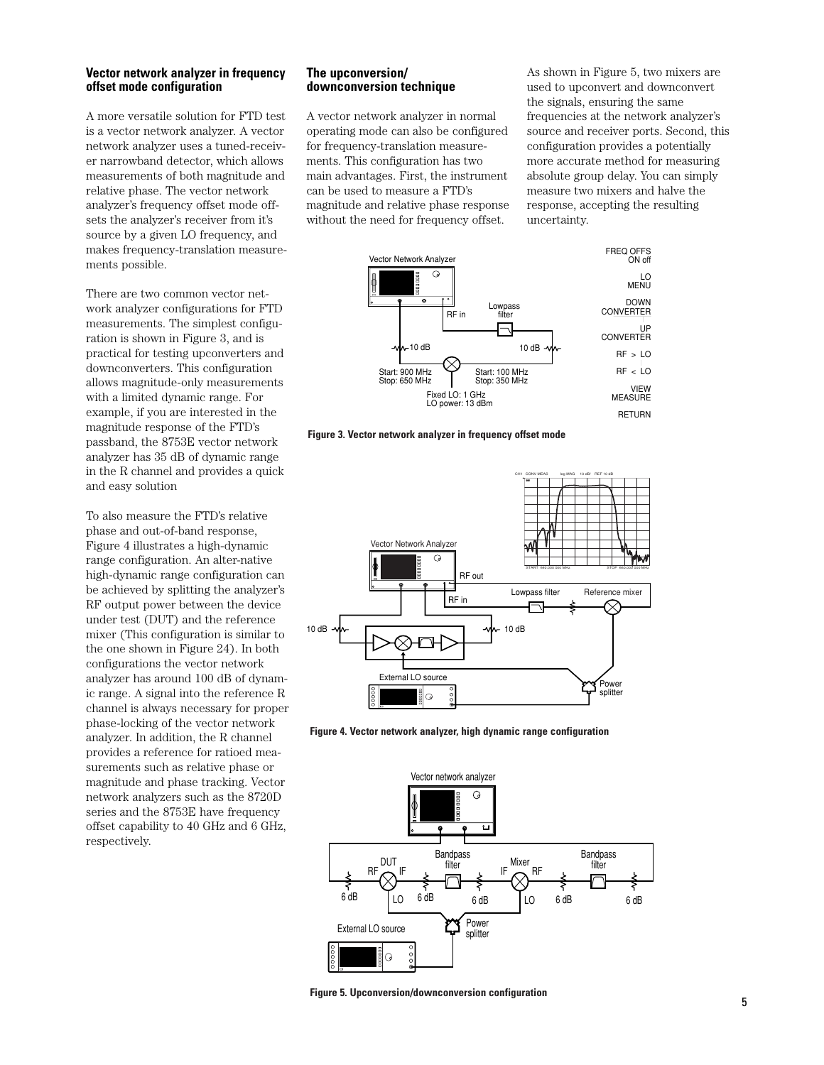## Vector network analyzer in frequency offset mode configuration

A more versatile solution for FTD test is a vector network analyzer. A vector network analyzer uses a tuned-receiver narrowband detector, which allows measurements of both magnitude and relative phase. The vector network analyzer's frequency offset mode offsets the analyzer's receiver from it's source by a given LO frequency, and makes frequency-translation measurements possible.

There are two common vector network analyzer configurations for FTD measurements. The simplest configuration is shown in Figure 3, and is practical for testing upconverters and downconverters. This configuration allows magnitude-only measurements with a limited dynamic range. For example, if you are interested in the magnitude response of the FTD's passband, the 8753E vector network analyzer has 35 dB of dynamic range in the R channel and provides a quick and easy solution

To also measure the FTD's relative phase and out-of-band response, Figure 4 illustrates a high-dynamic range configuration. An alter-native high-dynamic range configuration can be achieved by splitting the analyzer's RF output power between the device under test (DUT) and the reference mixer (This configuration is similar to the one shown in Figure 24). In both configurations the vector network analyzer has around 100 dB of dynamic range. A signal into the reference R channel is always necessary for proper phase-locking of the vector network analyzer. In addition, the R channel provides a reference for ratioed measurements such as relative phase or magnitude and phase tracking. Vector network analyzers such as the 8720D series and the 8753E have frequency offset capability to 40 GHz and 6 GHz, respectively.

## The upconversion/ downconversion technique

A vector network analyzer in normal operating mode can also be configured for frequency-translation measurements. This configuration has two main advantages. First, the instrument can be used to measure a FTD's magnitude and relative phase response without the need for frequency offset.

As shown in Figure 5, two mixers are used to upconvert and downconvert the signals, ensuring the same frequencies at the network analyzer's source and receiver ports. Second, this configuration provides a potentially more accurate method for measuring absolute group delay. You can simply measure two mixers and halve the response, accepting the resulting uncertainty.

**Figure 3. Vector network analyzer in frequency offset mode**

**Figure 4. Vector network analyzer, high dynamic range configuration**

**Figure 5. Upconversion/downconversion configuration**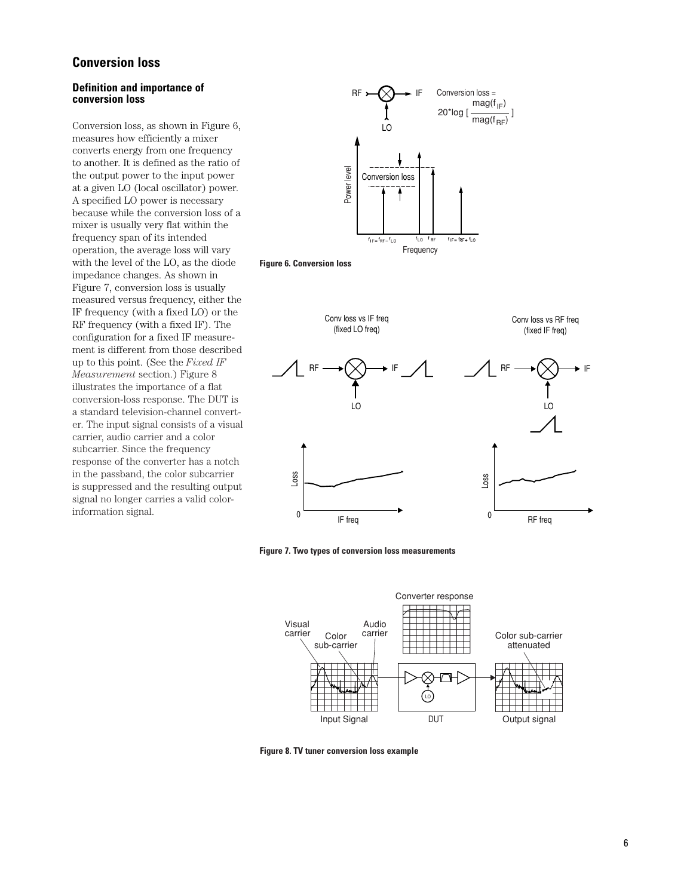## Conversion loss

### Definition and importance of conversion loss

Conversion loss, as shown in Figure 6, measures how efficiently a mixer converts energy from one frequency to another. It is defined as the ratio of the output power to the input power at a given LO (local oscillator) power. A specified LO power is necessary because while the conversion loss of a mixer is usually very flat within the frequency span of its intended operation, the average loss will vary with the level of the LO, as the diode impedance changes. As shown in Figure 7, conversion loss is usually measured versus frequency, either the IF frequency (with a fixed LO) or the RF frequency (with a fixed IF). The configuration for a fixed IF measurement is different from those described up to this point. (See the *Fixed IF Measurement* section.) Figure 8 illustrates the importance of a flat conversion-loss response. The DUT is a standard television-channel converter. The input signal consists of a visual carrier, audio carrier and a color subcarrier. Since the frequency response of the converter has a notch in the passband, the color subcarrier is suppressed and the resulting output signal no longer carries a valid color-information signal.

$$\text{Conversion loss} = 20 \cdot \log \left[ \frac{\text{mag}(f_{IF})}{\text{mag}(f_{RF})} \right]$$

**Figure 6. Conversion loss**

**Figure 7. Two types of conversion loss measurements**

**Figure 8. TV tuner conversion loss example**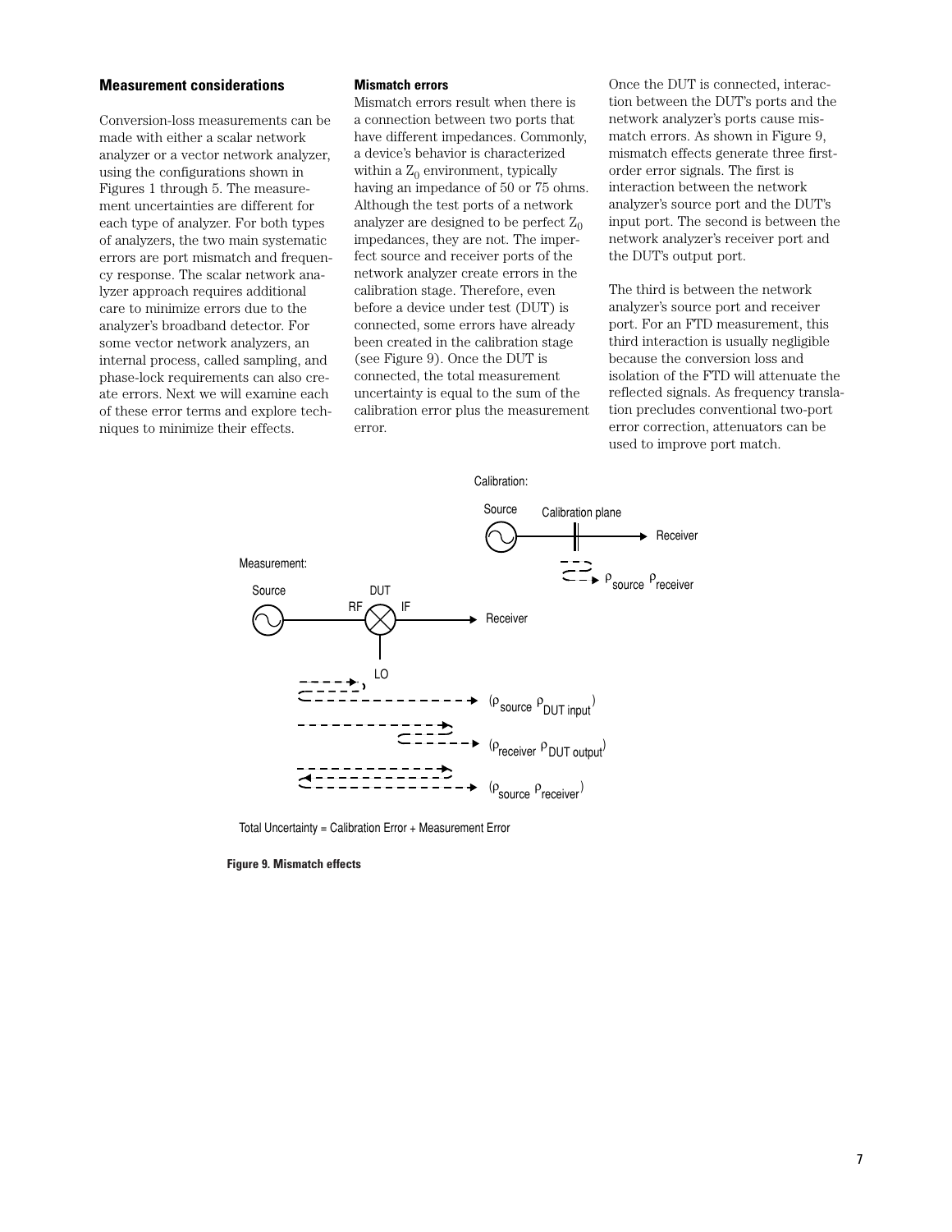### Measurement considerations

Conversion-loss measurements can be made with either a scalar network analyzer or a vector network analyzer, using the configurations shown in Figures 1 through 5. The measurement uncertainties are different for each type of analyzer. For both types of analyzers, the two main systematic errors are port mismatch and frequency response. The scalar network analyzer approach requires additional care to minimize errors due to the analyzer's broadband detector. For some vector network analyzers, an internal process, called sampling, and phase-lock requirements can also create errors. Next we will examine each of these error terms and explore techniques to minimize their effects.

#### Mismatch errors

Mismatch errors result when there is a connection between two ports that have different impedances. Commonly, a device's behavior is characterized within a $Z_0$ environment, typically having an impedance of 50 or 75 ohms. Although the test ports of a network analyzer are designed to be perfect $Z_0$ impedances, they are not. The imperfect source and receiver ports of the network analyzer create errors in the calibration stage. Therefore, even before a device under test (DUT) is connected, some errors have already been created in the calibration stage (see Figure 9). Once the DUT is connected, the total measurement uncertainty is equal to the sum of the calibration error plus the measurement error.

Once the DUT is connected, interaction between the DUT's ports and the network analyzer's ports cause mismatch errors. As shown in Figure 9, mismatch effects generate three first-order error signals. The first is interaction between the network analyzer's source port and the DUT's input port. The second is between the network analyzer's receiver port and the DUT's output port.

The third is between the network analyzer's source port and receiver port. For an FTD measurement, this third interaction is usually negligible because the conversion loss and isolation of the FTD will attenuate the reflected signals. As frequency translation precludes conventional two-port error correction, attenuators can be used to improve port match.

Calibration: Source — Calibration plane — Receiver: $\rho_{source}\ \rho_{receiver}$

Measurement: Source — RF DUT IF (LO) — Receiver:

$(\rho_{source}\ \rho_{DUT\ input})$

$(\rho_{receiver}\ \rho_{DUT\ output})$

$(\rho_{source}\ \rho_{receiver})$

Total Uncertainty = Calibration Error + Measurement Error

**Figure 9. Mismatch effects**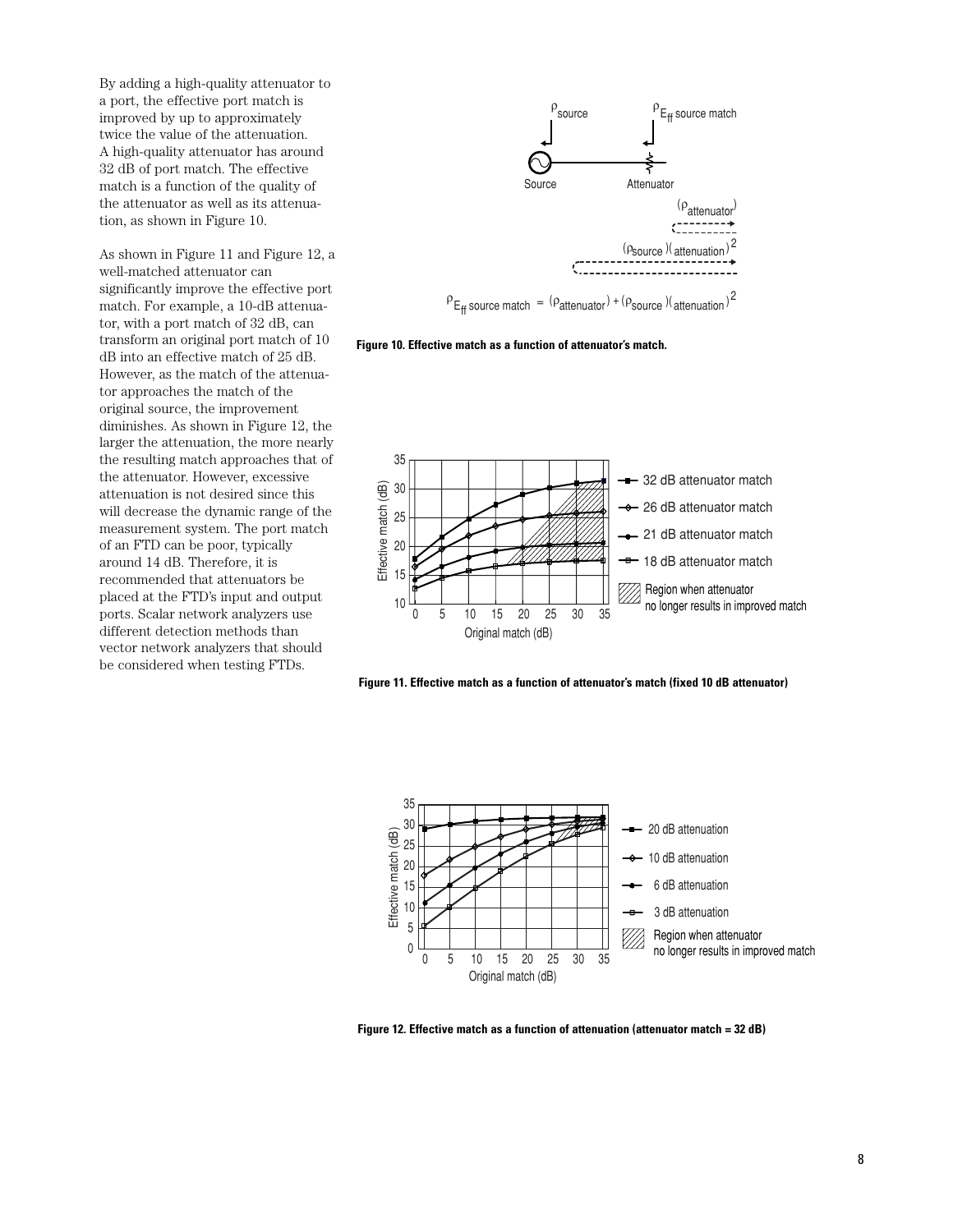By adding a high-quality attenuator to a port, the effective port match is improved by up to approximately twice the value of the attenuation. A high-quality attenuator has around 32 dB of port match. The effective match is a function of the quality of the attenuator as well as its attenuation, as shown in Figure 10.

As shown in Figure 11 and Figure 12, a well-matched attenuator can significantly improve the effective port match. For example, a 10-dB attenuator, with a port match of 32 dB, can transform an original port match of 10 dB into an effective match of 25 dB. However, as the match of the attenuator approaches the match of the original source, the improvement diminishes. As shown in Figure 12, the larger the attenuation, the more nearly the resulting match approaches that of the attenuator. However, excessive attenuation is not desired since this will decrease the dynamic range of the measurement system. The port match of an FTD can be poor, typically around 14 dB. Therefore, it is recommended that attenuators be placed at the FTD's input and output ports. Scalar network analyzers use different detection methods than vector network analyzers that should be considered when testing FTDs.

$$\rho_{E_{ff}\ \text{source match}} = (\rho_{\text{attenuator}}) + (\rho_{\text{source}})(\text{attenuation})^2$$

**Figure 10. Effective match as a function of attenuator's match.**

**Figure 11. Effective match as a function of attenuator's match (fixed 10 dB attenuator)**

**Figure 12. Effective match as a function of attenuation (attenuator match = 32 dB)**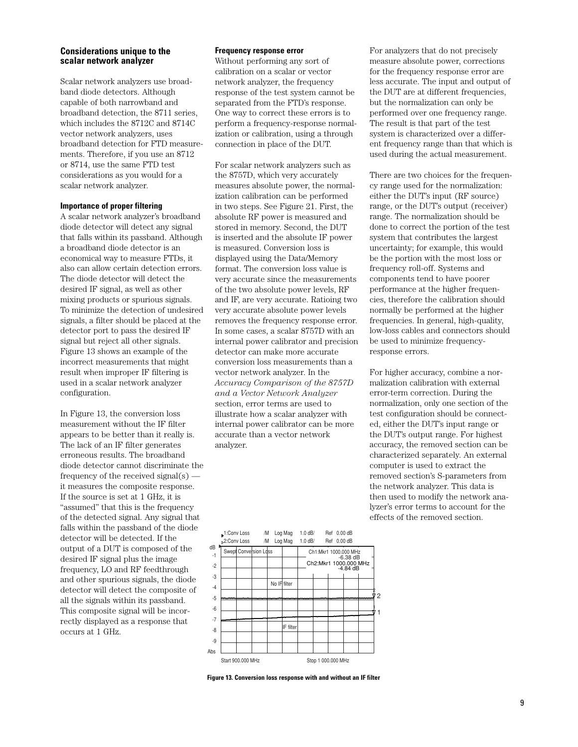## Considerations unique to the scalar network analyzer

Scalar network analyzers use broadband diode detectors. Although capable of both narrowband and broadband detection, the 8711 series, which includes the 8712C and 8714C vector network analyzers, uses broadband detection for FTD measurements. Therefore, if you use an 8712 or 8714, use the same FTD test considerations as you would for a scalar network analyzer.

### Importance of proper filtering

A scalar network analyzer's broadband diode detector will detect any signal that falls within its passband. Although a broadband diode detector is an economical way to measure FTDs, it also can allow certain detection errors. The diode detector will detect the desired IF signal, as well as other mixing products or spurious signals. To minimize the detection of undesired signals, a filter should be placed at the detector port to pass the desired IF signal but reject all other signals. Figure 13 shows an example of the incorrect measurements that might result when improper IF filtering is used in a scalar network analyzer configuration.

In Figure 13, the conversion loss measurement without the IF filter appears to be better than it really is. The lack of an IF filter generates erroneous results. The broadband diode detector cannot discriminate the frequency of the received signal(s) — it measures the composite response. If the source is set at 1 GHz, it is "assumed" that this is the frequency of the detected signal. Any signal that falls within the passband of the diode detector will be detected. If the output of a DUT is composed of the desired IF signal plus the image frequency, LO and RF feedthrough and other spurious signals, the diode detector will detect the composite of all the signals within its passband. This composite signal will be incorrectly displayed as a response that occurs at 1 GHz.

### Frequency response error

Without performing any sort of calibration on a scalar or vector network analyzer, the frequency response of the test system cannot be separated from the FTD's response. One way to correct these errors is to perform a frequency-response normalization or calibration, using a through connection in place of the DUT.

For scalar network analyzers such as the 8757D, which very accurately measures absolute power, the normalization calibration can be performed in two steps. See Figure 21. First, the absolute RF power is measured and stored in memory. Second, the DUT is inserted and the absolute IF power is measured. Conversion loss is displayed using the Data/Memory format. The conversion loss value is very accurate since the measurements of the two absolute power levels, RF and IF, are very accurate. Ratioing two very accurate absolute power levels removes the frequency response error. In some cases, a scalar 8757D with an internal power calibrator and precision detector can make more accurate conversion loss measurements than a vector network analyzer. In the *Accuracy Comparison of the 8757D and a Vector Network Analyzer* section, error terms are used to illustrate how a scalar analyzer with internal power calibrator can be more accurate than a vector network analyzer.

For analyzers that do not precisely measure absolute power, corrections for the frequency response error are less accurate. The input and output of the DUT are at different frequencies, but the normalization can only be performed over one frequency range. The result is that part of the test system is characterized over a different frequency range than that which is used during the actual measurement.

There are two choices for the frequency range used for the normalization: either the DUT's input (RF source) range, or the DUT's output (receiver) range. The normalization should be done to correct the portion of the test system that contributes the largest uncertainty; for example, this would be the portion with the most loss or frequency roll-off. Systems and components tend to have poorer performance at the higher frequencies, therefore the calibration should normally be performed at the higher frequencies. In general, high-quality, low-loss cables and connectors should be used to minimize frequency-response errors.

For higher accuracy, combine a normalization calibration with external error-term correction. During the normalization, only one section of the test configuration should be connected, either the DUT's input range or the DUT's output range. For highest accuracy, the removed section can be characterized separately. An external computer is used to extract the removed section's S-parameters from the network analyzer. This data is then used to modify the network analyzer's error terms to account for the effects of the removed section.

**Figure 13. Conversion loss response with and without an IF filter**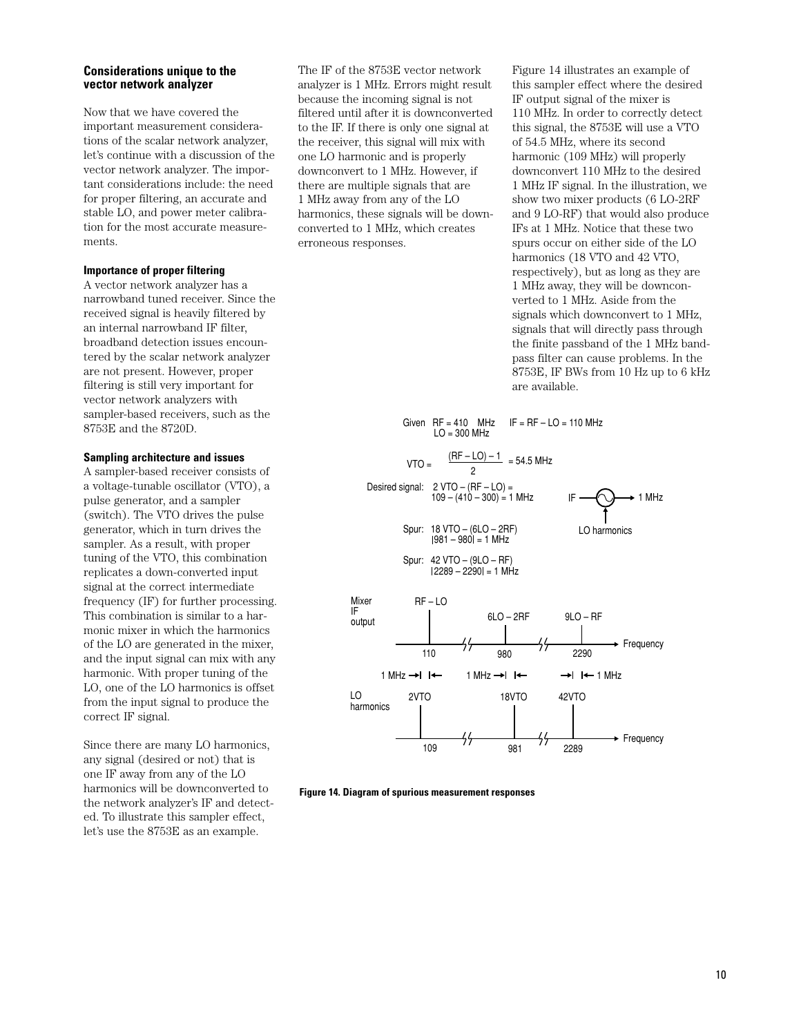### Considerations unique to the vector network analyzer

Now that we have covered the important measurement considerations of the scalar network analyzer, let's continue with a discussion of the vector network analyzer. The important considerations include: the need for proper filtering, an accurate and stable LO, and power meter calibration for the most accurate measurements.

#### Importance of proper filtering

A vector network analyzer has a narrowband tuned receiver. Since the received signal is heavily filtered by an internal narrowband IF filter, broadband detection issues encountered by the scalar network analyzer are not present. However, proper filtering is still very important for vector network analyzers with sampler-based receivers, such as the 8753E and the 8720D.

#### Sampling architecture and issues

A sampler-based receiver consists of a voltage-tunable oscillator (VTO), a pulse generator, and a sampler (switch). The VTO drives the pulse generator, which in turn drives the sampler. As a result, with proper tuning of the VTO, this combination replicates a down-converted input signal at the correct intermediate frequency (IF) for further processing. This combination is similar to a harmonic mixer in which the harmonics of the LO are generated in the mixer, and the input signal can mix with any harmonic. With proper tuning of the LO, one of the LO harmonics is offset from the input signal to produce the correct IF signal.

Since there are many LO harmonics, any signal (desired or not) that is one IF away from any of the LO harmonics will be downconverted to the network analyzer's IF and detected. To illustrate this sampler effect, let's use the 8753E as an example.

The IF of the 8753E vector network analyzer is 1 MHz. Errors might result because the incoming signal is not filtered until after it is downconverted to the IF. If there is only one signal at the receiver, this signal will mix with one LO harmonic and is properly downconvert to 1 MHz. However, if there are multiple signals that are 1 MHz away from any of the LO harmonics, these signals will be downconverted to 1 MHz, which creates erroneous responses.

Figure 14 illustrates an example of this sampler effect where the desired IF output signal of the mixer is 110 MHz. In order to correctly detect this signal, the 8753E will use a VTO of 54.5 MHz, where its second harmonic (109 MHz) will properly downconvert 110 MHz to the desired 1 MHz IF signal. In the illustration, we show two mixer products (6 LO-2RF and 9 LO-RF) that would also produce IFs at 1 MHz. Notice that these two spurs occur on either side of the LO harmonics (18 VTO and 42 VTO, respectively), but as long as they are 1 MHz away, they will be downconverted to 1 MHz. Aside from the signals which downconvert to 1 MHz, signals that will directly pass through the finite passband of the 1 MHz bandpass filter can cause problems. In the 8753E, IF BWs from 10 Hz up to 6 kHz are available.

Given RF = 410 MHz, LO = 300 MHz; IF = RF – LO = 110 MHz

$$VTO = \frac{(RF - LO) - 1}{2} = 54.5 \text{ MHz}$$

Desired signal: 2 VTO – (RF – LO) = 109 – (410 – 300) = 1 MHz

Spur: 18 VTO – (6LO – 2RF): |981 – 980| = 1 MHz

Spur: 42 VTO – (9LO – RF): |2289 – 2290| = 1 MHz

IF → 1 MHz (mixed with LO harmonics)

Mixer IF output: RF – LO at 110; 6LO – 2RF at 980; 9LO – RF at 2290 (Frequency)

1 MHz offsets

LO harmonics: 2VTO at 109; 18VTO at 981; 42VTO at 2289 (Frequency)

**Figure 14. Diagram of spurious measurement responses**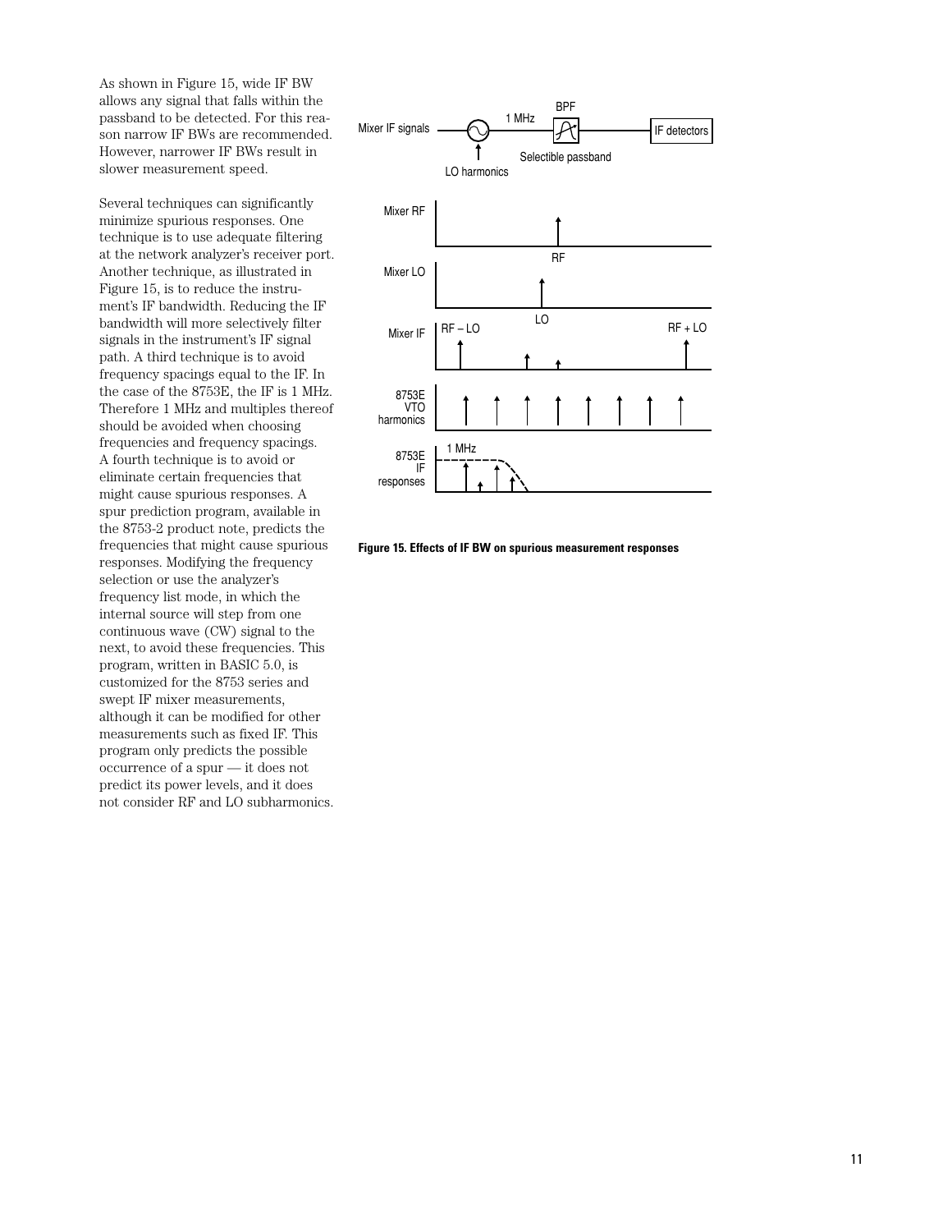As shown in Figure 15, wide IF BW allows any signal that falls within the passband to be detected. For this reason narrow IF BWs are recommended. However, narrower IF BWs result in slower measurement speed.

Several techniques can significantly minimize spurious responses. One technique is to use adequate filtering at the network analyzer's receiver port. Another technique, as illustrated in Figure 15, is to reduce the instrument's IF bandwidth. Reducing the IF bandwidth will more selectively filter signals in the instrument's IF signal path. A third technique is to avoid frequency spacings equal to the IF. In the case of the 8753E, the IF is 1 MHz. Therefore 1 MHz and multiples thereof should be avoided when choosing frequencies and frequency spacings. A fourth technique is to avoid or eliminate certain frequencies that might cause spurious responses. A spur prediction program, available in the 8753-2 product note, predicts the frequencies that might cause spurious responses. Modifying the frequency selection or use the analyzer's frequency list mode, in which the internal source will step from one continuous wave (CW) signal to the next, to avoid these frequencies. This program, written in BASIC 5.0, is customized for the 8753 series and swept IF mixer measurements, although it can be modified for other measurements such as fixed IF. This program only predicts the possible occurrence of a spur — it does not predict its power levels, and it does not consider RF and LO subharmonics.

**Figure 15. Effects of IF BW on spurious measurement responses**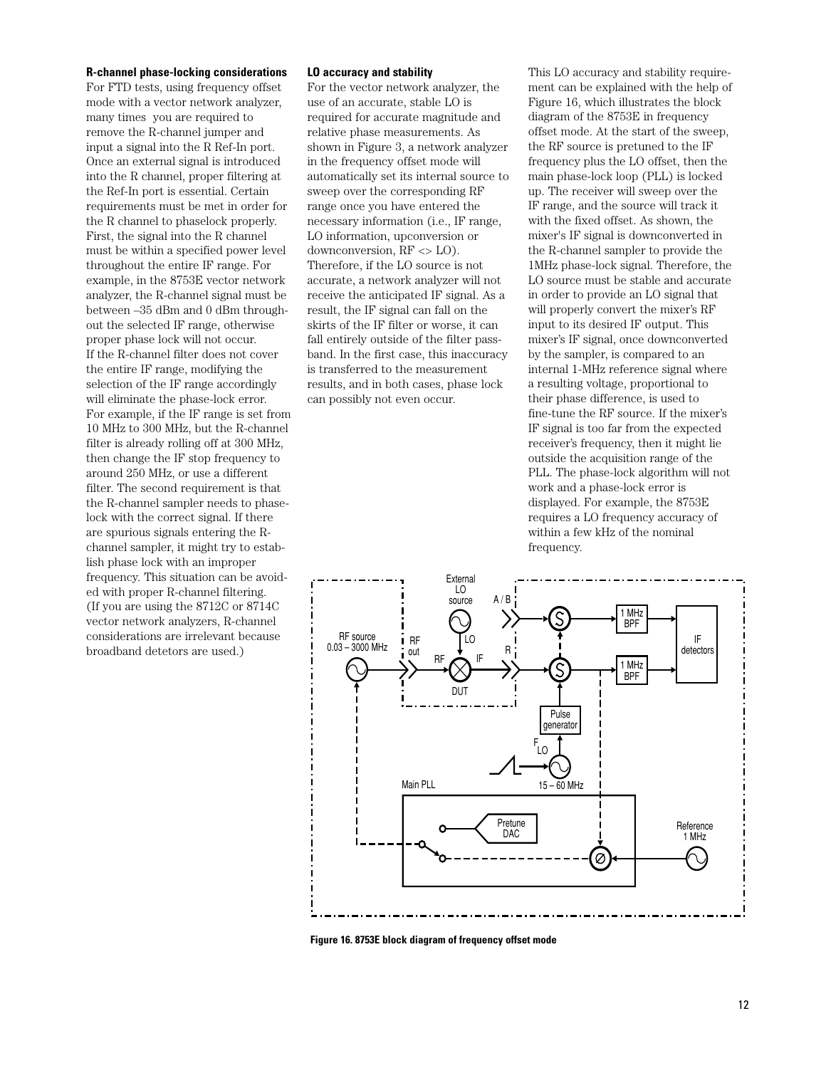**R-channel phase-locking considerations**

For FTD tests, using frequency offset mode with a vector network analyzer, many times you are required to remove the R-channel jumper and input a signal into the R Ref-In port. Once an external signal is introduced into the R channel, proper filtering at the Ref-In port is essential. Certain requirements must be met in order for the R channel to phaselock properly. First, the signal into the R channel must be within a specified power level throughout the entire IF range. For example, in the 8753E vector network analyzer, the R-channel signal must be between –35 dBm and 0 dBm throughout the selected IF range, otherwise proper phase lock will not occur. If the R-channel filter does not cover the entire IF range, modifying the selection of the IF range accordingly will eliminate the phase-lock error. For example, if the IF range is set from 10 MHz to 300 MHz, but the R-channel filter is already rolling off at 300 MHz, then change the IF stop frequency to around 250 MHz, or use a different filter. The second requirement is that the R-channel sampler needs to phaselock with the correct signal. If there are spurious signals entering the R-channel sampler, it might try to establish phase lock with an improper frequency. This situation can be avoided with proper R-channel filtering. (If you are using the 8712C or 8714C vector network analyzers, R-channel considerations are irrelevant because broadband detetors are used.)

**LO accuracy and stability**

For the vector network analyzer, the use of an accurate, stable LO is required for accurate magnitude and relative phase measurements. As shown in Figure 3, a network analyzer in the frequency offset mode will automatically set its internal source to sweep over the corresponding RF range once you have entered the necessary information (i.e., IF range, LO information, upconversion or downconversion, RF <> LO). Therefore, if the LO source is not accurate, a network analyzer will not receive the anticipated IF signal. As a result, the IF signal can fall on the skirts of the IF filter or worse, it can fall entirely outside of the filter passband. In the first case, this inaccuracy is transferred to the measurement results, and in both cases, phase lock can possibly not even occur.

This LO accuracy and stability requirement can be explained with the help of Figure 16, which illustrates the block diagram of the 8753E in frequency offset mode. At the start of the sweep, the RF source is pretuned to the IF frequency plus the LO offset, then the main phase-lock loop (PLL) is locked up. The receiver will sweep over the IF range, and the source will track it with the fixed offset. As shown, the mixer's IF signal is downconverted in the R-channel sampler to provide the 1MHz phase-lock signal. Therefore, the LO source must be stable and accurate in order to provide an LO signal that will properly convert the mixer's RF input to its desired IF output. This mixer's IF signal, once downconverted by the sampler, is compared to an internal 1-MHz reference signal where a resulting voltage, proportional to their phase difference, is used to fine-tune the RF source. If the mixer's IF signal is too far from the expected receiver's frequency, then it might lie outside the acquisition range of the PLL. The phase-lock algorithm will not work and a phase-lock error is displayed. For example, the 8753E requires a LO frequency accuracy of within a few kHz of the nominal frequency.

**Figure 16. 8753E block diagram of frequency offset mode**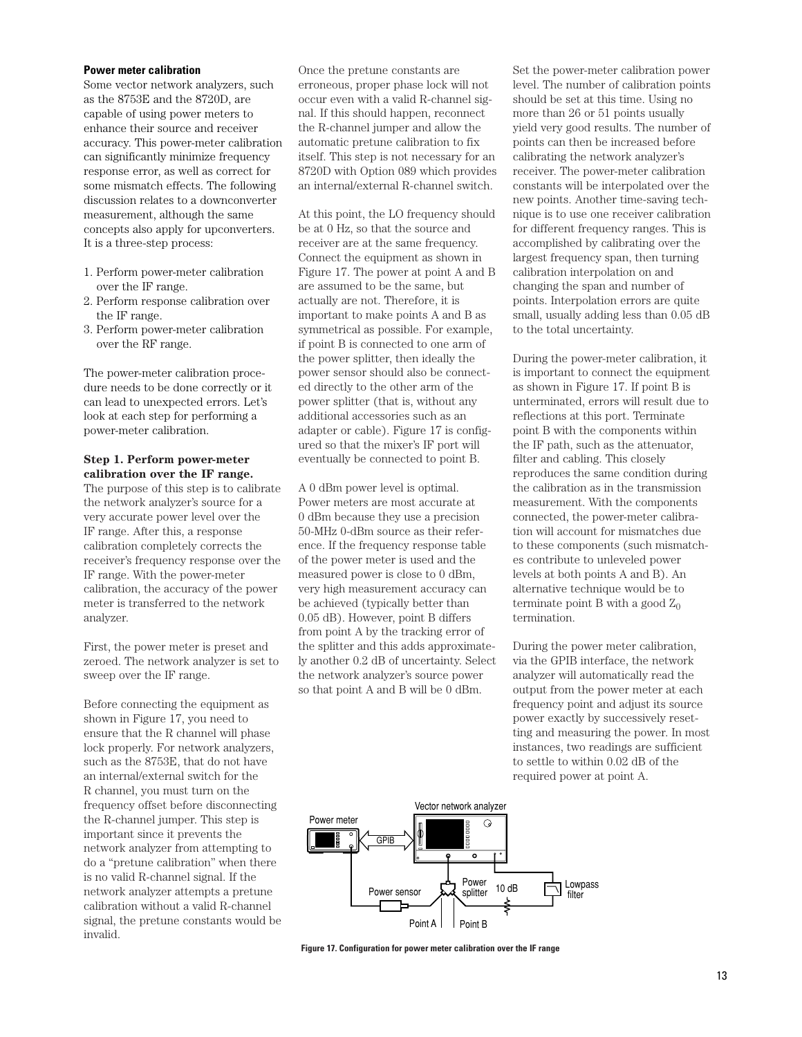**Power meter calibration**

Some vector network analyzers, such as the 8753E and the 8720D, are capable of using power meters to enhance their source and receiver accuracy. This power-meter calibration can significantly minimize frequency response error, as well as correct for some mismatch effects. The following discussion relates to a downconverter measurement, although the same concepts also apply for upconverters. It is a three-step process:

1. Perform power-meter calibration over the IF range.
2. Perform response calibration over the IF range.
3. Perform power-meter calibration over the RF range.

The power-meter calibration procedure needs to be done correctly or it can lead to unexpected errors. Let's look at each step for performing a power-meter calibration.

**Step 1. Perform power-meter calibration over the IF range.**

The purpose of this step is to calibrate the network analyzer's source for a very accurate power level over the IF range. After this, a response calibration completely corrects the receiver's frequency response over the IF range. With the power-meter calibration, the accuracy of the power meter is transferred to the network analyzer.

First, the power meter is preset and zeroed. The network analyzer is set to sweep over the IF range.

Before connecting the equipment as shown in Figure 17, you need to ensure that the R channel will phase lock properly. For network analyzers, such as the 8753E, that do not have an internal/external switch for the R channel, you must turn on the frequency offset before disconnecting the R-channel jumper. This step is important since it prevents the network analyzer from attempting to do a "pretune calibration" when there is no valid R-channel signal. If the network analyzer attempts a pretune calibration without a valid R-channel signal, the pretune constants would be invalid.

Once the pretune constants are erroneous, proper phase lock will not occur even with a valid R-channel signal. If this should happen, reconnect the R-channel jumper and allow the automatic pretune calibration to fix itself. This step is not necessary for an 8720D with Option 089 which provides an internal/external R-channel switch.

At this point, the LO frequency should be at 0 Hz, so that the source and receiver are at the same frequency. Connect the equipment as shown in Figure 17. The power at point A and B are assumed to be the same, but actually are not. Therefore, it is important to make points A and B as symmetrical as possible. For example, if point B is connected to one arm of the power splitter, then ideally the power sensor should also be connected directly to the other arm of the power splitter (that is, without any additional accessories such as an adapter or cable). Figure 17 is configured so that the mixer's IF port will eventually be connected to point B.

A 0 dBm power level is optimal. Power meters are most accurate at 0 dBm because they use a precision 50-MHz 0-dBm source as their reference. If the frequency response table of the power meter is used and the measured power is close to 0 dBm, very high measurement accuracy can be achieved (typically better than 0.05 dB). However, point B differs from point A by the tracking error of the splitter and this adds approximately another 0.2 dB of uncertainty. Select the network analyzer's source power so that point A and B will be 0 dBm.

Set the power-meter calibration power level. The number of calibration points should be set at this time. Using no more than 26 or 51 points usually yield very good results. The number of points can then be increased before calibrating the network analyzer's receiver. The power-meter calibration constants will be interpolated over the new points. Another time-saving technique is to use one receiver calibration for different frequency ranges. This is accomplished by calibrating over the largest frequency span, then turning calibration interpolation on and changing the span and number of points. Interpolation errors are quite small, usually adding less than 0.05 dB to the total uncertainty.

During the power-meter calibration, it is important to connect the equipment as shown in Figure 17. If point B is unterminated, errors will result due to reflections at this port. Terminate point B with the components within the IF path, such as the attenuator, filter and cabling. This closely reproduces the same condition during the calibration as in the transmission measurement. With the components connected, the power-meter calibration will account for mismatches due to these components (such mismatches contribute to unleveled power levels at both points A and B). An alternative technique would be to terminate point B with a good $Z_0$ termination.

During the power meter calibration, via the GPIB interface, the network analyzer will automatically read the output from the power meter at each frequency point and adjust its source power exactly by successively resetting and measuring the power. In most instances, two readings are sufficient to settle to within 0.02 dB of the required power at point A.

**Figure 17. Configuration for power meter calibration over the IF range**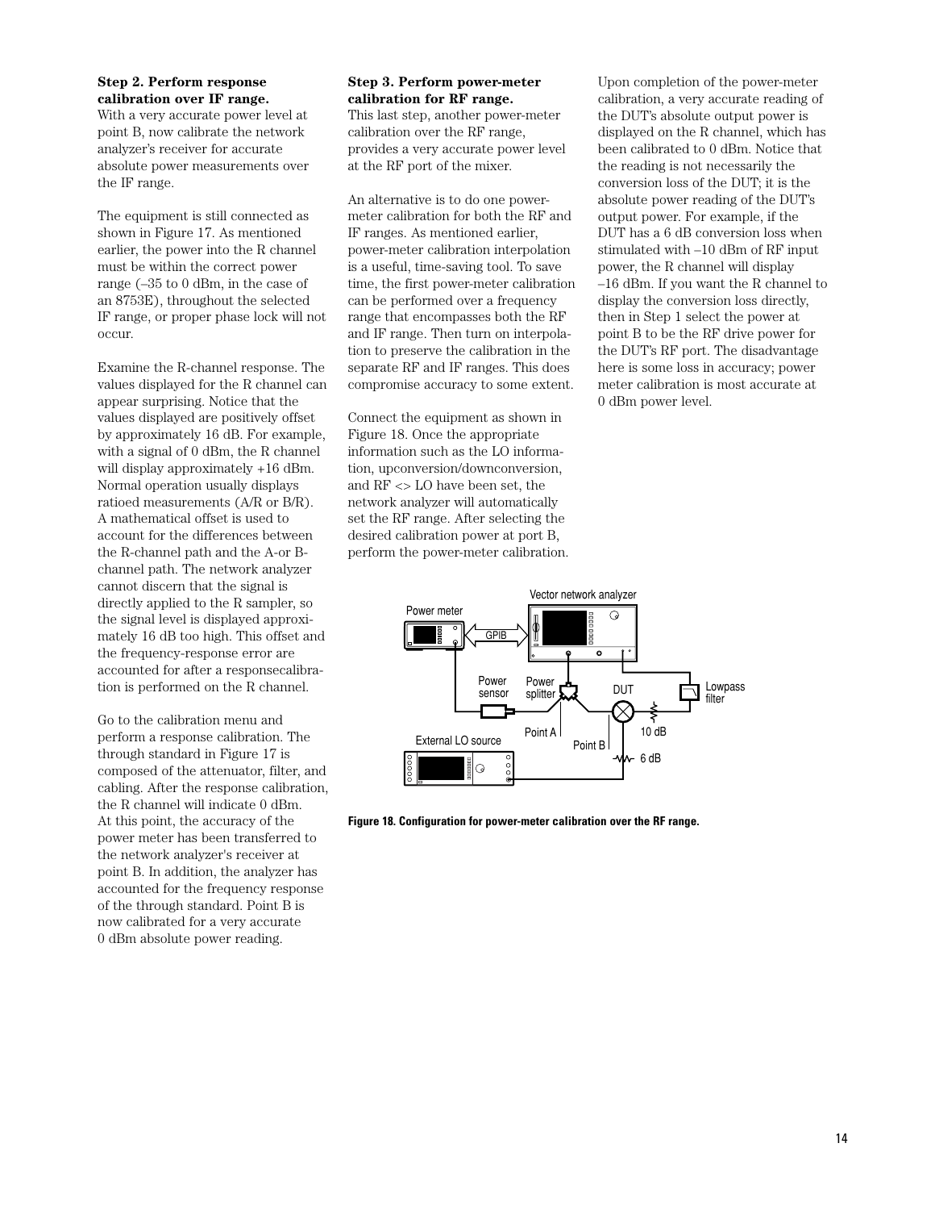**Step 2. Perform response calibration over IF range.**
With a very accurate power level at point B, now calibrate the network analyzer's receiver for accurate absolute power measurements over the IF range.

The equipment is still connected as shown in Figure 17. As mentioned earlier, the power into the R channel must be within the correct power range (–35 to 0 dBm, in the case of an 8753E), throughout the selected IF range, or proper phase lock will not occur.

Examine the R-channel response. The values displayed for the R channel can appear surprising. Notice that the values displayed are positively offset by approximately 16 dB. For example, with a signal of 0 dBm, the R channel will display approximately +16 dBm. Normal operation usually displays ratioed measurements (A/R or B/R). A mathematical offset is used to account for the differences between the R-channel path and the A-or B-channel path. The network analyzer cannot discern that the signal is directly applied to the R sampler, so the signal level is displayed approximately 16 dB too high. This offset and the frequency-response error are accounted for after a responsecalibration is performed on the R channel.

Go to the calibration menu and perform a response calibration. The through standard in Figure 17 is composed of the attenuator, filter, and cabling. After the response calibration, the R channel will indicate 0 dBm. At this point, the accuracy of the power meter has been transferred to the network analyzer's receiver at point B. In addition, the analyzer has accounted for the frequency response of the through standard. Point B is now calibrated for a very accurate 0 dBm absolute power reading.

**Step 3. Perform power-meter calibration for RF range.**
This last step, another power-meter calibration over the RF range, provides a very accurate power level at the RF port of the mixer.

An alternative is to do one power-meter calibration for both the RF and IF ranges. As mentioned earlier, power-meter calibration interpolation is a useful, time-saving tool. To save time, the first power-meter calibration can be performed over a frequency range that encompasses both the RF and IF range. Then turn on interpolation to preserve the calibration in the separate RF and IF ranges. This does compromise accuracy to some extent.

Connect the equipment as shown in Figure 18. Once the appropriate information such as the LO information, upconversion/downconversion, and RF <> LO have been set, the network analyzer will automatically set the RF range. After selecting the desired calibration power at port B, perform the power-meter calibration.

Upon completion of the power-meter calibration, a very accurate reading of the DUT's absolute output power is displayed on the R channel, which has been calibrated to 0 dBm. Notice that the reading is not necessarily the conversion loss of the DUT; it is the absolute power reading of the DUT's output power. For example, if the DUT has a 6 dB conversion loss when stimulated with –10 dBm of RF input power, the R channel will display –16 dBm. If you want the R channel to display the conversion loss directly, then in Step 1 select the power at point B to be the RF drive power for the DUT's RF port. The disadvantage here is some loss in accuracy; power meter calibration is most accurate at 0 dBm power level.

**Figure 18. Configuration for power-meter calibration over the RF range.**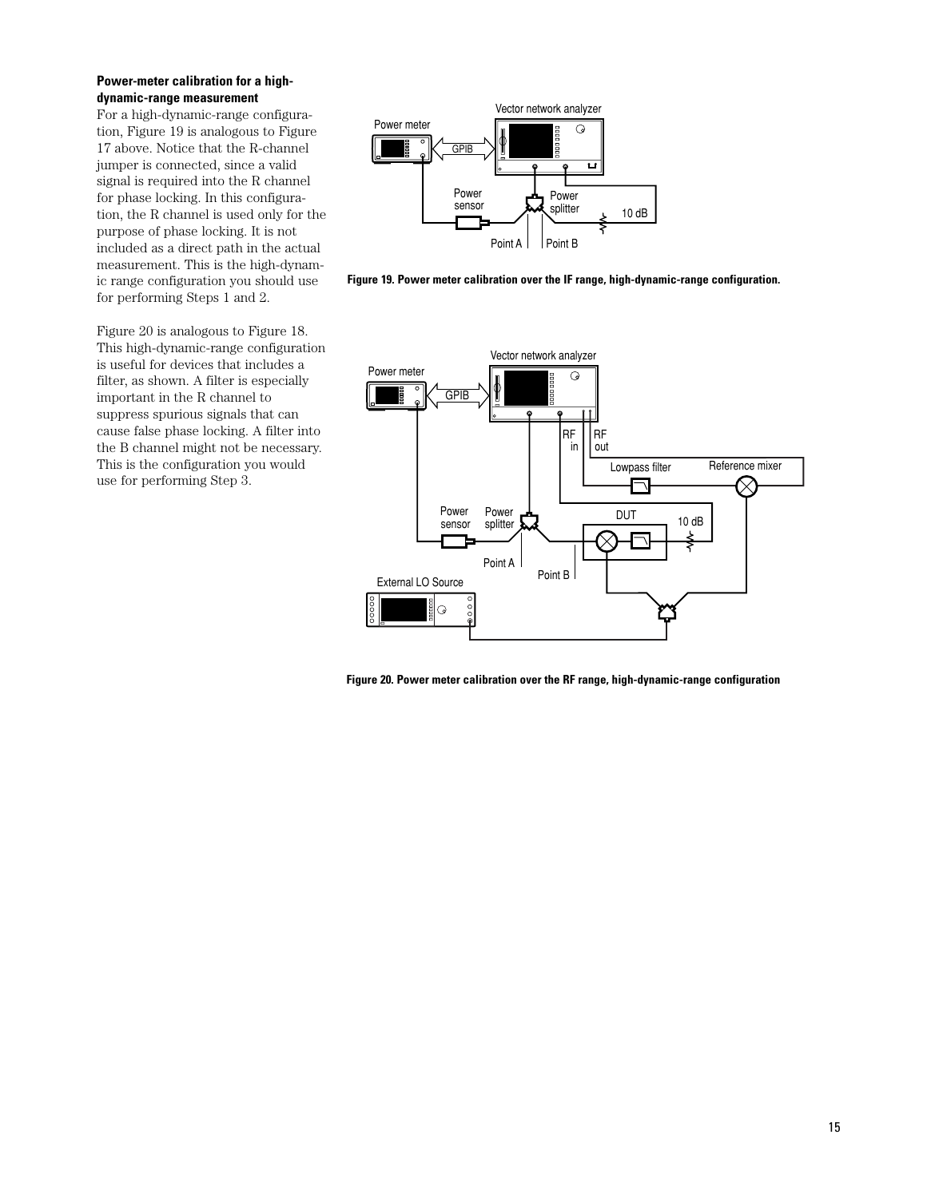**Power-meter calibration for a high-dynamic-range measurement**

For a high-dynamic-range configuration, Figure 19 is analogous to Figure 17 above. Notice that the R-channel jumper is connected, since a valid signal is required into the R channel for phase locking. In this configuration, the R channel is used only for the purpose of phase locking. It is not included as a direct path in the actual measurement. This is the high-dynamic range configuration you should use for performing Steps 1 and 2.

Figure 20 is analogous to Figure 18. This high-dynamic-range configuration is useful for devices that includes a filter, as shown. A filter is especially important in the R channel to suppress spurious signals that can cause false phase locking. A filter into the B channel might not be necessary. This is the configuration you would use for performing Step 3.

**Figure 19. Power meter calibration over the IF range, high-dynamic-range configuration.**

**Figure 20. Power meter calibration over the RF range, high-dynamic-range configuration**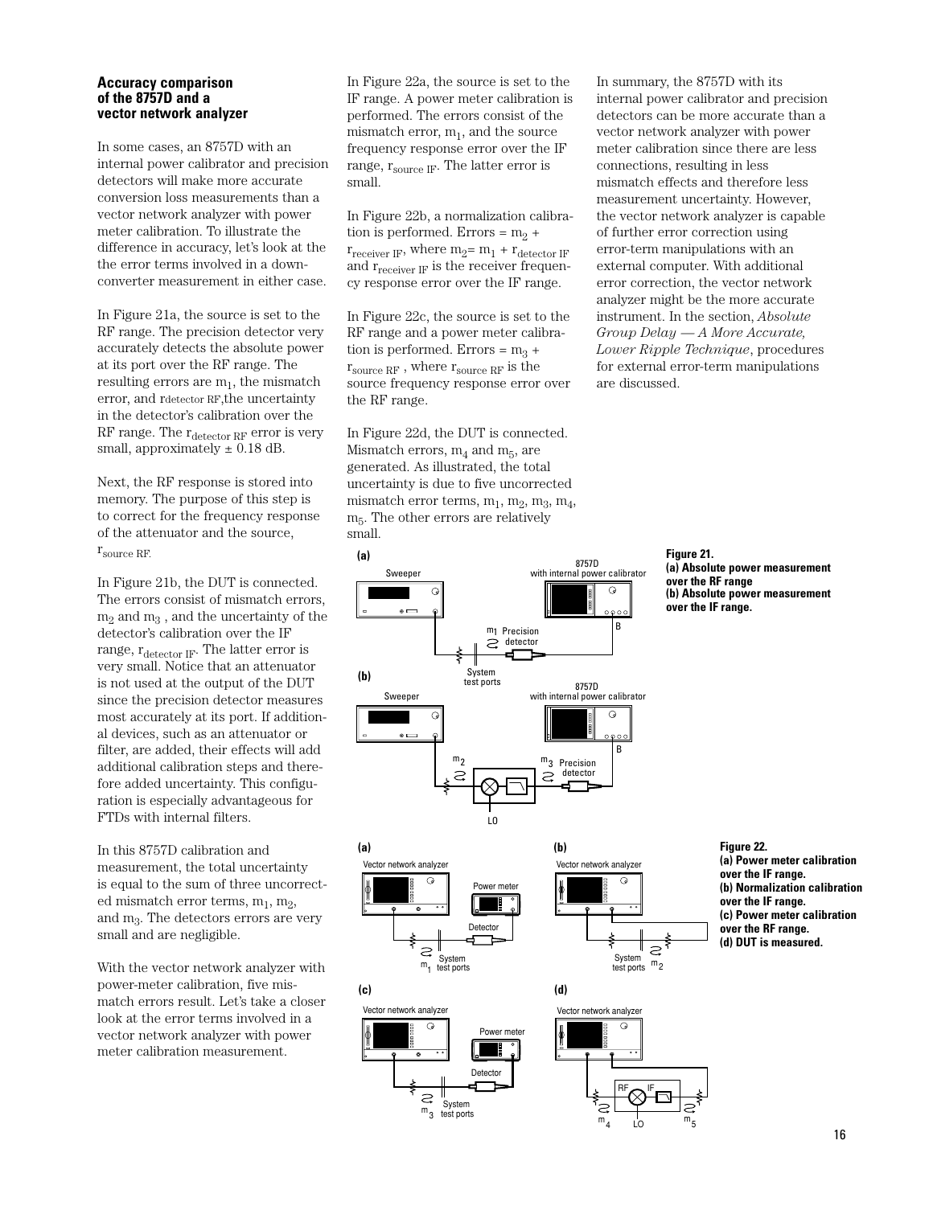### Accuracy comparison of the 8757D and a vector network analyzer

In some cases, an 8757D with an internal power calibrator and precision detectors will make more accurate conversion loss measurements than a vector network analyzer with power meter calibration. To illustrate the difference in accuracy, let's look at the the error terms involved in a down-converter measurement in either case.

In Figure 21a, the source is set to the RF range. The precision detector very accurately detects the absolute power at its port over the RF range. The resulting errors are $m_1$, the mismatch error, and $r_{detector\ RF}$, the uncertainty in the detector's calibration over the RF range. The $r_{detector\ RF}$ error is very small, approximately ± 0.18 dB.

Next, the RF response is stored into memory. The purpose of this step is to correct for the frequency response of the attenuator and the source, $r_{source\ RF}$.

In Figure 21b, the DUT is connected. The errors consist of mismatch errors, $m_2$ and $m_3$ , and the uncertainty of the detector's calibration over the IF range, $r_{detector\ IF}$. The latter error is very small. Notice that an attenuator is not used at the output of the DUT since the precision detector measures most accurately at its port. If additional devices, such as an attenuator or filter, are added, their effects will add additional calibration steps and therefore added uncertainty. This configuration is especially advantageous for FTDs with internal filters.

In this 8757D calibration and measurement, the total uncertainty is equal to the sum of three uncorrected mismatch error terms, $m_1$, $m_2$, and $m_3$. The detectors errors are very small and are negligible.

With the vector network analyzer with power-meter calibration, five mismatch errors result. Let's take a closer look at the error terms involved in a vector network analyzer with power meter calibration measurement.

In Figure 22a, the source is set to the IF range. A power meter calibration is performed. The errors consist of the mismatch error, $m_1$, and the source frequency response error over the IF range, $r_{source\ IF}$. The latter error is small.

In Figure 22b, a normalization calibration is performed. Errors = $m_2$ + $r_{receiver\ IF}$, where $m_2 = m_1 + r_{detector\ IF}$ and $r_{receiver\ IF}$ is the receiver frequency response error over the IF range.

In Figure 22c, the source is set to the RF range and a power meter calibration is performed. Errors = $m_3$ + $r_{source\ RF}$ , where $r_{source\ RF}$ is the source frequency response error over the RF range.

In Figure 22d, the DUT is connected. Mismatch errors, $m_4$ and $m_5$, are generated. As illustrated, the total uncertainty is due to five uncorrected mismatch error terms, $m_1$, $m_2$, $m_3$, $m_4$, $m_5$. The other errors are relatively small.

In summary, the 8757D with its internal power calibrator and precision detectors can be more accurate than a vector network analyzer with power meter calibration since there are less connections, resulting in less mismatch effects and therefore less measurement uncertainty. However, the vector network analyzer is capable of further error correction using error-term manipulations with an external computer. With additional error correction, the vector network analyzer might be the more accurate instrument. In the section, *Absolute Group Delay — A More Accurate, Lower Ripple Technique*, procedures for external error-term manipulations are discussed.

**Figure 21.**
**(a) Absolute power measurement over the RF range**
**(b) Absolute power measurement over the IF range.**

**Figure 22.**
**(a) Power meter calibration over the IF range.**
**(b) Normalization calibration over the IF range.**
**(c) Power meter calibration over the RF range.**
**(d) DUT is measured.**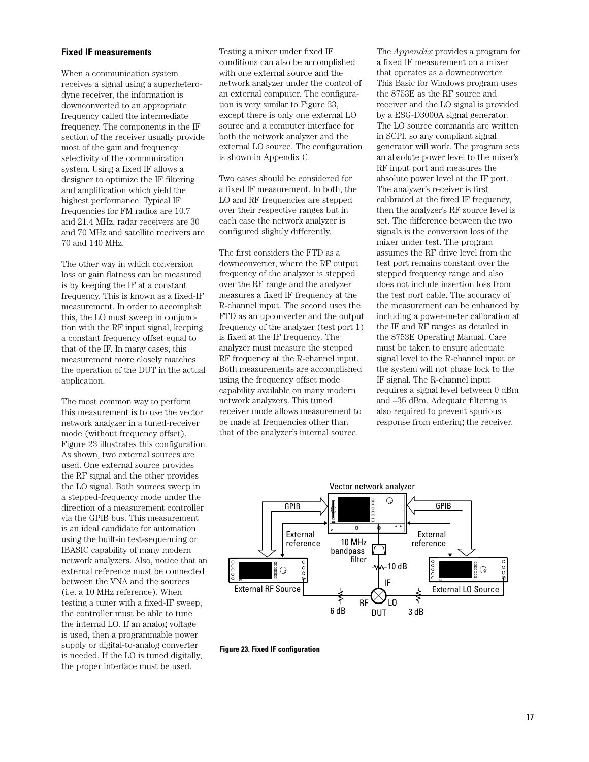### Fixed IF measurements

When a communication system receives a signal using a superheterodyne receiver, the information is downconverted to an appropriate frequency called the intermediate frequency. The components in the IF section of the receiver usually provide most of the gain and frequency selectivity of the communication system. Using a fixed IF allows a designer to optimize the IF filtering and amplification which yield the highest performance. Typical IF frequencies for FM radios are 10.7 and 21.4 MHz, radar receivers are 30 and 70 MHz and satellite receivers are 70 and 140 MHz.

The other way in which conversion loss or gain flatness can be measured is by keeping the IF at a constant frequency. This is known as a fixed-IF measurement. In order to accomplish this, the LO must sweep in conjunction with the RF input signal, keeping a constant frequency offset equal to that of the IF. In many cases, this measurement more closely matches the operation of the DUT in the actual application.

The most common way to perform this measurement is to use the vector network analyzer in a tuned-receiver mode (without frequency offset). Figure 23 illustrates this configuration. As shown, two external sources are used. One external source provides the RF signal and the other provides the LO signal. Both sources sweep in a stepped-frequency mode under the direction of a measurement controller via the GPIB bus. This measurement is an ideal candidate for automation using the built-in test-sequencing or IBASIC capability of many modern network analyzers. Also, notice that an external reference must be connected between the VNA and the sources (i.e. a 10 MHz reference). When testing a tuner with a fixed-IF sweep, the controller must be able to tune the internal LO. If an analog voltage is used, then a programmable power supply or digital-to-analog converter is needed. If the LO is tuned digitally, the proper interface must be used.

Testing a mixer under fixed IF conditions can also be accomplished with one external source and the network analyzer under the control of an external computer. The configuration is very similar to Figure 23, except there is only one external LO source and a computer interface for both the network analyzer and the external LO source. The configuration is shown in Appendix C.

Two cases should be considered for a fixed IF measurement. In both, the LO and RF frequencies are stepped over their respective ranges but in each case the network analyzer is configured slightly differently.

The first considers the FTD as a downconverter, where the RF output frequency of the analyzer is stepped over the RF range and the analyzer measures a fixed IF frequency at the R-channel input. The second uses the FTD as an upconverter and the output frequency of the analyzer (test port 1) is fixed at the IF frequency. The analyzer must measure the stepped RF frequency at the R-channel input. Both measurements are accomplished using the frequency offset mode capability available on many modern network analyzers. This tuned receiver mode allows measurement to be made at frequencies other than that of the analyzer's internal source.

The *Appendix* provides a program for a fixed IF measurement on a mixer that operates as a downconverter. This Basic for Windows program uses the 8753E as the RF source and receiver and the LO signal is provided by a ESG-D3000A signal generator. The LO source commands are written in SCPI, so any compliant signal generator will work. The program sets an absolute power level to the mixer's RF input port and measures the absolute power level at the IF port. The analyzer's receiver is first calibrated at the fixed IF frequency, then the analyzer's RF source level is set. The difference between the two signals is the conversion loss of the mixer under test. The program assumes the RF drive level from the test port remains constant over the stepped frequency range and also does not include insertion loss from the test port cable. The accuracy of the measurement can be enhanced by including a power-meter calibration at the IF and RF ranges as detailed in the 8753E Operating Manual. Care must be taken to ensure adequate signal level to the R-channel input or the system will not phase lock to the IF signal. The R-channel input requires a signal level between 0 dBm and –35 dBm. Adequate filtering is also required to prevent spurious response from entering the receiver.

Vector network analyzer — GPIB — GPIB — External reference — External reference — 10 MHz bandpass filter — 10 dB — IF — External RF Source — External LO Source — RF — LO — 6 dB — DUT — 3 dB

**Figure 23. Fixed IF configuration**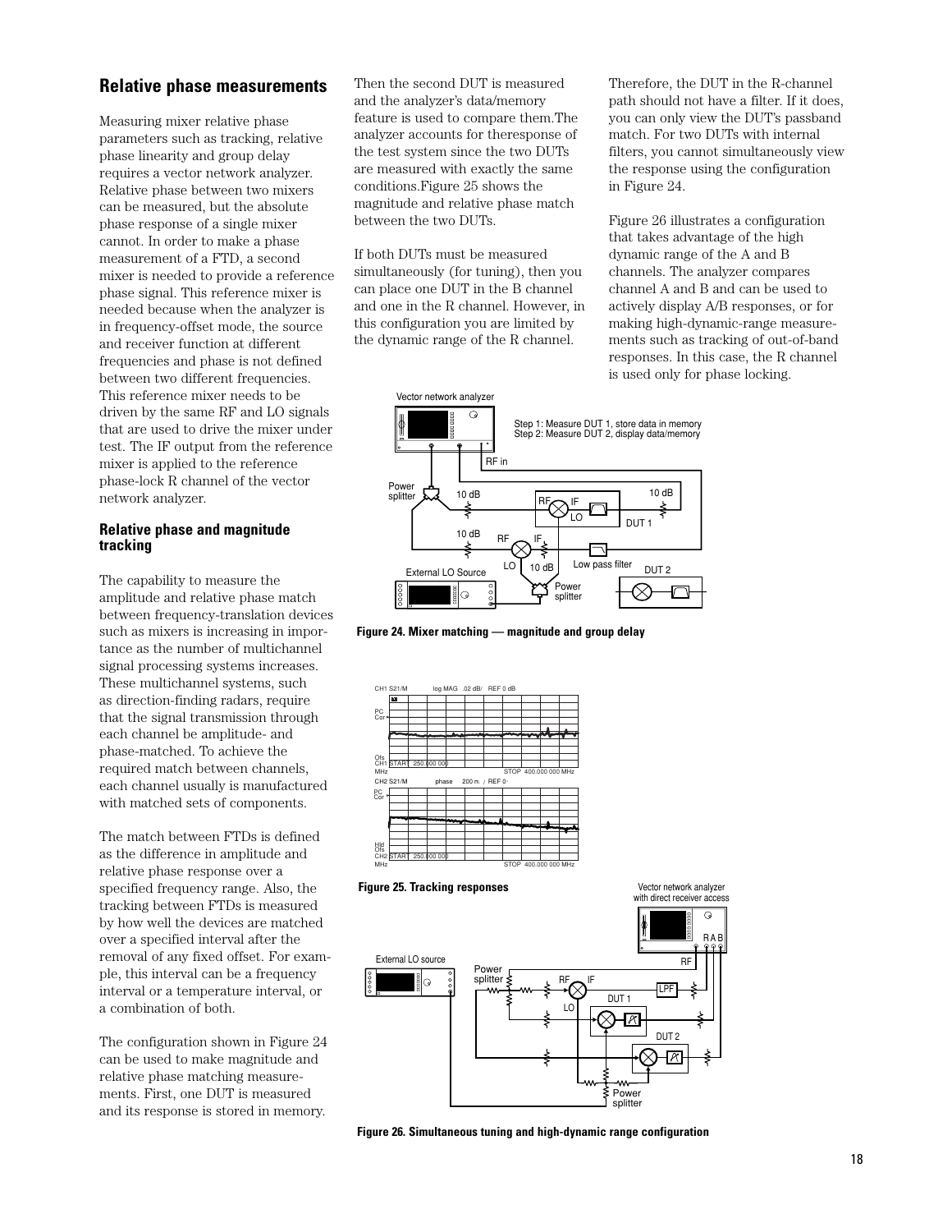## Relative phase measurements

Measuring mixer relative phase parameters such as tracking, relative phase linearity and group delay requires a vector network analyzer. Relative phase between two mixers can be measured, but the absolute phase response of a single mixer cannot. In order to make a phase measurement of a FTD, a second mixer is needed to provide a reference phase signal. This reference mixer is needed because when the analyzer is in frequency-offset mode, the source and receiver function at different frequencies and phase is not defined between two different frequencies. This reference mixer needs to be driven by the same RF and LO signals that are used to drive the mixer under test. The IF output from the reference mixer is applied to the reference phase-lock R channel of the vector network analyzer.

### Relative phase and magnitude tracking

The capability to measure the amplitude and relative phase match between frequency-translation devices such as mixers is increasing in importance as the number of multichannel signal processing systems increases. These multichannel systems, such as direction-finding radars, require that the signal transmission through each channel be amplitude- and phase-matched. To achieve the required match between channels, each channel usually is manufactured with matched sets of components.

The match between FTDs is defined as the difference in amplitude and relative phase response over a specified frequency range. Also, the tracking between FTDs is measured by how well the devices are matched over a specified interval after the removal of any fixed offset. For example, this interval can be a frequency interval or a temperature interval, or a combination of both.

The configuration shown in Figure 24 can be used to make magnitude and relative phase matching measurements. First, one DUT is measured and its response is stored in memory. Then the second DUT is measured and the analyzer's data/memory feature is used to compare them.The analyzer accounts for theresponse of the test system since the two DUTs are measured with exactly the same conditions.Figure 25 shows the magnitude and relative phase match between the two DUTs.

If both DUTs must be measured simultaneously (for tuning), then you can place one DUT in the B channel and one in the R channel. However, in this configuration you are limited by the dynamic range of the R channel.

Therefore, the DUT in the R-channel path should not have a filter. If it does, you can only view the DUT's passband match. For two DUTs with internal filters, you cannot simultaneously view the response using the configuration in Figure 24.

Figure 26 illustrates a configuration that takes advantage of the high dynamic range of the A and B channels. The analyzer compares channel A and B and can be used to actively display A/B responses, or for making high-dynamic-range measurements such as tracking of out-of-band responses. In this case, the R channel is used only for phase locking.

**Figure 24. Mixer matching — magnitude and group delay**

**Figure 25. Tracking responses**

**Figure 26. Simultaneous tuning and high-dynamic range configuration**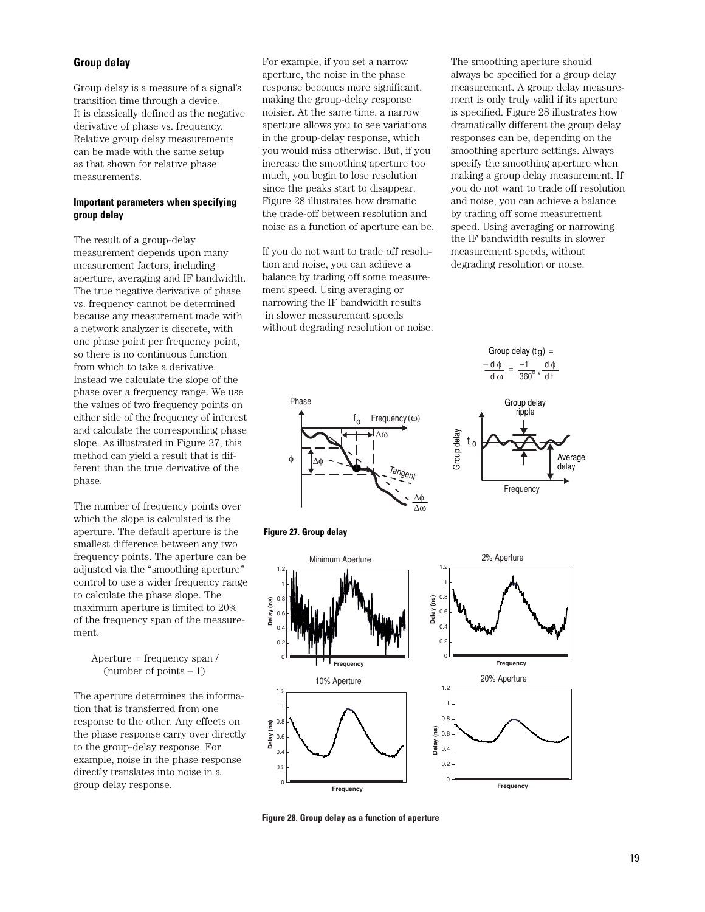## Group delay

Group delay is a measure of a signal's transition time through a device. It is classically defined as the negative derivative of phase vs. frequency. Relative group delay measurements can be made with the same setup as that shown for relative phase measurements.

### Important parameters when specifying group delay

The result of a group-delay measurement depends upon many measurement factors, including aperture, averaging and IF bandwidth. The true negative derivative of phase vs. frequency cannot be determined because any measurement made with a network analyzer is discrete, with one phase point per frequency point, so there is no continuous function from which to take a derivative. Instead we calculate the slope of the phase over a frequency range. We use the values of two frequency points on either side of the frequency of interest and calculate the corresponding phase slope. As illustrated in Figure 27, this method can yield a result that is different than the true derivative of the phase.

The number of frequency points over which the slope is calculated is the aperture. The default aperture is the smallest difference between any two frequency points. The aperture can be adjusted via the "smoothing aperture" control to use a wider frequency range to calculate the phase slope. The maximum aperture is limited to 20% of the frequency span of the measurement.

Aperture = frequency span / (number of points – 1)

The aperture determines the information that is transferred from one response to the other. Any effects on the phase response carry over directly to the group-delay response. For example, noise in the phase response directly translates into noise in a group delay response.

For example, if you set a narrow aperture, the noise in the phase response becomes more significant, making the group-delay response noisier. At the same time, a narrow aperture allows you to see variations in the group-delay response, which you would miss otherwise. But, if you increase the smoothing aperture too much, you begin to lose resolution since the peaks start to disappear. Figure 28 illustrates how dramatic the trade-off between resolution and noise as a function of aperture can be.

If you do not want to trade off resolution and noise, you can achieve a balance by trading off some measurement speed. Using averaging or narrowing the IF bandwidth results in slower measurement speeds without degrading resolution or noise.

The smoothing aperture should always be specified for a group delay measurement. A group delay measurement is only truly valid if its aperture is specified. Figure 28 illustrates how dramatically different the group delay responses can be, depending on the smoothing aperture settings. Always specify the smoothing aperture when making a group delay measurement. If you do not want to trade off resolution and noise, you can achieve a balance by trading off some measurement speed. Using averaging or narrowing the IF bandwidth results in slower measurement speeds, without degrading resolution or noise.

$$\text{Group delay } (t_g) = \frac{-d\phi}{d\omega} = \frac{-1}{360^\circ} * \frac{d\phi}{df}$$

**Figure 27. Group delay**

**Figure 28. Group delay as a function of aperture**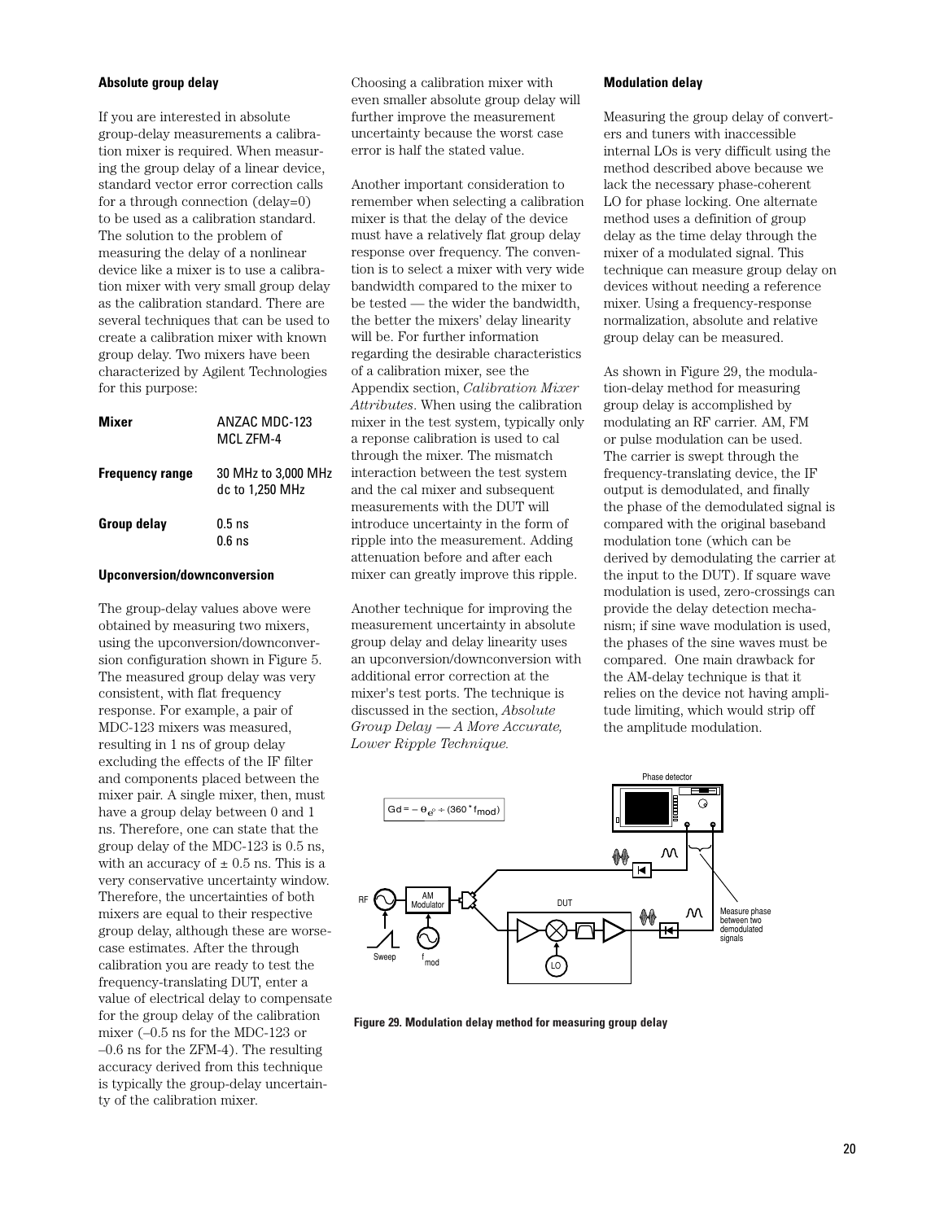### Absolute group delay

If you are interested in absolute group-delay measurements a calibration mixer is required. When measuring the group delay of a linear device, standard vector error correction calls for a through connection (delay=0) to be used as a calibration standard. The solution to the problem of measuring the delay of a nonlinear device like a mixer is to use a calibration mixer with very small group delay as the calibration standard. There are several techniques that can be used to create a calibration mixer with known group delay. Two mixers have been characterized by Agilent Technologies for this purpose:

| **Mixer** | ANZAC MDC-123 | MCL ZFM-4 |
|---|---|---|
| **Frequency range** | 30 MHz to 3,000 MHz | dc to 1,250 MHz |
| **Group delay** | 0.5 ns | 0.6 ns |

### Upconversion/downconversion

The group-delay values above were obtained by measuring two mixers, using the upconversion/downconversion configuration shown in Figure 5. The measured group delay was very consistent, with flat frequency response. For example, a pair of MDC-123 mixers was measured, resulting in 1 ns of group delay excluding the effects of the IF filter and components placed between the mixer pair. A single mixer, then, must have a group delay between 0 and 1 ns. Therefore, one can state that the group delay of the MDC-123 is 0.5 ns, with an accuracy of ± 0.5 ns. This is a very conservative uncertainty window. Therefore, the uncertainties of both mixers are equal to their respective group delay, although these are worse-case estimates. After the through calibration you are ready to test the frequency-translating DUT, enter a value of electrical delay to compensate for the group delay of the calibration mixer (–0.5 ns for the MDC-123 or –0.6 ns for the ZFM-4). The resulting accuracy derived from this technique is typically the group-delay uncertainty of the calibration mixer.

Choosing a calibration mixer with even smaller absolute group delay will further improve the measurement uncertainty because the worst case error is half the stated value.

Another important consideration to remember when selecting a calibration mixer is that the delay of the device must have a relatively flat group delay response over frequency. The convention is to select a mixer with very wide bandwidth compared to the mixer to be tested — the wider the bandwidth, the better the mixers' delay linearity will be. For further information regarding the desirable characteristics of a calibration mixer, see the Appendix section, *Calibration Mixer Attributes*. When using the calibration mixer in the test system, typically only a reponse calibration is used to cal through the mixer. The mismatch interaction between the test system and the cal mixer and subsequent measurements with the DUT will introduce uncertainty in the form of ripple into the measurement. Adding attenuation before and after each mixer can greatly improve this ripple.

Another technique for improving the measurement uncertainty in absolute group delay and delay linearity uses an upconversion/downconversion with additional error correction at the mixer's test ports. The technique is discussed in the section, *Absolute Group Delay — A More Accurate, Lower Ripple Technique.*

### Modulation delay

Measuring the group delay of converters and tuners with inaccessible internal LOs is very difficult using the method described above because we lack the necessary phase-coherent LO for phase locking. One alternate method uses a definition of group delay as the time delay through the mixer of a modulated signal. This technique can measure group delay on devices without needing a reference mixer. Using a frequency-response normalization, absolute and relative group delay can be measured.

As shown in Figure 29, the modulation-delay method for measuring group delay is accomplished by modulating an RF carrier. AM, FM or pulse modulation can be used. The carrier is swept through the frequency-translating device, the IF output is demodulated, and finally the phase of the demodulated signal is compared with the original baseband modulation tone (which can be derived by demodulating the carrier at the input to the DUT). If square wave modulation is used, zero-crossings can provide the delay detection mechanism; if sine wave modulation is used, the phases of the sine waves must be compared. One main drawback for the AM-delay technique is that it relies on the device not having amplitude limiting, which would strip off the amplitude modulation.

$$Gd = -\theta_{e^\circ} \div (360 * f_{mod})$$

Phase detector — RF — Sweep — AM Modulator — $f_{mod}$ — DUT — LO — Measure phase between two demodulated signals

**Figure 29. Modulation delay method for measuring group delay**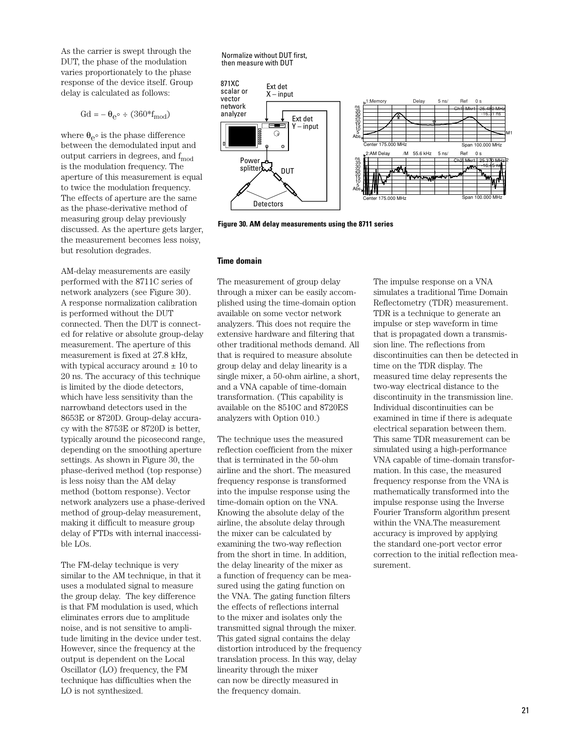As the carrier is swept through the DUT, the phase of the modulation varies proportionately to the phase response of the device itself. Group delay is calculated as follows:

$$Gd = -\theta_e° \div (360 * f_{mod})$$

where $\theta_e°$ is the phase difference between the demodulated input and output carriers in degrees, and $f_{mod}$ is the modulation frequency. The aperture of this measurement is equal to twice the modulation frequency. The effects of aperture are the same as the phase-derivative method of measuring group delay previously discussed. As the aperture gets larger, the measurement becomes less noisy, but resolution degrades.

AM-delay measurements are easily performed with the 8711C series of network analyzers (see Figure 30). A response normalization calibration is performed without the DUT connected. Then the DUT is connected for relative or absolute group-delay measurement. The aperture of this measurement is fixed at 27.8 kHz, with typical accuracy around ± 10 to 20 ns. The accuracy of this technique is limited by the diode detectors, which have less sensitivity than the narrowband detectors used in the 8653E or 8720D. Group-delay accuracy with the 8753E or 8720D is better, typically around the picosecond range, depending on the smoothing aperture settings. As shown in Figure 30, the phase-derived method (top response) is less noisy than the AM delay method (bottom response). Vector network analyzers use a phase-derived method of group-delay measurement, making it difficult to measure group delay of FTDs with internal inaccessible LOs.

The FM-delay technique is very similar to the AM technique, in that it uses a modulated signal to measure the group delay. The key difference is that FM modulation is used, which eliminates errors due to amplitude noise, and is not sensitive to amplitude limiting in the device under test. However, since the frequency at the output is dependent on the Local Oscillator (LO) frequency, the FM technique has difficulties when the LO is not synthesized.

Normalize without DUT first, then measure with DUT

871XC scalar or vector network analyzer — Ext det X – input — Ext det Y – input — Power splitter — DUT — Detectors

1:Memory Delay 5 ns/ Ref 0 s — Ch1: Mkr1 25.480 MHz -16.31 ns — Center 175.000 MHz — Span 100.000 MHz

2:AM Delay /M 55.6 kHz 5 ns/ Ref 0 s — Ch2: Mkr1 25.370 MHz -16.45 ns — Center 175.000 MHz — Span 100.000 MHz

**Figure 30. AM delay measurements using the 8711 series**

### Time domain

The measurement of group delay through a mixer can be easily accomplished using the time-domain option available on some vector network analyzers. This does not require the extensive hardware and filtering that other traditional methods demand. All that is required to measure absolute group delay and delay linearity is a single mixer, a 50-ohm airline, a short, and a VNA capable of time-domain transformation. (This capability is available on the 8510C and 8720ES analyzers with Option 010.)

The technique uses the measured reflection coefficient from the mixer that is terminated in the 50-ohm airline and the short. The measured frequency response is transformed into the impulse response using the time-domain option on the VNA. Knowing the absolute delay of the airline, the absolute delay through the mixer can be calculated by examining the two-way reflection from the short in time. In addition, the delay linearity of the mixer as a function of frequency can be measured using the gating function on the VNA. The gating function filters the effects of reflections internal to the mixer and isolates only the transmitted signal through the mixer. This gated signal contains the delay distortion introduced by the frequency translation process. In this way, delay linearity through the mixer can now be directly measured in the frequency domain.

The impulse response on a VNA simulates a traditional Time Domain Reflectometry (TDR) measurement. TDR is a technique to generate an impulse or step waveform in time that is propagated down a transmission line. The reflections from discontinuities can then be detected in time on the TDR display. The measured time delay represents the two-way electrical distance to the discontinuity in the transmission line. Individual discontinuities can be examined in time if there is adequate electrical separation between them. This same TDR measurement can be simulated using a high-performance VNA capable of time-domain transformation. In this case, the measured frequency response from the VNA is mathematically transformed into the impulse response using the Inverse Fourier Transform algorithm present within the VNA.The measurement accuracy is improved by applying the standard one-port vector error correction to the initial reflection measurement.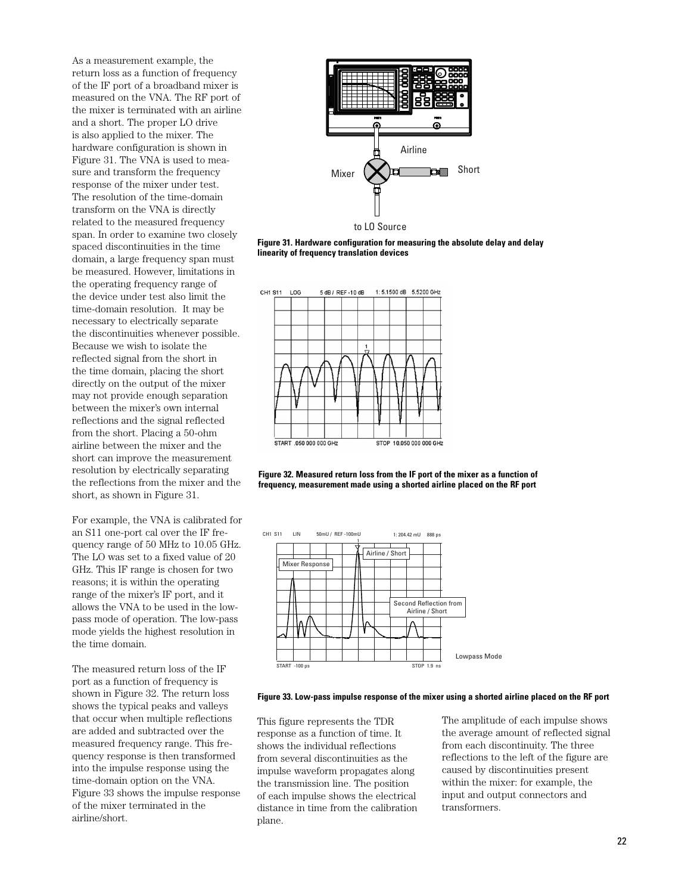As a measurement example, the return loss as a function of frequency of the IF port of a broadband mixer is measured on the VNA. The RF port of the mixer is terminated with an airline and a short. The proper LO drive is also applied to the mixer. The hardware configuration is shown in Figure 31. The VNA is used to measure and transform the frequency response of the mixer under test. The resolution of the time-domain transform on the VNA is directly related to the measured frequency span. In order to examine two closely spaced discontinuities in the time domain, a large frequency span must be measured. However, limitations in the operating frequency range of the device under test also limit the time-domain resolution. It may be necessary to electrically separate the discontinuities whenever possible. Because we wish to isolate the reflected signal from the short in the time domain, placing the short directly on the output of the mixer may not provide enough separation between the mixer's own internal reflections and the signal reflected from the short. Placing a 50-ohm airline between the mixer and the short can improve the measurement resolution by electrically separating the reflections from the mixer and the short, as shown in Figure 31.

For example, the VNA is calibrated for an S11 one-port cal over the IF frequency range of 50 MHz to 10.05 GHz. The LO was set to a fixed value of 20 GHz. This IF range is chosen for two reasons; it is within the operating range of the mixer's IF port, and it allows the VNA to be used in the low-pass mode of operation. The low-pass mode yields the highest resolution in the time domain.

The measured return loss of the IF port as a function of frequency is shown in Figure 32. The return loss shows the typical peaks and valleys that occur when multiple reflections are added and subtracted over the measured frequency range. This frequency response is then transformed into the impulse response using the time-domain option on the VNA. Figure 33 shows the impulse response of the mixer terminated in the airline/short.

**Figure 31. Hardware configuration for measuring the absolute delay and delay linearity of frequency translation devices**

**Figure 32. Measured return loss from the IF port of the mixer as a function of frequency, measurement made using a shorted airline placed on the RF port**

**Figure 33. Low-pass impulse response of the mixer using a shorted airline placed on the RF port**

This figure represents the TDR response as a function of time. It shows the individual reflections from several discontinuities as the impulse waveform propagates along the transmission line. The position of each impulse shows the electrical distance in time from the calibration plane.

The amplitude of each impulse shows the average amount of reflected signal from each discontinuity. The three reflections to the left of the figure are caused by discontinuities present within the mixer: for example, the input and output connectors and transformers.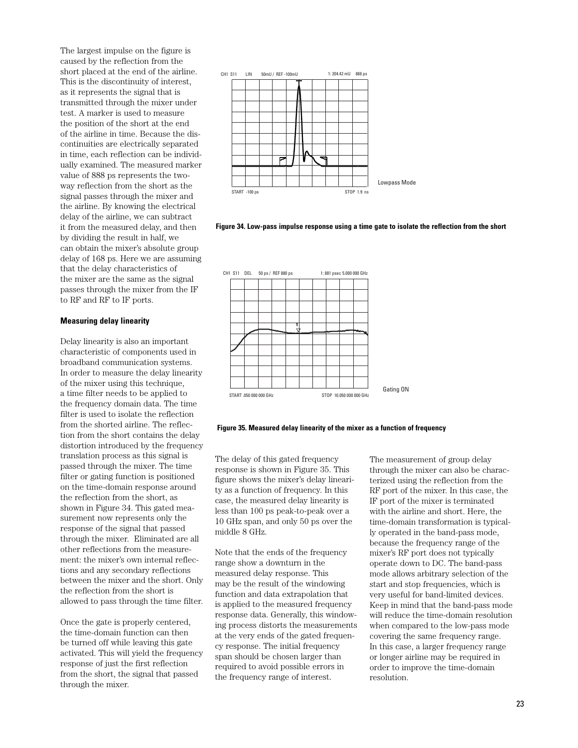The largest impulse on the figure is caused by the reflection from the short placed at the end of the airline. This is the discontinuity of interest, as it represents the signal that is transmitted through the mixer under test. A marker is used to measure the position of the short at the end of the airline in time. Because the discontinuities are electrically separated in time, each reflection can be individually examined. The measured marker value of 888 ps represents the two-way reflection from the short as the signal passes through the mixer and the airline. By knowing the electrical delay of the airline, we can subtract it from the measured delay, and then by dividing the result in half, we can obtain the mixer's absolute group delay of 168 ps. Here we are assuming that the delay characteristics of the mixer are the same as the signal passes through the mixer from the IF to RF and RF to IF ports.

**Figure 34. Low-pass impulse response using a time gate to isolate the reflection from the short**

**Figure 35. Measured delay linearity of the mixer as a function of frequency**

### Measuring delay linearity

Delay linearity is also an important characteristic of components used in broadband communication systems. In order to measure the delay linearity of the mixer using this technique, a time filter needs to be applied to the frequency domain data. The time filter is used to isolate the reflection from the shorted airline. The reflection from the short contains the delay distortion introduced by the frequency translation process as this signal is passed through the mixer. The time filter or gating function is positioned on the time-domain response around the reflection from the short, as shown in Figure 34. This gated measurement now represents only the response of the signal that passed through the mixer. Eliminated are all other reflections from the measurement: the mixer's own internal reflections and any secondary reflections between the mixer and the short. Only the reflection from the short is allowed to pass through the time filter.

Once the gate is properly centered, the time-domain function can then be turned off while leaving this gate activated. This will yield the frequency response of just the first reflection from the short, the signal that passed through the mixer.

The delay of this gated frequency response is shown in Figure 35. This figure shows the mixer's delay linearity as a function of frequency. In this case, the measured delay linearity is less than 100 ps peak-to-peak over a 10 GHz span, and only 50 ps over the middle 8 GHz.

Note that the ends of the frequency range show a downturn in the measured delay response. This may be the result of the windowing function and data extrapolation that is applied to the measured frequency response data. Generally, this windowing process distorts the measurements at the very ends of the gated frequency response. The initial frequency span should be chosen larger than required to avoid possible errors in the frequency range of interest.

The measurement of group delay through the mixer can also be characterized using the reflection from the RF port of the mixer. In this case, the IF port of the mixer is terminated with the airline and short. Here, the time-domain transformation is typically operated in the band-pass mode, because the frequency range of the mixer's RF port does not typically operate down to DC. The band-pass mode allows arbitrary selection of the start and stop frequencies, which is very useful for band-limited devices. Keep in mind that the band-pass mode will reduce the time-domain resolution when compared to the low-pass mode covering the same frequency range. In this case, a larger frequency range or longer airline may be required in order to improve the time-domain resolution.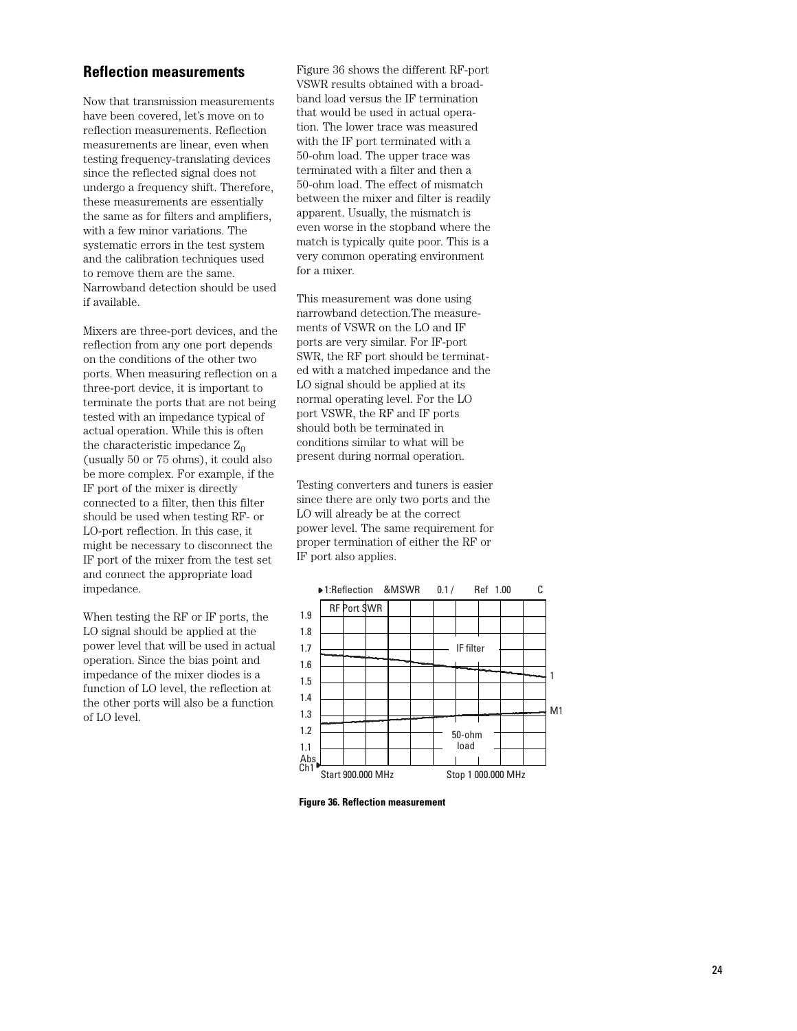## Reflection measurements

Now that transmission measurements have been covered, let's move on to reflection measurements. Reflection measurements are linear, even when testing frequency-translating devices since the reflected signal does not undergo a frequency shift. Therefore, these measurements are essentially the same as for filters and amplifiers, with a few minor variations. The systematic errors in the test system and the calibration techniques used to remove them are the same. Narrowband detection should be used if available.

Mixers are three-port devices, and the reflection from any one port depends on the conditions of the other two ports. When measuring reflection on a three-port device, it is important to terminate the ports that are not being tested with an impedance typical of actual operation. While this is often the characteristic impedance $Z_0$ (usually 50 or 75 ohms), it could also be more complex. For example, if the IF port of the mixer is directly connected to a filter, then this filter should be used when testing RF- or LO-port reflection. In this case, it might be necessary to disconnect the IF port of the mixer from the test set and connect the appropriate load impedance.

When testing the RF or IF ports, the LO signal should be applied at the power level that will be used in actual operation. Since the bias point and impedance of the mixer diodes is a function of LO level, the reflection at the other ports will also be a function of LO level.

Figure 36 shows the different RF-port VSWR results obtained with a broadband load versus the IF termination that would be used in actual operation. The lower trace was measured with the IF port terminated with a 50-ohm load. The upper trace was terminated with a filter and then a 50-ohm load. The effect of mismatch between the mixer and filter is readily apparent. Usually, the mismatch is even worse in the stopband where the match is typically quite poor. This is a very common operating environment for a mixer.

This measurement was done using narrowband detection.The measurements of VSWR on the LO and IF ports are very similar. For IF-port SWR, the RF port should be terminated with a matched impedance and the LO signal should be applied at its normal operating level. For the LO port VSWR, the RF and IF ports should both be terminated in conditions similar to what will be present during normal operation.

Testing converters and tuners is easier since there are only two ports and the LO will already be at the correct power level. The same requirement for proper termination of either the RF or IF port also applies.

**Figure 36. Reflection measurement**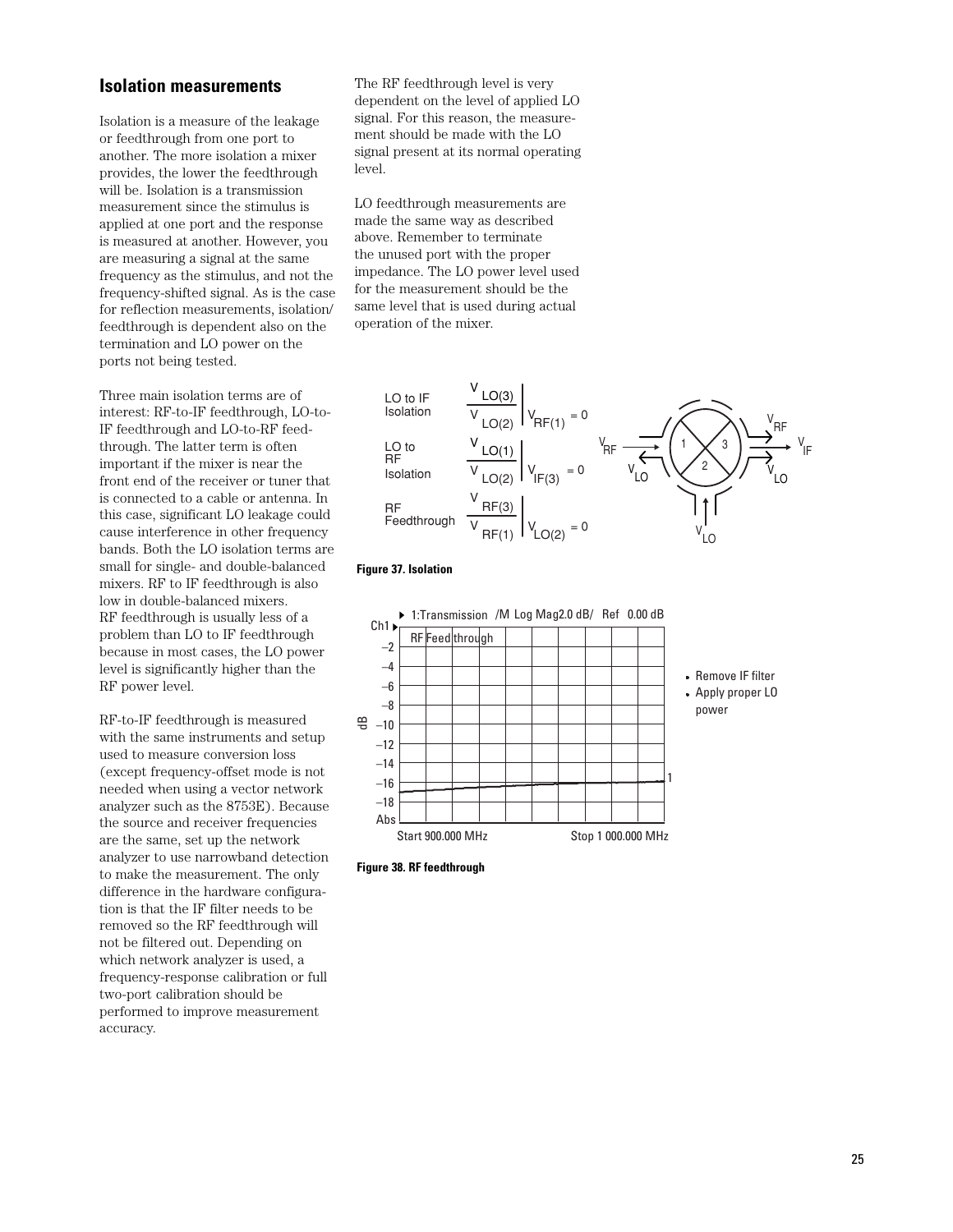## Isolation measurements

Isolation is a measure of the leakage or feedthrough from one port to another. The more isolation a mixer provides, the lower the feedthrough will be. Isolation is a transmission measurement since the stimulus is applied at one port and the response is measured at another. However, you are measuring a signal at the same frequency as the stimulus, and not the frequency-shifted signal. As is the case for reflection measurements, isolation/feedthrough is dependent also on the termination and LO power on the ports not being tested.

Three main isolation terms are of interest: RF-to-IF feedthrough, LO-to-IF feedthrough and LO-to-RF feedthrough. The latter term is often important if the mixer is near the front end of the receiver or tuner that is connected to a cable or antenna. In this case, significant LO leakage could cause interference in other frequency bands. Both the LO isolation terms are small for single- and double-balanced mixers. RF to IF feedthrough is also low in double-balanced mixers. RF feedthrough is usually less of a problem than LO to IF feedthrough because in most cases, the LO power level is significantly higher than the RF power level.

RF-to-IF feedthrough is measured with the same instruments and setup used to measure conversion loss (except frequency-offset mode is not needed when using a vector network analyzer such as the 8753E). Because the source and receiver frequencies are the same, set up the network analyzer to use narrowband detection to make the measurement. The only difference in the hardware configuration is that the IF filter needs to be removed so the RF feedthrough will not be filtered out. Depending on which network analyzer is used, a frequency-response calibration or full two-port calibration should be performed to improve measurement accuracy.

The RF feedthrough level is very dependent on the level of applied LO signal. For this reason, the measurement should be made with the LO signal present at its normal operating level.

LO feedthrough measurements are made the same way as described above. Remember to terminate the unused port with the proper impedance. The LO power level used for the measurement should be the same level that is used during actual operation of the mixer.

LO to IF Isolation $\left.\dfrac{V_{LO(3)}}{V_{LO(2)}}\right|_{V_{RF(1)}=0}$

LO to RF Isolation $\left.\dfrac{V_{LO(1)}}{V_{LO(2)}}\right|_{V_{IF(3)}=0}$

RF Feedthrough $\left.\dfrac{V_{RF(3)}}{V_{RF(1)}}\right|_{V_{LO(2)}=0}$

**Figure 37. Isolation**

- Remove IF filter
- Apply proper LO power

**Figure 38. RF feedthrough**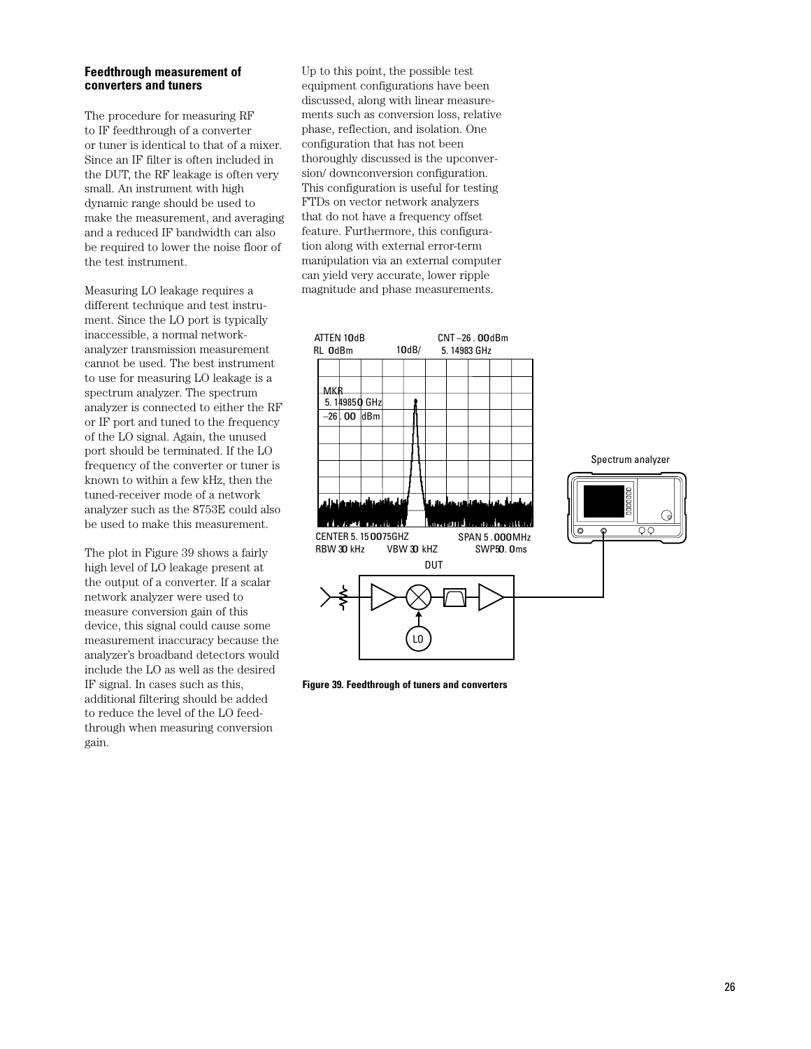### Feedthrough measurement of converters and tuners

The procedure for measuring RF to IF feedthrough of a converter or tuner is identical to that of a mixer. Since an IF filter is often included in the DUT, the RF leakage is often very small. An instrument with high dynamic range should be used to make the measurement, and averaging and a reduced IF bandwidth can also be required to lower the noise floor of the test instrument.

Measuring LO leakage requires a different technique and test instrument. Since the LO port is typically inaccessible, a normal network-analyzer transmission measurement cannot be used. The best instrument to use for measuring LO leakage is a spectrum analyzer. The spectrum analyzer is connected to either the RF or IF port and tuned to the frequency of the LO signal. Again, the unused port should be terminated. If the LO frequency of the converter or tuner is known to within a few kHz, then the tuned-receiver mode of a network analyzer such as the 8753E could also be used to make this measurement.

The plot in Figure 39 shows a fairly high level of LO leakage present at the output of a converter. If a scalar network analyzer were used to measure conversion gain of this device, this signal could cause some measurement inaccuracy because the analyzer's broadband detectors would include the LO as well as the desired IF signal. In cases such as this, additional filtering should be added to reduce the level of the LO feedthrough when measuring conversion gain.

Up to this point, the possible test equipment configurations have been discussed, along with linear measurements such as conversion loss, relative phase, reflection, and isolation. One configuration that has not been thoroughly discussed is the upconversion/ downconversion configuration. This configuration is useful for testing FTDs on vector network analyzers that do not have a frequency offset feature. Furthermore, this configuration along with external error-term manipulation via an external computer can yield very accurate, lower ripple magnitude and phase measurements.

ATTEN 10dB RL 0dBm 10dB/ CNT –26.00dBm 5.14983 GHz

MKR 5.149850 GHz –26.00 dBm

CENTER 5.150075GHZ SPAN 5.000MHz RBW 30 kHz VBW 30 kHZ SWP50.0ms

DUT

LO

Spectrum analyzer

**Figure 39. Feedthrough of tuners and converters**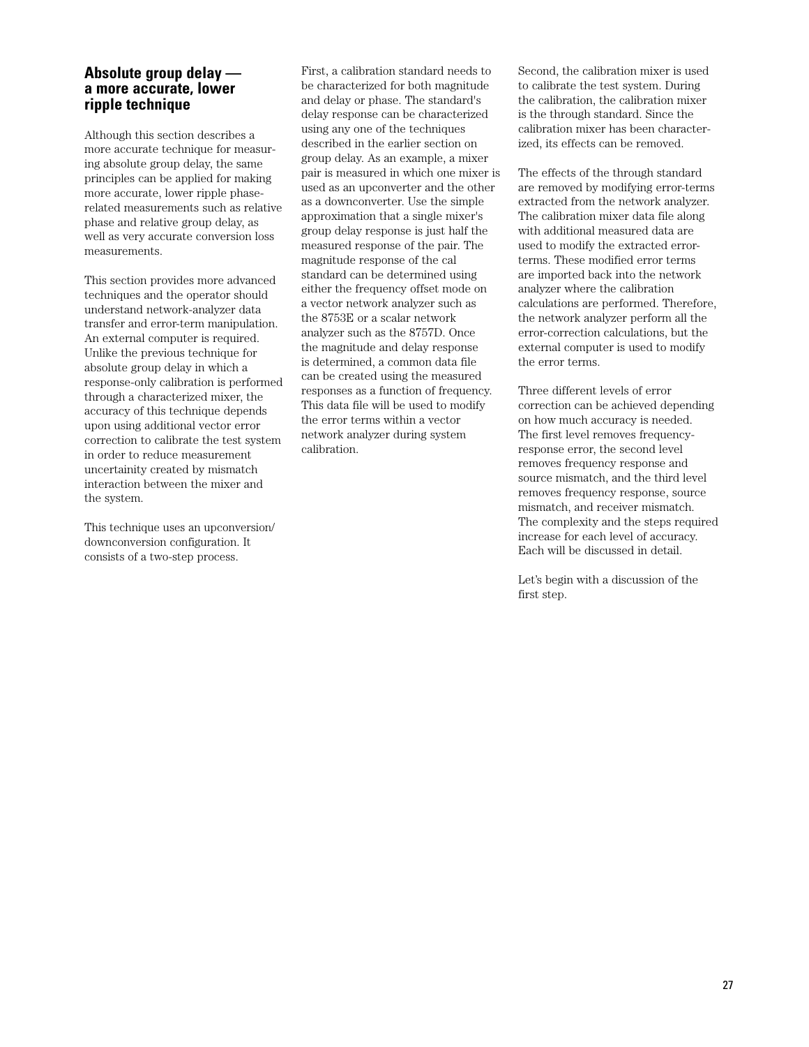## Absolute group delay — a more accurate, lower ripple technique

Although this section describes a more accurate technique for measuring absolute group delay, the same principles can be applied for making more accurate, lower ripple phase-related measurements such as relative phase and relative group delay, as well as very accurate conversion loss measurements.

This section provides more advanced techniques and the operator should understand network-analyzer data transfer and error-term manipulation. An external computer is required. Unlike the previous technique for absolute group delay in which a response-only calibration is performed through a characterized mixer, the accuracy of this technique depends upon using additional vector error correction to calibrate the test system in order to reduce measurement uncertainity created by mismatch interaction between the mixer and the system.

This technique uses an upconversion/downconversion configuration. It consists of a two-step process.

First, a calibration standard needs to be characterized for both magnitude and delay or phase. The standard's delay response can be characterized using any one of the techniques described in the earlier section on group delay. As an example, a mixer pair is measured in which one mixer is used as an upconverter and the other as a downconverter. Use the simple approximation that a single mixer's group delay response is just half the measured response of the pair. The magnitude response of the cal standard can be determined using either the frequency offset mode on a vector network analyzer such as the 8753E or a scalar network analyzer such as the 8757D. Once the magnitude and delay response is determined, a common data file can be created using the measured responses as a function of frequency. This data file will be used to modify the error terms within a vector network analyzer during system calibration.

Second, the calibration mixer is used to calibrate the test system. During the calibration, the calibration mixer is the through standard. Since the calibration mixer has been characterized, its effects can be removed.

The effects of the through standard are removed by modifying error-terms extracted from the network analyzer. The calibration mixer data file along with additional measured data are used to modify the extracted error-terms. These modified error terms are imported back into the network analyzer where the calibration calculations are performed. Therefore, the network analyzer perform all the error-correction calculations, but the external computer is used to modify the error terms.

Three different levels of error correction can be achieved depending on how much accuracy is needed. The first level removes frequency-response error, the second level removes frequency response and source mismatch, and the third level removes frequency response, source mismatch, and receiver mismatch. The complexity and the steps required increase for each level of accuracy. Each will be discussed in detail.

Let's begin with a discussion of the first step.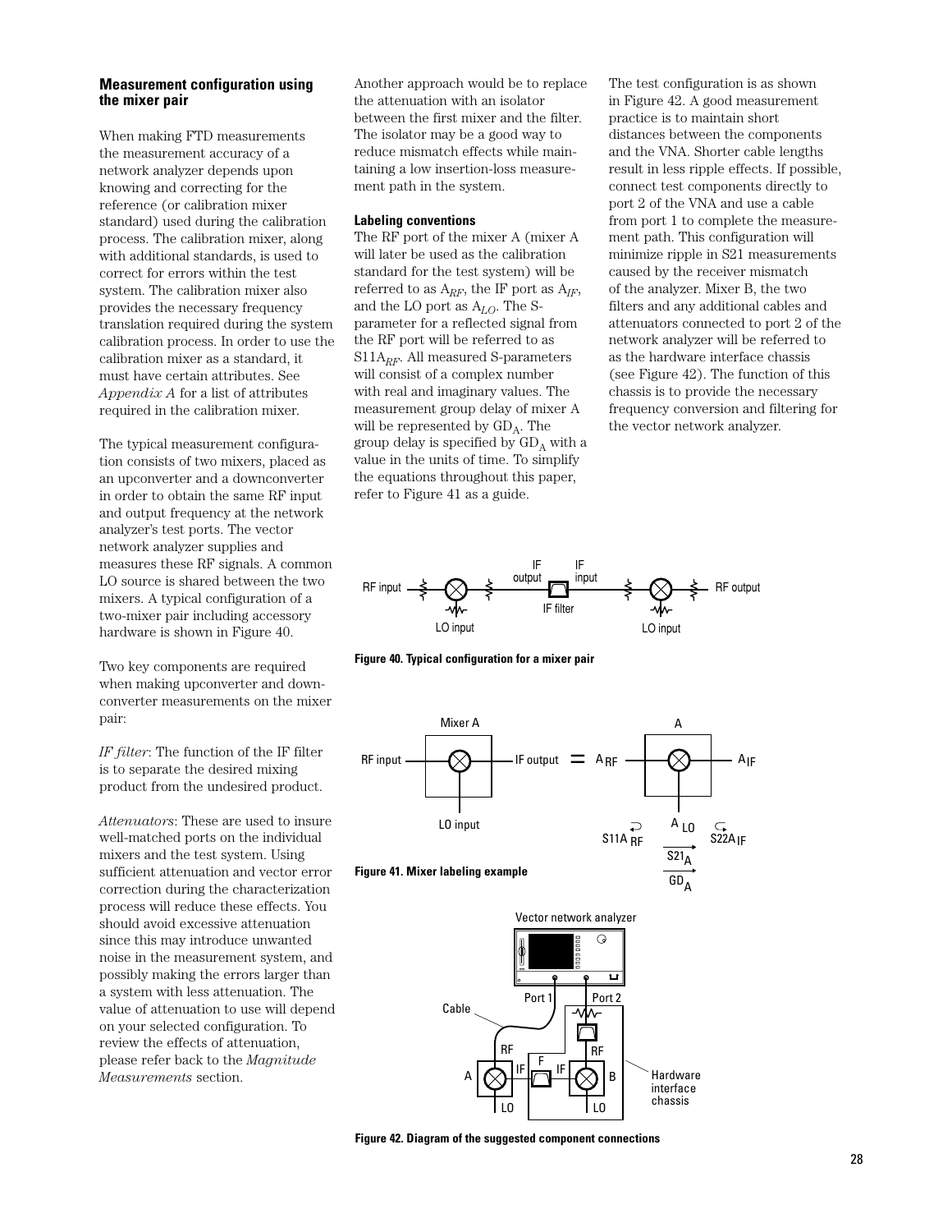### Measurement configuration using the mixer pair

When making FTD measurements the measurement accuracy of a network analyzer depends upon knowing and correcting for the reference (or calibration mixer standard) used during the calibration process. The calibration mixer, along with additional standards, is used to correct for errors within the test system. The calibration mixer also provides the necessary frequency translation required during the system calibration process. In order to use the calibration mixer as a standard, it must have certain attributes. See *Appendix A* for a list of attributes required in the calibration mixer.

The typical measurement configuration consists of two mixers, placed as an upconverter and a downconverter in order to obtain the same RF input and output frequency at the network analyzer's test ports. The vector network analyzer supplies and measures these RF signals. A common LO source is shared between the two mixers. A typical configuration of a two-mixer pair including accessory hardware is shown in Figure 40.

Two key components are required when making upconverter and downconverter measurements on the mixer pair:

*IF filter*: The function of the IF filter is to separate the desired mixing product from the undesired product.

*Attenuators*: These are used to insure well-matched ports on the individual mixers and the test system. Using sufficient attenuation and vector error correction during the characterization process will reduce these effects. You should avoid excessive attenuation since this may introduce unwanted noise in the measurement system, and possibly making the errors larger than a system with less attenuation. The value of attenuation to use will depend on your selected configuration. To review the effects of attenuation, please refer back to the *Magnitude Measurements* section.

Another approach would be to replace the attenuation with an isolator between the first mixer and the filter. The isolator may be a good way to reduce mismatch effects while maintaining a low insertion-loss measurement path in the system.

#### Labeling conventions

The RF port of the mixer A (mixer A will later be used as the calibration standard for the test system) will be referred to as $A_{RF}$, the IF port as $A_{IF}$, and the LO port as $A_{LO}$. The S-parameter for a reflected signal from the RF port will be referred to as $S11A_{RF}$. All measured S-parameters will consist of a complex number with real and imaginary values. The measurement group delay of mixer A will be represented by $GD_A$. The group delay is specified by $GD_A$ with a value in the units of time. To simplify the equations throughout this paper, refer to Figure 41 as a guide.

The test configuration is as shown in Figure 42. A good measurement practice is to maintain short distances between the components and the VNA. Shorter cable lengths result in less ripple effects. If possible, connect test components directly to port 2 of the VNA and use a cable from port 1 to complete the measurement path. This configuration will minimize ripple in S21 measurements caused by the receiver mismatch of the analyzer. Mixer B, the two filters and any additional cables and attenuators connected to port 2 of the network analyzer will be referred to as the hardware interface chassis (see Figure 42). The function of this chassis is to provide the necessary frequency conversion and filtering for the vector network analyzer.

**Figure 40. Typical configuration for a mixer pair**

**Figure 41. Mixer labeling example**

**Figure 42. Diagram of the suggested component connections**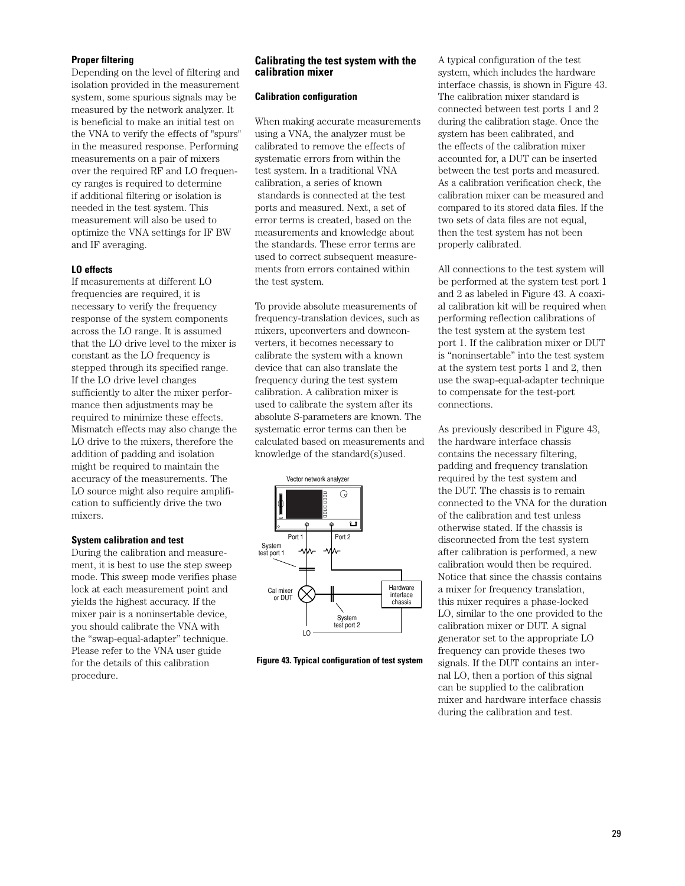#### Proper filtering

Depending on the level of filtering and isolation provided in the measurement system, some spurious signals may be measured by the network analyzer. It is beneficial to make an initial test on the VNA to verify the effects of "spurs" in the measured response. Performing measurements on a pair of mixers over the required RF and LO frequency ranges is required to determine if additional filtering or isolation is needed in the test system. This measurement will also be used to optimize the VNA settings for IF BW and IF averaging.

#### LO effects

If measurements at different LO frequencies are required, it is necessary to verify the frequency response of the system components across the LO range. It is assumed that the LO drive level to the mixer is constant as the LO frequency is stepped through its specified range. If the LO drive level changes sufficiently to alter the mixer performance then adjustments may be required to minimize these effects. Mismatch effects may also change the LO drive to the mixers, therefore the addition of padding and isolation might be required to maintain the accuracy of the measurements. The LO source might also require amplification to sufficiently drive the two mixers.

#### System calibration and test

During the calibration and measurement, it is best to use the step sweep mode. This sweep mode verifies phase lock at each measurement point and yields the highest accuracy. If the mixer pair is a noninsertable device, you should calibrate the VNA with the "swap-equal-adapter" technique. Please refer to the VNA user guide for the details of this calibration procedure.

### Calibrating the test system with the calibration mixer

#### Calibration configuration

When making accurate measurements using a VNA, the analyzer must be calibrated to remove the effects of systematic errors from within the test system. In a traditional VNA calibration, a series of known standards is connected at the test ports and measured. Next, a set of error terms is created, based on the measurements and knowledge about the standards. These error terms are used to correct subsequent measurements from errors contained within the test system.

To provide absolute measurements of frequency-translation devices, such as mixers, upconverters and downconverters, it becomes necessary to calibrate the system with a known device that can also translate the frequency during the test system calibration. A calibration mixer is used to calibrate the system after its absolute S-parameters are known. The systematic error terms can then be calculated based on measurements and knowledge of the standard(s)used.

**Figure 43. Typical configuration of test system**

A typical configuration of the test system, which includes the hardware interface chassis, is shown in Figure 43. The calibration mixer standard is connected between test ports 1 and 2 during the calibration stage. Once the system has been calibrated, and the effects of the calibration mixer accounted for, a DUT can be inserted between the test ports and measured. As a calibration verification check, the calibration mixer can be measured and compared to its stored data files. If the two sets of data files are not equal, then the test system has not been properly calibrated.

All connections to the test system will be performed at the system test port 1 and 2 as labeled in Figure 43. A coaxial calibration kit will be required when performing reflection calibrations of the test system at the system test port 1. If the calibration mixer or DUT is "noninsertable" into the test system at the system test ports 1 and 2, then use the swap-equal-adapter technique to compensate for the test-port connections.

As previously described in Figure 43, the hardware interface chassis contains the necessary filtering, padding and frequency translation required by the test system and the DUT. The chassis is to remain connected to the VNA for the duration of the calibration and test unless otherwise stated. If the chassis is disconnected from the test system after calibration is performed, a new calibration would then be required. Notice that since the chassis contains a mixer for frequency translation, this mixer requires a phase-locked LO, similar to the one provided to the calibration mixer or DUT. A signal generator set to the appropriate LO frequency can provide theses two signals. If the DUT contains an internal LO, then a portion of this signal can be supplied to the calibration mixer and hardware interface chassis during the calibration and test.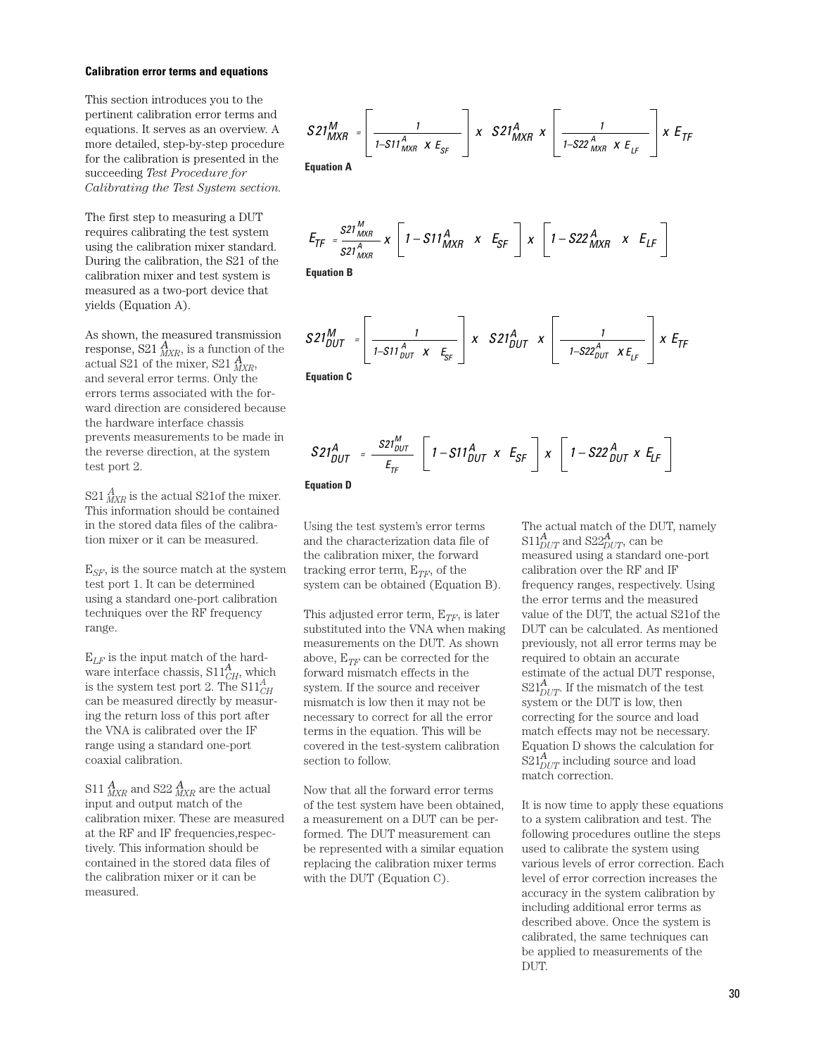### Calibration error terms and equations

This section introduces you to the pertinent calibration error terms and equations. It serves as an overview. A more detailed, step-by-step procedure for the calibration is presented in the succeeding *Test Procedure for Calibrating the Test System section.*

The first step to measuring a DUT requires calibrating the test system using the calibration mixer standard. During the calibration, the S21 of the calibration mixer and test system is measured as a two-port device that yields (Equation A).

$$S21^{M}_{MXR} = \left[\frac{1}{1-S11^{A}_{MXR} \times E_{SF}}\right] \times S21^{A}_{MXR} \times \left[\frac{1}{1-S22^{A}_{MXR} \times E_{LF}}\right] \times E_{TF}$$

**Equation A**

As shown, the measured transmission response, $S21^{A}_{MXR}$, is a function of the actual S21 of the mixer, $S21^{A}_{MXR}$, and several error terms. Only the errors terms associated with the forward direction are considered because the hardware interface chassis prevents measurements to be made in the reverse direction, at the system test port 2.

$S21^{A}_{MXR}$ is the actual S21of the mixer. This information should be contained in the stored data files of the calibration mixer or it can be measured.

$E_{SF}$, is the source match at the system test port 1. It can be determined using a standard one-port calibration techniques over the RF frequency range.

$E_{LF}$ is the input match of the hardware interface chassis, $S11^{A}_{CH}$, which is the system test port 2. The $S11^{A}_{CH}$ can be measured directly by measuring the return loss of this port after the VNA is calibrated over the IF range using a standard one-port coaxial calibration.

$S11^{A}_{MXR}$ and $S22^{A}_{MXR}$ are the actual input and output match of the calibration mixer. These are measured at the RF and IF frequencies,respectively. This information should be contained in the stored data files of the calibration mixer or it can be measured.

$$E_{TF} = \frac{S21^{M}_{MXR}}{S21^{A}_{MXR}} \times \left[1 - S11^{A}_{MXR} \times E_{SF}\right] \times \left[1 - S22^{A}_{MXR} \times E_{LF}\right]$$

**Equation B**

$$S21^{M}_{DUT} = \left[\frac{1}{1-S11^{A}_{DUT} \times E_{SF}}\right] \times S21^{A}_{DUT} \times \left[\frac{1}{1-S22^{A}_{DUT} \times E_{LF}}\right] \times E_{TF}$$

**Equation C**

$$S21^{A}_{DUT} = \frac{S21^{M}_{DUT}}{E_{TF}} \left[1 - S11^{A}_{DUT} \times E_{SF}\right] \times \left[1 - S22^{A}_{DUT} \times E_{LF}\right]$$

**Equation D**

Using the test system's error terms and the characterization data file of the calibration mixer, the forward tracking error term, $E_{TF}$, of the system can be obtained (Equation B).

This adjusted error term, $E_{TF}$, is later substituted into the VNA when making measurements on the DUT. As shown above, $E_{TF}$ can be corrected for the forward mismatch effects in the system. If the source and receiver mismatch is low then it may not be necessary to correct for all the error terms in the equation. This will be covered in the test-system calibration section to follow.

Now that all the forward error terms of the test system have been obtained, a measurement on a DUT can be performed. The DUT measurement can be represented with a similar equation replacing the calibration mixer terms with the DUT (Equation C).

The actual match of the DUT, namely $S11^{A}_{DUT}$ and $S22^{A}_{DUT}$, can be measured using a standard one-port calibration over the RF and IF frequency ranges, respectively. Using the error terms and the measured value of the DUT, the actual S21of the DUT can be calculated. As mentioned previously, not all error terms may be required to obtain an accurate estimate of the actual DUT response, $S21^{A}_{DUT}$. If the mismatch of the test system or the DUT is low, then correcting for the source and load match effects may not be necessary. Equation D shows the calculation for $S21^{A}_{DUT}$ including source and load match correction.

It is now time to apply these equations to a system calibration and test. The following procedures outline the steps used to calibrate the system using various levels of error correction. Each level of error correction increases the accuracy in the system calibration by including additional error terms as described above. Once the system is calibrated, the same techniques can be applied to measurements of the DUT.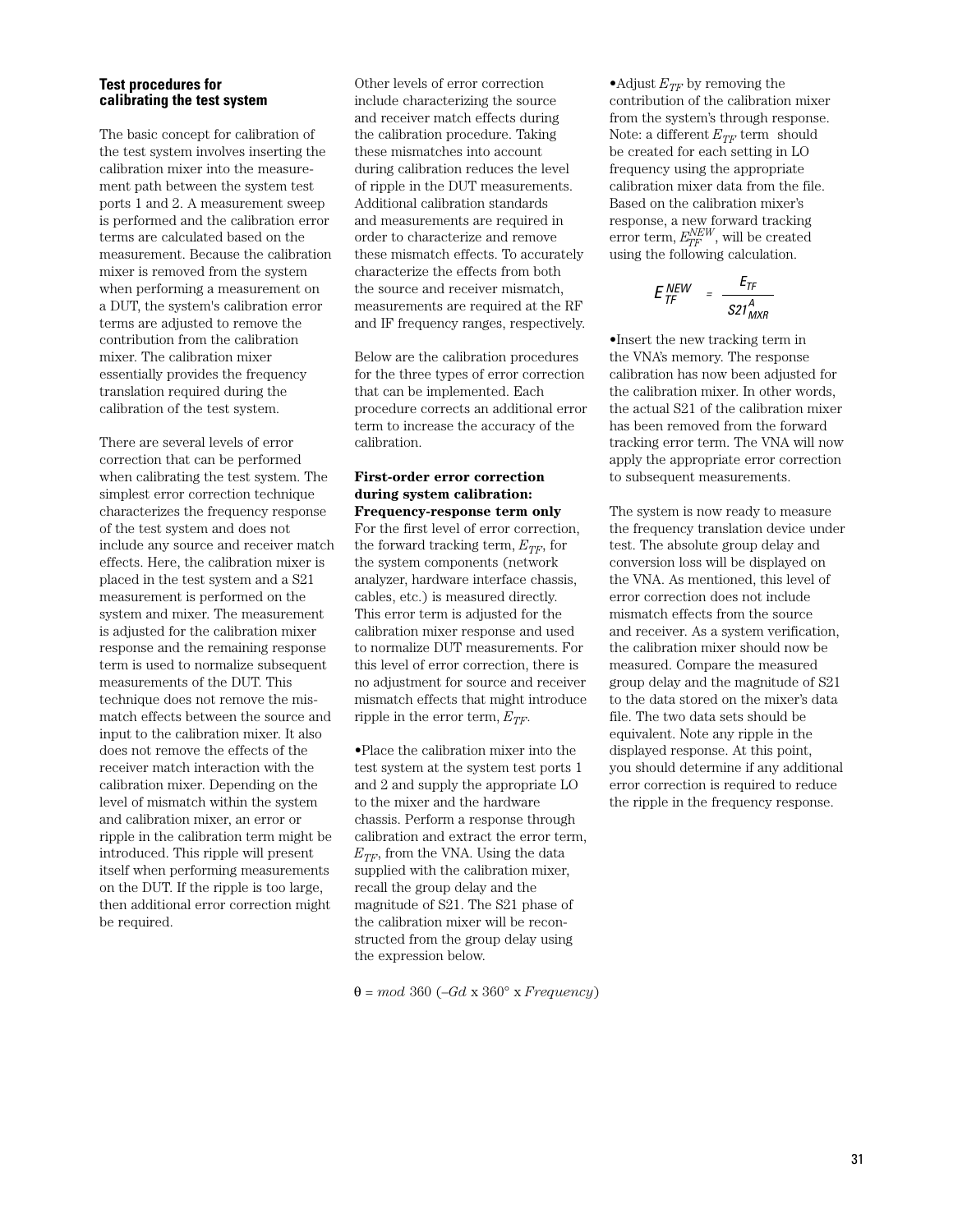### Test procedures for calibrating the test system

The basic concept for calibration of the test system involves inserting the calibration mixer into the measurement path between the system test ports 1 and 2. A measurement sweep is performed and the calibration error terms are calculated based on the measurement. Because the calibration mixer is removed from the system when performing a measurement on a DUT, the system's calibration error terms are adjusted to remove the contribution from the calibration mixer. The calibration mixer essentially provides the frequency translation required during the calibration of the test system.

There are several levels of error correction that can be performed when calibrating the test system. The simplest error correction technique characterizes the frequency response of the test system and does not include any source and receiver match effects. Here, the calibration mixer is placed in the test system and a S21 measurement is performed on the system and mixer. The measurement is adjusted for the calibration mixer response and the remaining response term is used to normalize subsequent measurements of the DUT. This technique does not remove the mismatch effects between the source and input to the calibration mixer. It also does not remove the effects of the receiver match interaction with the calibration mixer. Depending on the level of mismatch within the system and calibration mixer, an error or ripple in the calibration term might be introduced. This ripple will present itself when performing measurements on the DUT. If the ripple is too large, then additional error correction might be required.

Other levels of error correction include characterizing the source and receiver match effects during the calibration procedure. Taking these mismatches into account during calibration reduces the level of ripple in the DUT measurements. Additional calibration standards and measurements are required in order to characterize and remove these mismatch effects. To accurately characterize the effects from both the source and receiver mismatch, measurements are required at the RF and IF frequency ranges, respectively.

Below are the calibration procedures for the three types of error correction that can be implemented. Each procedure corrects an additional error term to increase the accuracy of the calibration.

**First-order error correction during system calibration: Frequency-response term only**

For the first level of error correction, the forward tracking term, $E_{TF}$, for the system components (network analyzer, hardware interface chassis, cables, etc.) is measured directly. This error term is adjusted for the calibration mixer response and used to normalize DUT measurements. For this level of error correction, there is no adjustment for source and receiver mismatch effects that might introduce ripple in the error term, $E_{TF}$.

- Place the calibration mixer into the test system at the system test ports 1 and 2 and supply the appropriate LO to the mixer and the hardware chassis. Perform a response through calibration and extract the error term, $E_{TF}$, from the VNA. Using the data supplied with the calibration mixer, recall the group delay and the magnitude of S21. The S21 phase of the calibration mixer will be reconstructed from the group delay using the expression below.

$$\theta = mod\ 360\ (-Gd \times 360° \times Frequency)$$

- Adjust $E_{TF}$ by removing the contribution of the calibration mixer from the system's through response. Note: a different $E_{TF}$ term should be created for each setting in LO frequency using the appropriate calibration mixer data from the file. Based on the calibration mixer's response, a new forward tracking error term, $E_{TF}^{NEW}$, will be created using the following calculation.

$$E_{TF}^{NEW} = \frac{E_{TF}}{S21_{MXR}^{A}}$$

- Insert the new tracking term in the VNA's memory. The response calibration has now been adjusted for the calibration mixer. In other words, the actual S21 of the calibration mixer has been removed from the forward tracking error term. The VNA will now apply the appropriate error correction to subsequent measurements.

The system is now ready to measure the frequency translation device under test. The absolute group delay and conversion loss will be displayed on the VNA. As mentioned, this level of error correction does not include mismatch effects from the source and receiver. As a system verification, the calibration mixer should now be measured. Compare the measured group delay and the magnitude of S21 to the data stored on the mixer's data file. The two data sets should be equivalent. Note any ripple in the displayed response. At this point, you should determine if any additional error correction is required to reduce the ripple in the frequency response.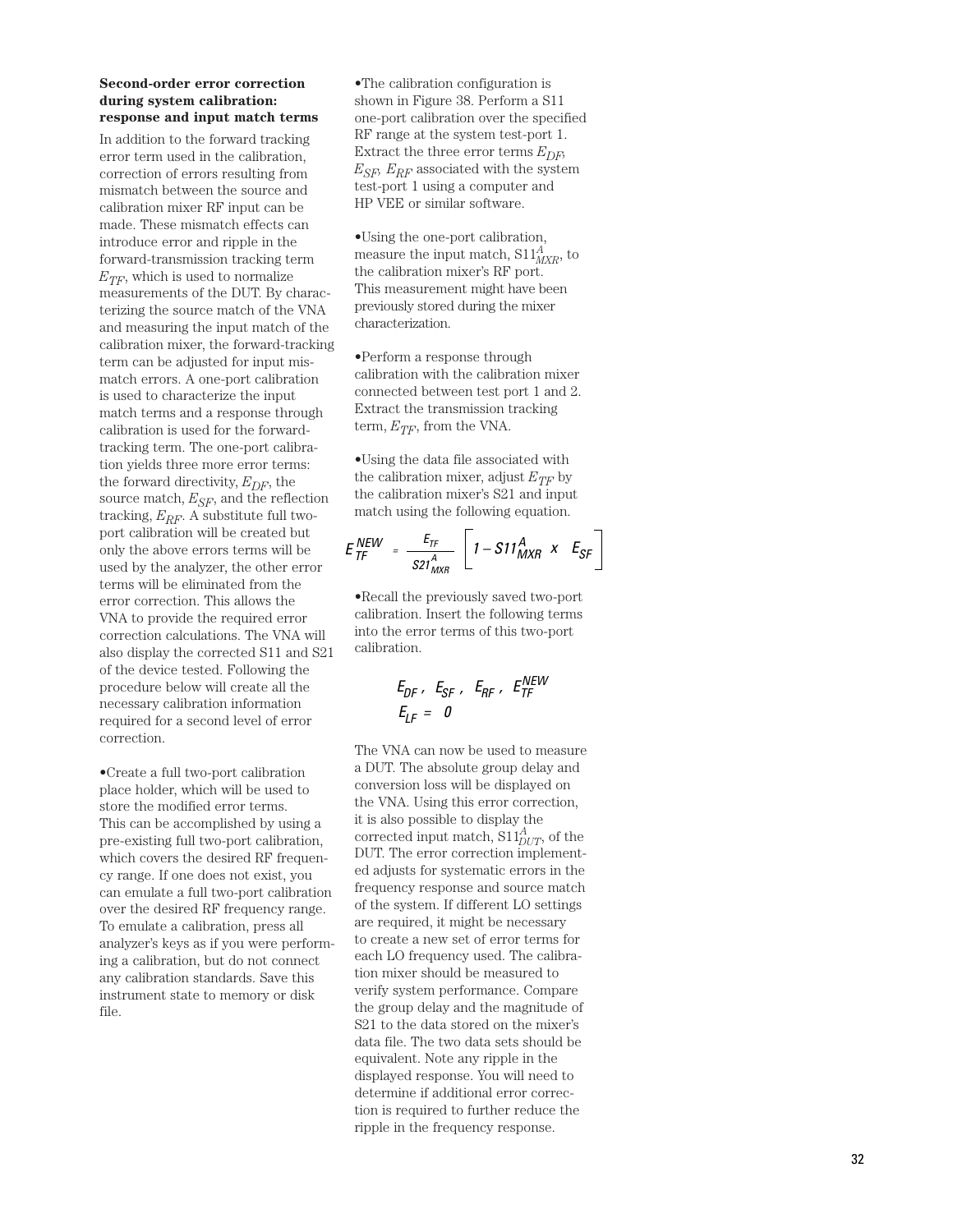**Second-order error correction during system calibration: response and input match terms**

In addition to the forward tracking error term used in the calibration, correction of errors resulting from mismatch between the source and calibration mixer RF input can be made. These mismatch effects can introduce error and ripple in the forward-transmission tracking term $E_{TF}$, which is used to normalize measurements of the DUT. By characterizing the source match of the VNA and measuring the input match of the calibration mixer, the forward-tracking term can be adjusted for input mismatch errors. A one-port calibration is used to characterize the input match terms and a response through calibration is used for the forward-tracking term. The one-port calibration yields three more error terms: the forward directivity, $E_{DF}$, the source match, $E_{SF}$, and the reflection tracking, $E_{RF}$. A substitute full two-port calibration will be created but only the above errors terms will be used by the analyzer, the other error terms will be eliminated from the error correction. This allows the VNA to provide the required error correction calculations. The VNA will also display the corrected S11 and S21 of the device tested. Following the procedure below will create all the necessary calibration information required for a second level of error correction.

- Create a full two-port calibration place holder, which will be used to store the modified error terms. This can be accomplished by using a pre-existing full two-port calibration, which covers the desired RF frequency range. If one does not exist, you can emulate a full two-port calibration over the desired RF frequency range. To emulate a calibration, press all analyzer's keys as if you were performing a calibration, but do not connect any calibration standards. Save this instrument state to memory or disk file.

- The calibration configuration is shown in Figure 38. Perform a S11 one-port calibration over the specified RF range at the system test-port 1. Extract the three error terms $E_{DF}$, $E_{SF}$, $E_{RF}$ associated with the system test-port 1 using a computer and HP VEE or similar software.

- Using the one-port calibration, measure the input match, $S11^{A}_{MXR}$, to the calibration mixer's RF port. This measurement might have been previously stored during the mixer characterization.

- Perform a response through calibration with the calibration mixer connected between test port 1 and 2. Extract the transmission tracking term, $E_{TF}$, from the VNA.

- Using the data file associated with the calibration mixer, adjust $E_{TF}$ by the calibration mixer's S21 and input match using the following equation.

$$E^{NEW}_{TF} = \frac{E_{TF}}{S21^{A}_{MXR}} \left[ 1 - S11^{A}_{MXR} \times E_{SF} \right]$$

- Recall the previously saved two-port calibration. Insert the following terms into the error terms of this two-port calibration.

$$E_{DF},\ E_{SF},\ E_{RF},\ E^{NEW}_{TF}$$
$$E_{LF} = 0$$

The VNA can now be used to measure a DUT. The absolute group delay and conversion loss will be displayed on the VNA. Using this error correction, it is also possible to display the corrected input match, $S11^{A}_{DUT}$, of the DUT. The error correction implemented adjusts for systematic errors in the frequency response and source match of the system. If different LO settings are required, it might be necessary to create a new set of error terms for each LO frequency used. The calibration mixer should be measured to verify system performance. Compare the group delay and the magnitude of S21 to the data stored on the mixer's data file. The two data sets should be equivalent. Note any ripple in the displayed response. You will need to determine if additional error correction is required to further reduce the ripple in the frequency response.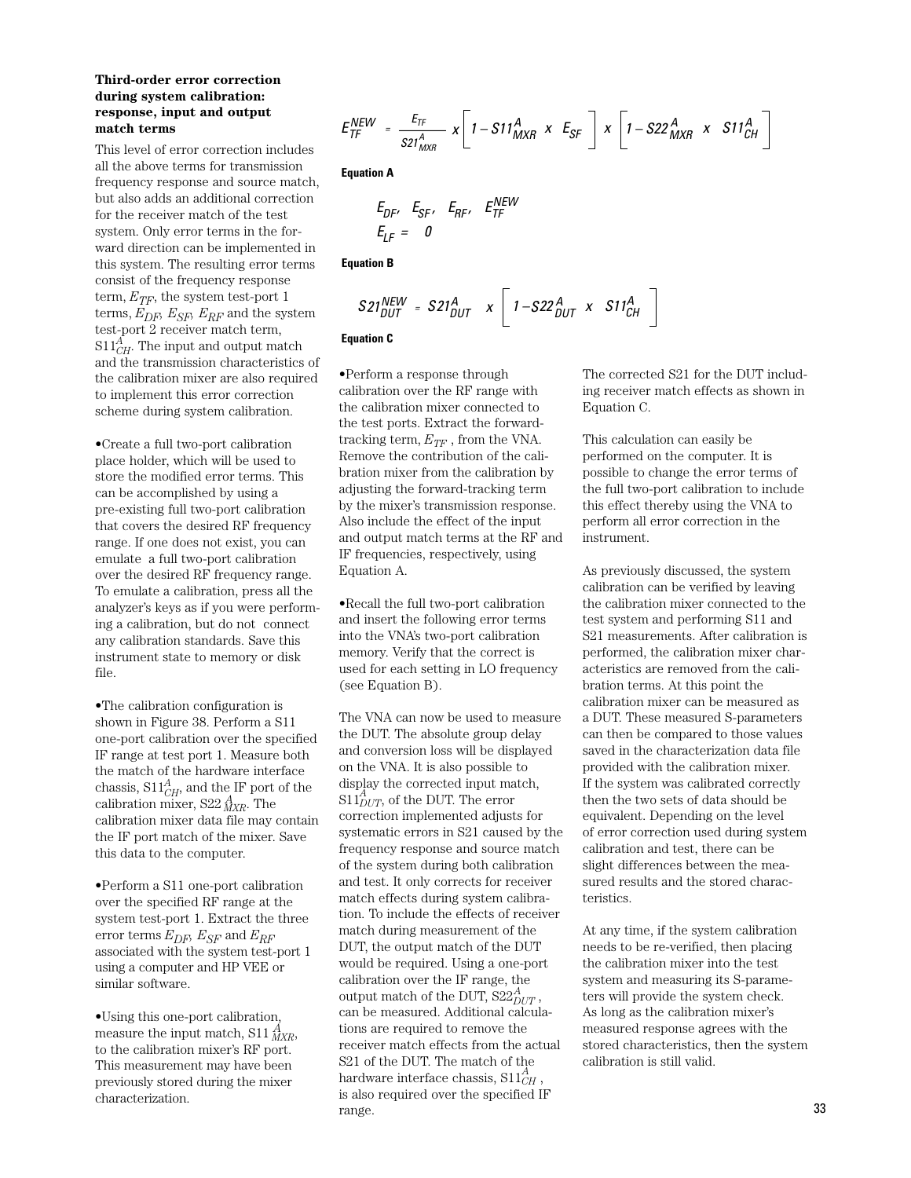### Third-order error correction during system calibration: response, input and output match terms

This level of error correction includes all the above terms for transmission frequency response and source match, but also adds an additional correction for the receiver match of the test system. Only error terms in the forward direction can be implemented in this system. The resulting error terms consist of the frequency response term, $E_{TF}$, the system test-port 1 terms, $E_{DF}$, $E_{SF}$, $E_{RF}$ and the system test-port 2 receiver match term, $S11^A_{CH}$. The input and output match and the transmission characteristics of the calibration mixer are also required to implement this error correction scheme during system calibration.

•Create a full two-port calibration place holder, which will be used to store the modified error terms. This can be accomplished by using a pre-existing full two-port calibration that covers the desired RF frequency range. If one does not exist, you can emulate a full two-port calibration over the desired RF frequency range. To emulate a calibration, press all the analyzer's keys as if you were performing a calibration, but do not connect any calibration standards. Save this instrument state to memory or disk file.

•The calibration configuration is shown in Figure 38. Perform a S11 one-port calibration over the specified IF range at test port 1. Measure both the match of the hardware interface chassis, $S11^A_{CH}$, and the IF port of the calibration mixer, $S22^A_{MXR}$. The calibration mixer data file may contain the IF port match of the mixer. Save this data to the computer.

•Perform a S11 one-port calibration over the specified RF range at the system test-port 1. Extract the three error terms $E_{DF}$, $E_{SF}$ and $E_{RF}$ associated with the system test-port 1 using a computer and HP VEE or similar software.

•Using this one-port calibration, measure the input match, $S11^A_{MXR}$, to the calibration mixer's RF port. This measurement may have been previously stored during the mixer characterization.

$$E^{NEW}_{TF} = \frac{E_{TF}}{S21^A_{MXR}} \times \left[ 1 - S11^A_{MXR} \times E_{SF} \right] \times \left[ 1 - S22^A_{MXR} \times S11^A_{CH} \right]$$

**Equation A**

$$E_{DF}, \quad E_{SF}, \quad E_{RF}, \quad E^{NEW}_{TF}$$
$$E_{LF} = 0$$

**Equation B**

$$S21^{NEW}_{DUT} = S21^A_{DUT} \times \left[ 1 - S22^A_{DUT} \times S11^A_{CH} \right]$$

**Equation C**

•Perform a response through calibration over the RF range with the calibration mixer connected to the test ports. Extract the forward-tracking term, $E_{TF}$, from the VNA. Remove the contribution of the calibration mixer from the calibration by adjusting the forward-tracking term by the mixer's transmission response. Also include the effect of the input and output match terms at the RF and IF frequencies, respectively, using Equation A.

•Recall the full two-port calibration and insert the following error terms into the VNA's two-port calibration memory. Verify that the correct is used for each setting in LO frequency (see Equation B).

The VNA can now be used to measure the DUT. The absolute group delay and conversion loss will be displayed on the VNA. It is also possible to display the corrected input match, $S11^A_{DUT}$, of the DUT. The error correction implemented adjusts for systematic errors in S21 caused by the frequency response and source match of the system during both calibration and test. It only corrects for receiver match effects during system calibration. To include the effects of receiver match during measurement of the DUT, the output match of the DUT would be required. Using a one-port calibration over the IF range, the output match of the DUT, $S22^A_{DUT}$, can be measured. Additional calculations are required to remove the receiver match effects from the actual S21 of the DUT. The match of the hardware interface chassis, $S11^A_{CH}$, is also required over the specified IF range.

The corrected S21 for the DUT including receiver match effects as shown in Equation C.

This calculation can easily be performed on the computer. It is possible to change the error terms of the full two-port calibration to include this effect thereby using the VNA to perform all error correction in the instrument.

As previously discussed, the system calibration can be verified by leaving the calibration mixer connected to the test system and performing S11 and S21 measurements. After calibration is performed, the calibration mixer characteristics are removed from the calibration terms. At this point the calibration mixer can be measured as a DUT. These measured S-parameters can then be compared to those values saved in the characterization data file provided with the calibration mixer. If the system was calibrated correctly then the two sets of data should be equivalent. Depending on the level of error correction used during system calibration and test, there can be slight differences between the measured results and the stored characteristics.

At any time, if the system calibration needs to be re-verified, then placing the calibration mixer into the test system and measuring its S-parameters will provide the system check. As long as the calibration mixer's measured response agrees with the stored characteristics, then the system calibration is still valid.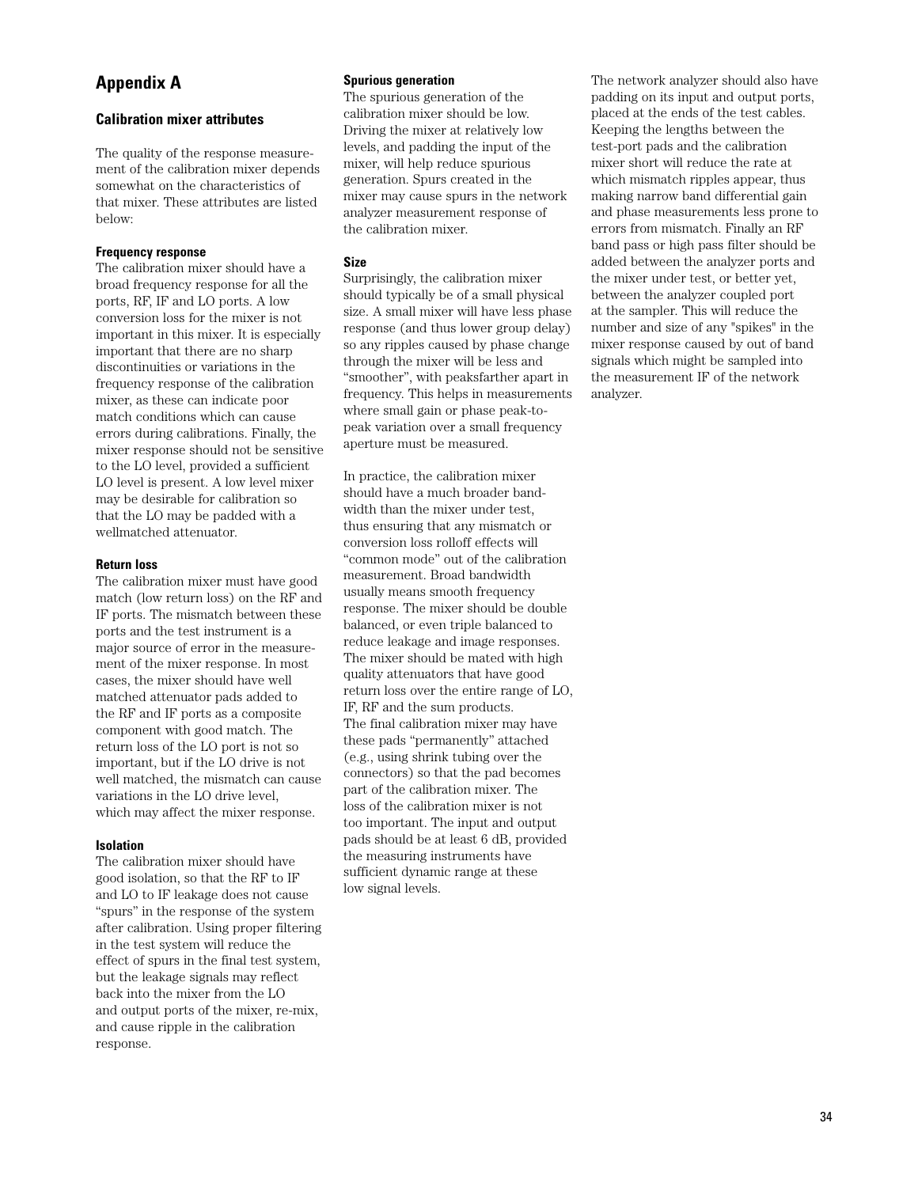# Appendix A

## Calibration mixer attributes

The quality of the response measurement of the calibration mixer depends somewhat on the characteristics of that mixer. These attributes are listed below:

#### Frequency response

The calibration mixer should have a broad frequency response for all the ports, RF, IF and LO ports. A low conversion loss for the mixer is not important in this mixer. It is especially important that there are no sharp discontinuities or variations in the frequency response of the calibration mixer, as these can indicate poor match conditions which can cause errors during calibrations. Finally, the mixer response should not be sensitive to the LO level, provided a sufficient LO level is present. A low level mixer may be desirable for calibration so that the LO may be padded with a wellmatched attenuator.

#### Return loss

The calibration mixer must have good match (low return loss) on the RF and IF ports. The mismatch between these ports and the test instrument is a major source of error in the measurement of the mixer response. In most cases, the mixer should have well matched attenuator pads added to the RF and IF ports as a composite component with good match. The return loss of the LO port is not so important, but if the LO drive is not well matched, the mismatch can cause variations in the LO drive level, which may affect the mixer response.

#### Isolation

The calibration mixer should have good isolation, so that the RF to IF and LO to IF leakage does not cause "spurs" in the response of the system after calibration. Using proper filtering in the test system will reduce the effect of spurs in the final test system, but the leakage signals may reflect back into the mixer from the LO and output ports of the mixer, re-mix, and cause ripple in the calibration response.

#### Spurious generation

The spurious generation of the calibration mixer should be low. Driving the mixer at relatively low levels, and padding the input of the mixer, will help reduce spurious generation. Spurs created in the mixer may cause spurs in the network analyzer measurement response of the calibration mixer.

#### Size

Surprisingly, the calibration mixer should typically be of a small physical size. A small mixer will have less phase response (and thus lower group delay) so any ripples caused by phase change through the mixer will be less and "smoother", with peaksfarther apart in frequency. This helps in measurements where small gain or phase peak-to-peak variation over a small frequency aperture must be measured.

In practice, the calibration mixer should have a much broader bandwidth than the mixer under test, thus ensuring that any mismatch or conversion loss rolloff effects will "common mode" out of the calibration measurement. Broad bandwidth usually means smooth frequency response. The mixer should be double balanced, or even triple balanced to reduce leakage and image responses. The mixer should be mated with high quality attenuators that have good return loss over the entire range of LO, IF, RF and the sum products.
The final calibration mixer may have these pads "permanently" attached (e.g., using shrink tubing over the connectors) so that the pad becomes part of the calibration mixer. The loss of the calibration mixer is not too important. The input and output pads should be at least 6 dB, provided the measuring instruments have sufficient dynamic range at these low signal levels.

The network analyzer should also have padding on its input and output ports, placed at the ends of the test cables. Keeping the lengths between the test-port pads and the calibration mixer short will reduce the rate at which mismatch ripples appear, thus making narrow band differential gain and phase measurements less prone to errors from mismatch. Finally an RF band pass or high pass filter should be added between the analyzer ports and the mixer under test, or better yet, between the analyzer coupled port at the sampler. This will reduce the number and size of any "spikes" in the mixer response caused by out of band signals which might be sampled into the measurement IF of the network analyzer.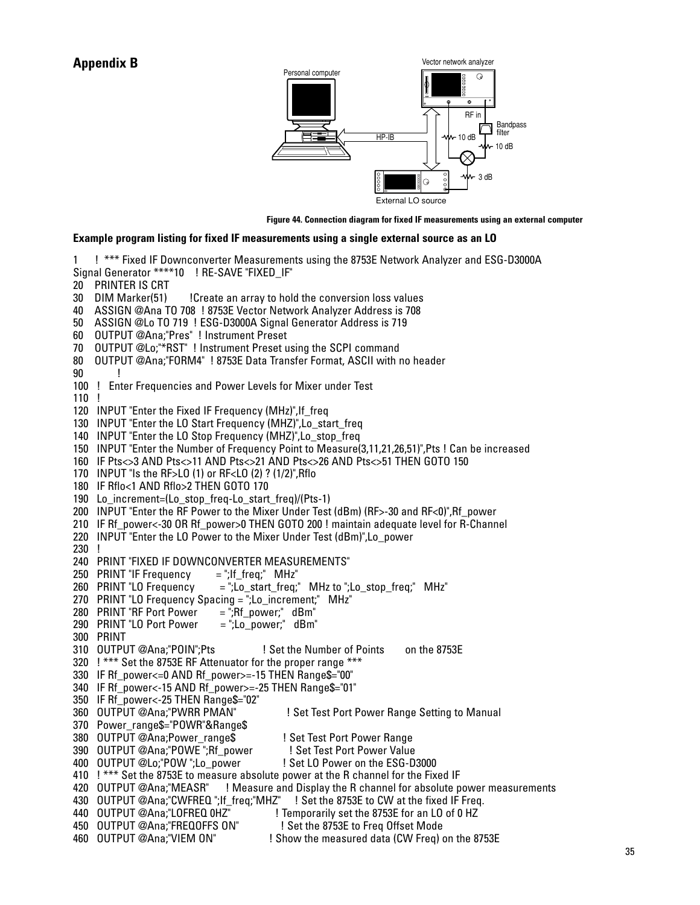## Appendix B

Figure 44. Connection diagram for fixed IF measurements using an external computer

### Example program listing for fixed IF measurements using a single external source as an LO

```
1    ! *** Fixed IF Downconverter Measurements using the 8753E Network Analyzer and ESG-D3000A
Signal Generator ****10    ! RE-SAVE "FIXED_IF"
20   PRINTER IS CRT
30   DIM Marker(51)       !Create an array to hold the conversion loss values
40   ASSIGN @Ana TO 708  ! 8753E Vector Network Analyzer Address is 708
50   ASSIGN @Lo TO 719  ! ESG-D3000A Signal Generator Address is 719
60   OUTPUT @Ana;"Pres"  ! Instrument Preset
70   OUTPUT @Lo;"*RST"  ! Instrument Preset using the SCPI command
80   OUTPUT @Ana;"FORM4"  ! 8753E Data Transfer Format, ASCII with no header
90        !
100  !  Enter Frequencies and Power Levels for Mixer under Test
110  !
120  INPUT "Enter the Fixed IF Frequency (MHz)",If_freq
130  INPUT "Enter the LO Start Frequency (MHZ)",Lo_start_freq
140  INPUT "Enter the LO Stop Frequency (MHZ)",Lo_stop_freq
150  INPUT "Enter the Number of Frequency Point to Measure(3,11,21,26,51)",Pts ! Can be increased
160  IF Pts<>3 AND Pts<>11 AND Pts<>21 AND Pts<>26 AND Pts<>51 THEN GOTO 150
170  INPUT "Is the RF>LO (1) or RF<LO (2) ? (1/2)",Rflo
180  IF Rflo<1 AND Rflo>2 THEN GOTO 170
190  Lo_increment=(Lo_stop_freq-Lo_start_freq)/(Pts-1)
200  INPUT "Enter the RF Power to the Mixer Under Test (dBm) (RF>-30 and RF<0)",Rf_power
210  IF Rf_power<-30 OR Rf_power>0 THEN GOTO 200 ! maintain adequate level for R-Channel
220  INPUT "Enter the LO Power to the Mixer Under Test (dBm)",Lo_power
230  !
240  PRINT "FIXED IF DOWNCONVERTER MEASUREMENTS"
250  PRINT "IF Frequency        = ";If_freq;"   MHz"
260  PRINT "LO Frequency        = ";Lo_start_freq;"   MHz to ";Lo_stop_freq;"   MHz"
270  PRINT "LO Frequency Spacing = ";Lo_increment;"   MHz"
280  PRINT "RF Port Power       = ";Rf_power;"   dBm"
290  PRINT "LO Port Power       = ";Lo_power;"   dBm"
300  PRINT
310  OUTPUT @Ana;"POIN";Pts              ! Set the Number of Points       on the 8753E
320  ! *** Set the 8753E RF Attenuator for the proper range ***
330  IF Rf_power<=0 AND Rf_power>=-15 THEN Range$="00"
340  IF Rf_power<-15 AND Rf_power>=-25 THEN Range$="01"
350  IF Rf_power<-25 THEN Range$="02"
360  OUTPUT @Ana;"PWRR PMAN"              ! Set Test Port Power Range Setting to Manual
370  Power_range$="POWR"&Range$
380  OUTPUT @Ana;Power_range$             ! Set Test Port Power Range
390  OUTPUT @Ana;"POWE ";Rf_power          ! Set Test Port Power Value
400  OUTPUT @Lo;"POW ";Lo_power           ! Set LO Power on the ESG-D3000
410  ! *** Set the 8753E to measure absolute power at the R channel for the Fixed IF
420  OUTPUT @Ana;"MEASR"     ! Measure and Display the R channel for absolute power measurements
430  OUTPUT @Ana;"CWFREQ ";If_freq;"MHZ"    ! Set the 8753E to CW at the fixed IF Freq.
440  OUTPUT @Ana;"LOFREQ 0HZ"             ! Temporarily set the 8753E for an LO of 0 HZ
450  OUTPUT @Ana;"FREQOFFS ON"            ! Set the 8753E to Freq Offset Mode
460  OUTPUT @Ana;"VIEM ON"               ! Show the measured data (CW Freq) on the 8753E
```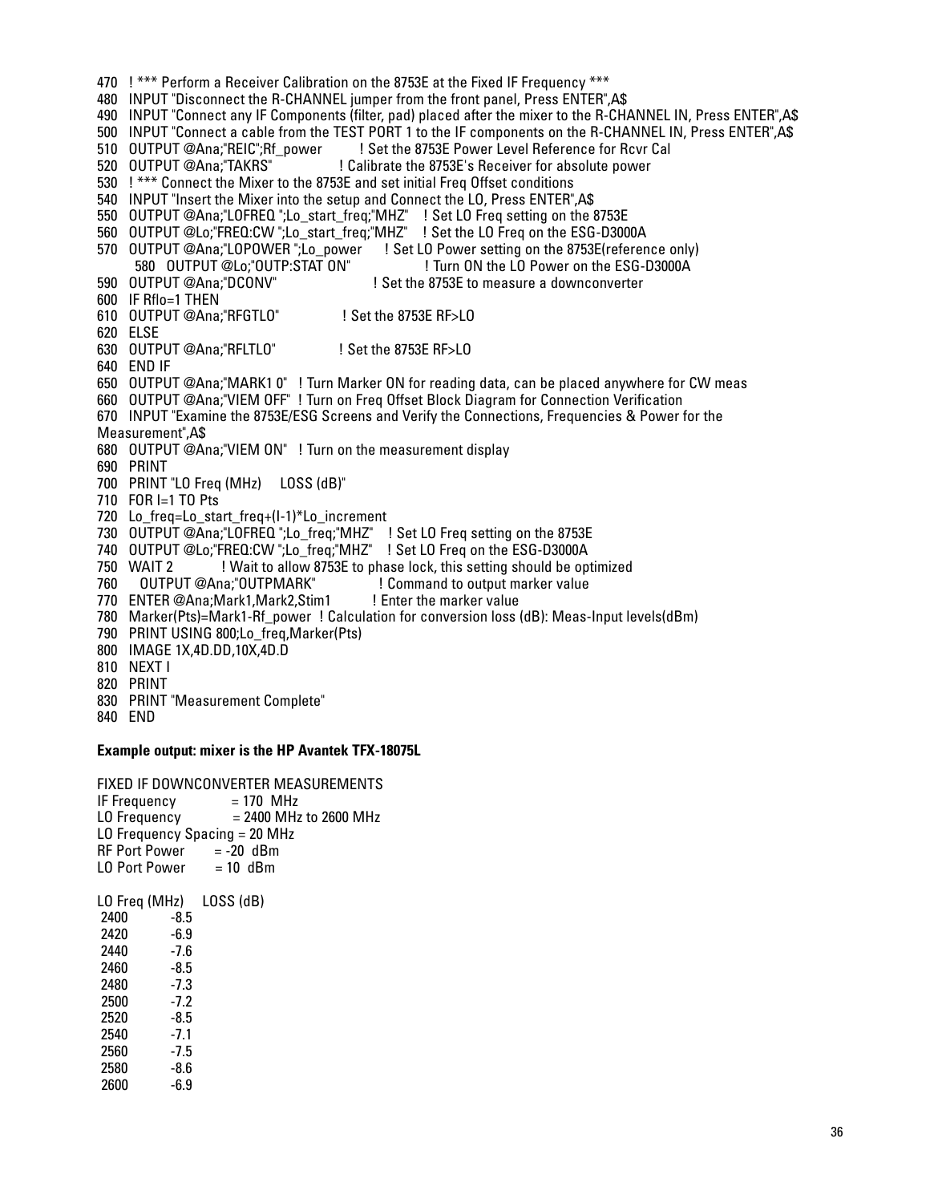```
470 ! *** Perform a Receiver Calibration on the 8753E at the Fixed IF Frequency ***
480 INPUT "Disconnect the R-CHANNEL jumper from the front panel, Press ENTER",A$
490 INPUT "Connect any IF Components (filter, pad) placed after the mixer to the R-CHANNEL IN, Press ENTER",A$
500 INPUT "Connect a cable from the TEST PORT 1 to the IF components on the R-CHANNEL IN, Press ENTER",A$
510 OUTPUT @Ana;"REIC";Rf_power        ! Set the 8753E Power Level Reference for Rcvr Cal
520 OUTPUT @Ana;"TAKRS"                ! Calibrate the 8753E's Receiver for absolute power
530 ! *** Connect the Mixer to the 8753E and set initial Freq Offset conditions
540 INPUT "Insert the Mixer into the setup and Connect the LO, Press ENTER",A$
550 OUTPUT @Ana;"LOFREQ ";Lo_start_freq;"MHZ"   ! Set LO Freq setting on the 8753E
560 OUTPUT @Lo;"FREQ:CW ";Lo_start_freq;"MHZ"   ! Set the LO Freq on the ESG-D3000A
570 OUTPUT @Ana;"LOPOWER ";Lo_power     ! Set LO Power setting on the 8753E(reference only)
    580 OUTPUT @Lo;"OUTP:STAT ON"               ! Turn ON the LO Power on the ESG-D3000A
590 OUTPUT @Ana;"DCONV"                  ! Set the 8753E to measure a downconverter
600 IF Rflo=1 THEN
610 OUTPUT @Ana;"RFGTLO"                ! Set the 8753E RF>LO
620 ELSE
630 OUTPUT @Ana;"RFLTLO"                ! Set the 8753E RF>LO
640 END IF
650 OUTPUT @Ana;"MARK1 0"   ! Turn Marker ON for reading data, can be placed anywhere for CW meas
660 OUTPUT @Ana;"VIEM OFF"  ! Turn on Freq Offset Block Diagram for Connection Verification
670 INPUT "Examine the 8753E/ESG Screens and Verify the Connections, Frequencies & Power for the
Measurement",A$
680 OUTPUT @Ana;"VIEM ON"   ! Turn on the measurement display
690 PRINT
700 PRINT "LO Freq (MHz)     LOSS (dB)"
710 FOR I=1 TO Pts
720 Lo_freq=Lo_start_freq+(I-1)*Lo_increment
730 OUTPUT @Ana;"LOFREQ ";Lo_freq;"MHZ"   ! Set LO Freq setting on the 8753E
740 OUTPUT @Lo;"FREQ:CW ";Lo_freq;"MHZ"   ! Set LO Freq on the ESG-D3000A
750 WAIT 2          ! Wait to allow 8753E to phase lock, this setting should be optimized
760   OUTPUT @Ana;"OUTPMARK"            ! Command to output marker value
770 ENTER @Ana;Mark1,Mark2,Stim1        ! Enter the marker value
780 Marker(Pts)=Mark1-Rf_power  ! Calculation for conversion loss (dB): Meas-Input levels(dBm)
790 PRINT USING 800;Lo_freq,Marker(Pts)
800 IMAGE 1X,4D.DD,10X,4D.D
810 NEXT I
820 PRINT
830 PRINT "Measurement Complete"
840 END
```

**Example output: mixer is the HP Avantek TFX-18075L**

```
FIXED IF DOWNCONVERTER MEASUREMENTS
IF Frequency          = 170  MHz
LO Frequency          = 2400 MHz to 2600 MHz
LO Frequency Spacing = 20 MHz
RF Port Power      = -20  dBm
LO Port Power      = 10  dBm

LO Freq (MHz)     LOSS (dB)
 2400          -8.5
 2420          -6.9
 2440          -7.6
 2460          -8.5
 2480          -7.3
 2500          -7.2
 2520          -8.5
 2540          -7.1
 2560          -7.5
 2580          -8.6
 2600          -6.9
```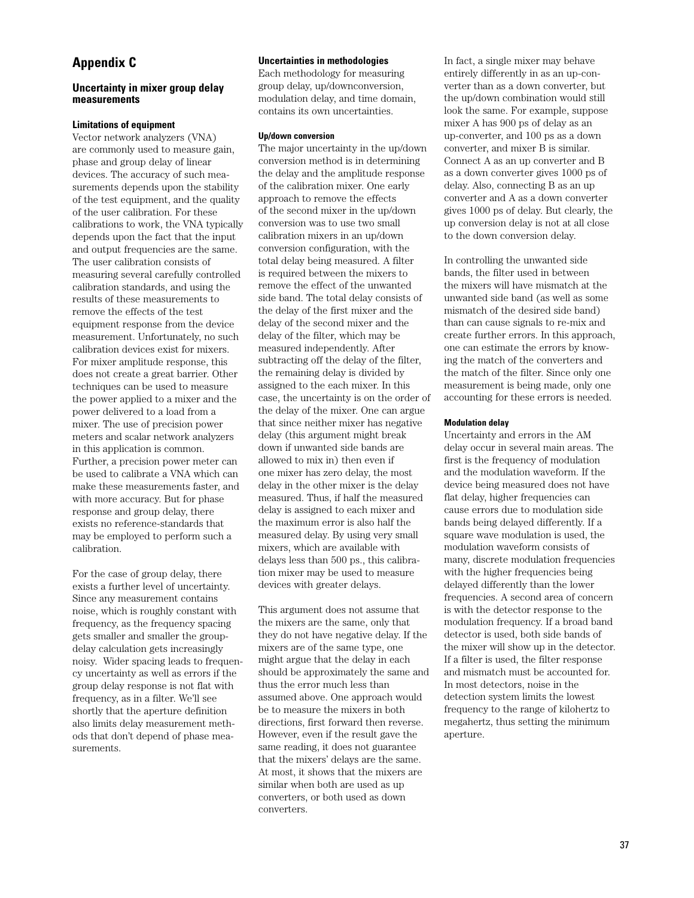# Appendix C

## Uncertainty in mixer group delay measurements

### Limitations of equipment

Vector network analyzers (VNA) are commonly used to measure gain, phase and group delay of linear devices. The accuracy of such measurements depends upon the stability of the test equipment, and the quality of the user calibration. For these calibrations to work, the VNA typically depends upon the fact that the input and output frequencies are the same. The user calibration consists of measuring several carefully controlled calibration standards, and using the results of these measurements to remove the effects of the test equipment response from the device measurement. Unfortunately, no such calibration devices exist for mixers. For mixer amplitude response, this does not create a great barrier. Other techniques can be used to measure the power applied to a mixer and the power delivered to a load from a mixer. The use of precision power meters and scalar network analyzers in this application is common. Further, a precision power meter can be used to calibrate a VNA which can make these measurements faster, and with more accuracy. But for phase response and group delay, there exists no reference-standards that may be employed to perform such a calibration.

For the case of group delay, there exists a further level of uncertainty. Since any measurement contains noise, which is roughly constant with frequency, as the frequency spacing gets smaller and smaller the group-delay calculation gets increasingly noisy. Wider spacing leads to frequency uncertainty as well as errors if the group delay response is not flat with frequency, as in a filter. We'll see shortly that the aperture definition also limits delay measurement methods that don't depend of phase measurements.

### Uncertainties in methodologies

Each methodology for measuring group delay, up/downconversion, modulation delay, and time domain, contains its own uncertainties.

#### Up/down conversion

The major uncertainty in the up/down conversion method is in determining the delay and the amplitude response of the calibration mixer. One early approach to remove the effects of the second mixer in the up/down conversion was to use two small calibration mixers in an up/down conversion configuration, with the total delay being measured. A filter is required between the mixers to remove the effect of the unwanted side band. The total delay consists of the delay of the first mixer and the delay of the second mixer and the delay of the filter, which may be measured independently. After subtracting off the delay of the filter, the remaining delay is divided by assigned to the each mixer. In this case, the uncertainty is on the order of the delay of the mixer. One can argue that since neither mixer has negative delay (this argument might break down if unwanted side bands are allowed to mix in) then even if one mixer has zero delay, the most delay in the other mixer is the delay measured. Thus, if half the measured delay is assigned to each mixer and the maximum error is also half the measured delay. By using very small mixers, which are available with delays less than 500 ps., this calibration mixer may be used to measure devices with greater delays.

This argument does not assume that the mixers are the same, only that they do not have negative delay. If the mixers are of the same type, one might argue that the delay in each should be approximately the same and thus the error much less than assumed above. One approach would be to measure the mixers in both directions, first forward then reverse. However, even if the result gave the same reading, it does not guarantee that the mixers' delays are the same. At most, it shows that the mixers are similar when both are used as up converters, or both used as down converters.

In fact, a single mixer may behave entirely differently in as an up-converter than as a down converter, but the up/down combination would still look the same. For example, suppose mixer A has 900 ps of delay as an up-converter, and 100 ps as a down converter, and mixer B is similar. Connect A as an up converter and B as a down converter gives 1000 ps of delay. Also, connecting B as an up converter and A as a down converter gives 1000 ps of delay. But clearly, the up conversion delay is not at all close to the down conversion delay.

In controlling the unwanted side bands, the filter used in between the mixers will have mismatch at the unwanted side band (as well as some mismatch of the desired side band) than can cause signals to re-mix and create further errors. In this approach, one can estimate the errors by knowing the match of the converters and the match of the filter. Since only one measurement is being made, only one accounting for these errors is needed.

#### Modulation delay

Uncertainty and errors in the AM delay occur in several main areas. The first is the frequency of modulation and the modulation waveform. If the device being measured does not have flat delay, higher frequencies can cause errors due to modulation side bands being delayed differently. If a square wave modulation is used, the modulation waveform consists of many, discrete modulation frequencies with the higher frequencies being delayed differently than the lower frequencies. A second area of concern is with the detector response to the modulation frequency. If a broad band detector is used, both side bands of the mixer will show up in the detector. If a filter is used, the filter response and mismatch must be accounted for. In most detectors, noise in the detection system limits the lowest frequency to the range of kilohertz to megahertz, thus setting the minimum aperture.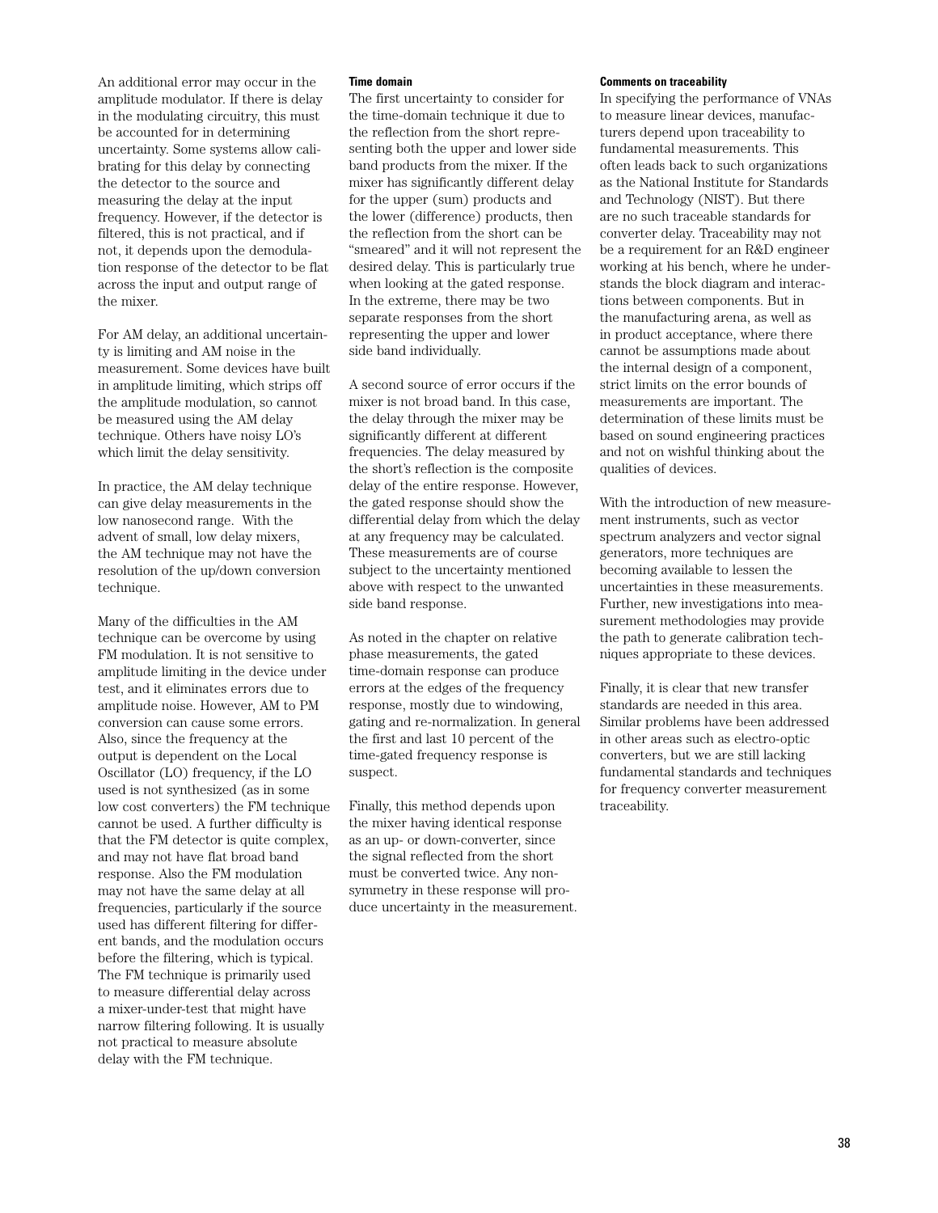An additional error may occur in the amplitude modulator. If there is delay in the modulating circuitry, this must be accounted for in determining uncertainty. Some systems allow calibrating for this delay by connecting the detector to the source and measuring the delay at the input frequency. However, if the detector is filtered, this is not practical, and if not, it depends upon the demodulation response of the detector to be flat across the input and output range of the mixer.

For AM delay, an additional uncertainty is limiting and AM noise in the measurement. Some devices have built in amplitude limiting, which strips off the amplitude modulation, so cannot be measured using the AM delay technique. Others have noisy LO's which limit the delay sensitivity.

In practice, the AM delay technique can give delay measurements in the low nanosecond range. With the advent of small, low delay mixers, the AM technique may not have the resolution of the up/down conversion technique.

Many of the difficulties in the AM technique can be overcome by using FM modulation. It is not sensitive to amplitude limiting in the device under test, and it eliminates errors due to amplitude noise. However, AM to PM conversion can cause some errors. Also, since the frequency at the output is dependent on the Local Oscillator (LO) frequency, if the LO used is not synthesized (as in some low cost converters) the FM technique cannot be used. A further difficulty is that the FM detector is quite complex, and may not have flat broad band response. Also the FM modulation may not have the same delay at all frequencies, particularly if the source used has different filtering for different bands, and the modulation occurs before the filtering, which is typical. The FM technique is primarily used to measure differential delay across a mixer-under-test that might have narrow filtering following. It is usually not practical to measure absolute delay with the FM technique.

#### Time domain

The first uncertainty to consider for the time-domain technique it due to the reflection from the short representing both the upper and lower side band products from the mixer. If the mixer has significantly different delay for the upper (sum) products and the lower (difference) products, then the reflection from the short can be "smeared" and it will not represent the desired delay. This is particularly true when looking at the gated response. In the extreme, there may be two separate responses from the short representing the upper and lower side band individually.

A second source of error occurs if the mixer is not broad band. In this case, the delay through the mixer may be significantly different at different frequencies. The delay measured by the short's reflection is the composite delay of the entire response. However, the gated response should show the differential delay from which the delay at any frequency may be calculated. These measurements are of course subject to the uncertainty mentioned above with respect to the unwanted side band response.

As noted in the chapter on relative phase measurements, the gated time-domain response can produce errors at the edges of the frequency response, mostly due to windowing, gating and re-normalization. In general the first and last 10 percent of the time-gated frequency response is suspect.

Finally, this method depends upon the mixer having identical response as an up- or down-converter, since the signal reflected from the short must be converted twice. Any non-symmetry in these response will produce uncertainty in the measurement.

#### Comments on traceability

In specifying the performance of VNAs to measure linear devices, manufacturers depend upon traceability to fundamental measurements. This often leads back to such organizations as the National Institute for Standards and Technology (NIST). But there are no such traceable standards for converter delay. Traceability may not be a requirement for an R&D engineer working at his bench, where he understands the block diagram and interactions between components. But in the manufacturing arena, as well as in product acceptance, where there cannot be assumptions made about the internal design of a component, strict limits on the error bounds of measurements are important. The determination of these limits must be based on sound engineering practices and not on wishful thinking about the qualities of devices.

With the introduction of new measurement instruments, such as vector spectrum analyzers and vector signal generators, more techniques are becoming available to lessen the uncertainties in these measurements. Further, new investigations into measurement methodologies may provide the path to generate calibration techniques appropriate to these devices.

Finally, it is clear that new transfer standards are needed in this area. Similar problems have been addressed in other areas such as electro-optic converters, but we are still lacking fundamental standards and techniques for frequency converter measurement traceability.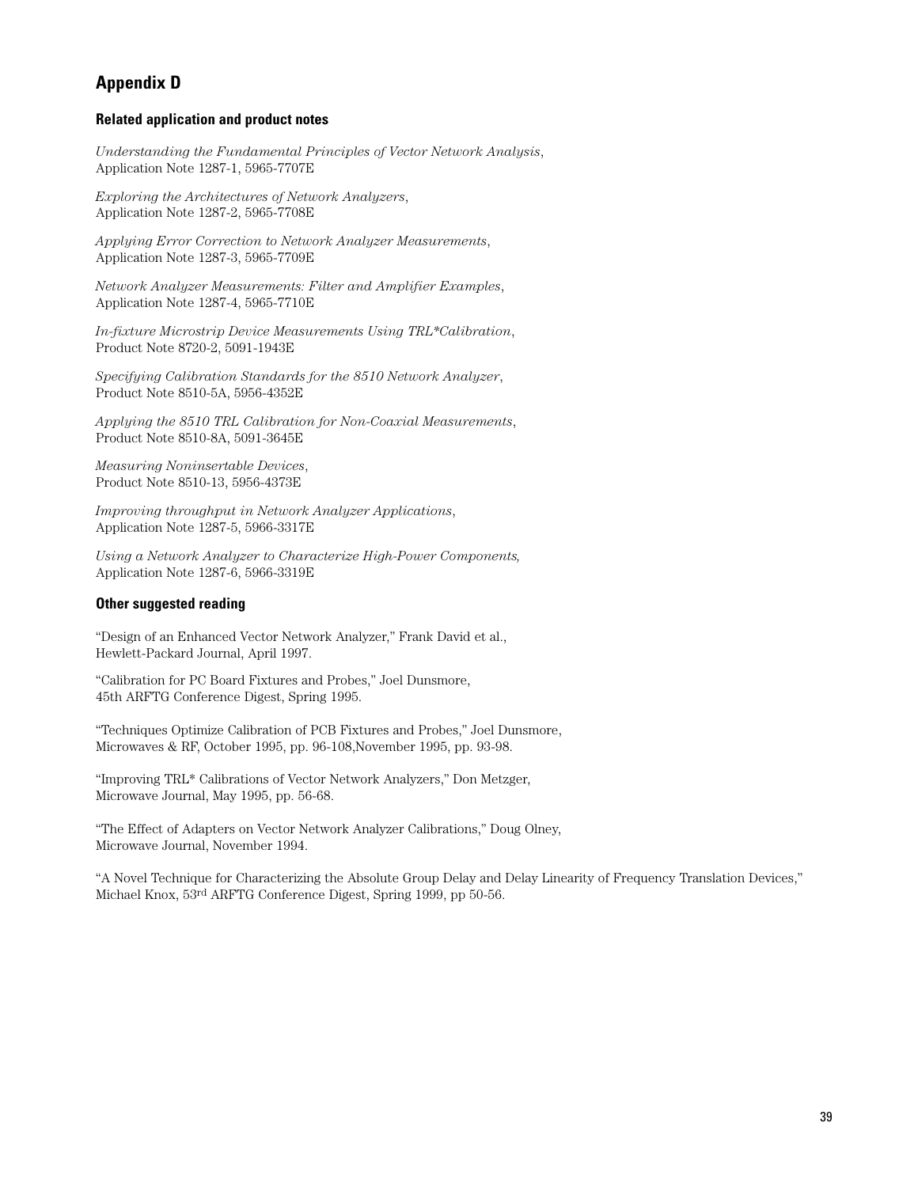## Appendix D

### Related application and product notes

*Understanding the Fundamental Principles of Vector Network Analysis*, Application Note 1287-1, 5965-7707E

*Exploring the Architectures of Network Analyzers*, Application Note 1287-2, 5965-7708E

*Applying Error Correction to Network Analyzer Measurements*, Application Note 1287-3, 5965-7709E

*Network Analyzer Measurements: Filter and Amplifier Examples*, Application Note 1287-4, 5965-7710E

*In-fixture Microstrip Device Measurements Using TRL*Calibration*, Product Note 8720-2, 5091-1943E

*Specifying Calibration Standards for the 8510 Network Analyzer*, Product Note 8510-5A, 5956-4352E

*Applying the 8510 TRL Calibration for Non-Coaxial Measurements*, Product Note 8510-8A, 5091-3645E

*Measuring Noninsertable Devices*, Product Note 8510-13, 5956-4373E

*Improving throughput in Network Analyzer Applications*, Application Note 1287-5, 5966-3317E

*Using a Network Analyzer to Characterize High-Power Components,* Application Note 1287-6, 5966-3319E

### Other suggested reading

"Design of an Enhanced Vector Network Analyzer," Frank David et al., Hewlett-Packard Journal, April 1997.

"Calibration for PC Board Fixtures and Probes," Joel Dunsmore, 45th ARFTG Conference Digest, Spring 1995.

"Techniques Optimize Calibration of PCB Fixtures and Probes," Joel Dunsmore, Microwaves & RF, October 1995, pp. 96-108,November 1995, pp. 93-98.

"Improving TRL* Calibrations of Vector Network Analyzers," Don Metzger, Microwave Journal, May 1995, pp. 56-68.

"The Effect of Adapters on Vector Network Analyzer Calibrations," Doug Olney, Microwave Journal, November 1994.

"A Novel Technique for Characterizing the Absolute Group Delay and Delay Linearity of Frequency Translation Devices," Michael Knox, 53rd ARFTG Conference Digest, Spring 1999, pp 50-56.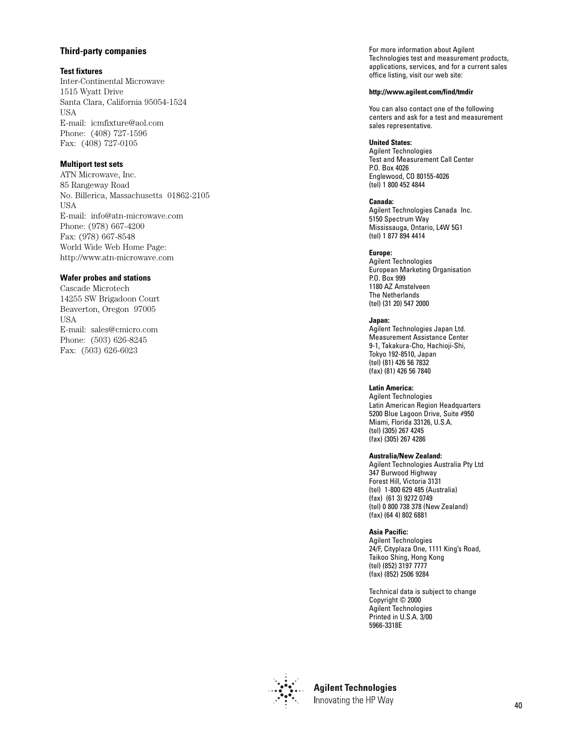## Third-party companies

**Test fixtures**

Inter-Continental Microwave
1515 Wyatt Drive
Santa Clara, California 95054-1524
USA
E-mail: icmfixture@aol.com
Phone: (408) 727-1596
Fax: (408) 727-0105

**Multiport test sets**

ATN Microwave, Inc.
85 Rangeway Road
No. Billerica, Massachusetts 01862-2105
USA
E-mail: info@atn-microwave.com
Phone: (978) 667-4200
Fax: (978) 667-8548
World Wide Web Home Page:
http://www.atn-microwave.com

**Wafer probes and stations**

Cascade Microtech
14255 SW Brigadoon Court
Beaverton, Oregon 97005
USA
E-mail: sales@cmicro.com
Phone: (503) 626-8245
Fax: (503) 626-6023

For more information about Agilent Technologies test and measurement products, applications, services, and for a current sales office listing, visit our web site:

**http://www.agilent.com/find/tmdir**

You can also contact one of the following centers and ask for a test and measurement sales representative.

**United States:**
Agilent Technologies
Test and Measurement Call Center
P.O. Box 4026
Englewood, CO 80155-4026
(tel) 1 800 452 4844

**Canada:**
Agilent Technologies Canada Inc.
5150 Spectrum Way
Mississauga, Ontario, L4W 5G1
(tel) 1 877 894 4414

**Europe:**
Agilent Technologies
European Marketing Organisation
P.O. Box 999
1180 AZ Amstelveen
The Netherlands
(tel) (31 20) 547 2000

**Japan:**
Agilent Technologies Japan Ltd.
Measurement Assistance Center
9-1, Takakura-Cho, Hachioji-Shi,
Tokyo 192-8510, Japan
(tel) (81) 426 56 7832
(fax) (81) 426 56 7840

**Latin America:**
Agilent Technologies
Latin American Region Headquarters
5200 Blue Lagoon Drive, Suite #950
Miami, Florida 33126, U.S.A.
(tel) (305) 267 4245
(fax) (305) 267 4286

**Australia/New Zealand:**
Agilent Technologies Australia Pty Ltd
347 Burwood Highway
Forest Hill, Victoria 3131
(tel) 1-800 629 485 (Australia)
(fax) (61 3) 9272 0749
(tel) 0 800 738 378 (New Zealand)
(fax) (64 4) 802 6881

**Asia Pacific:**
Agilent Technologies
24/F, Cityplaza One, 1111 King's Road,
Taikoo Shing, Hong Kong
(tel) (852) 3197 7777
(fax) (852) 2506 9284

Technical data is subject to change
Copyright © 2000
Agilent Technologies
Printed in U.S.A. 3/00
5966-3318E

**Agilent Technologies**
Innovating the HP Way